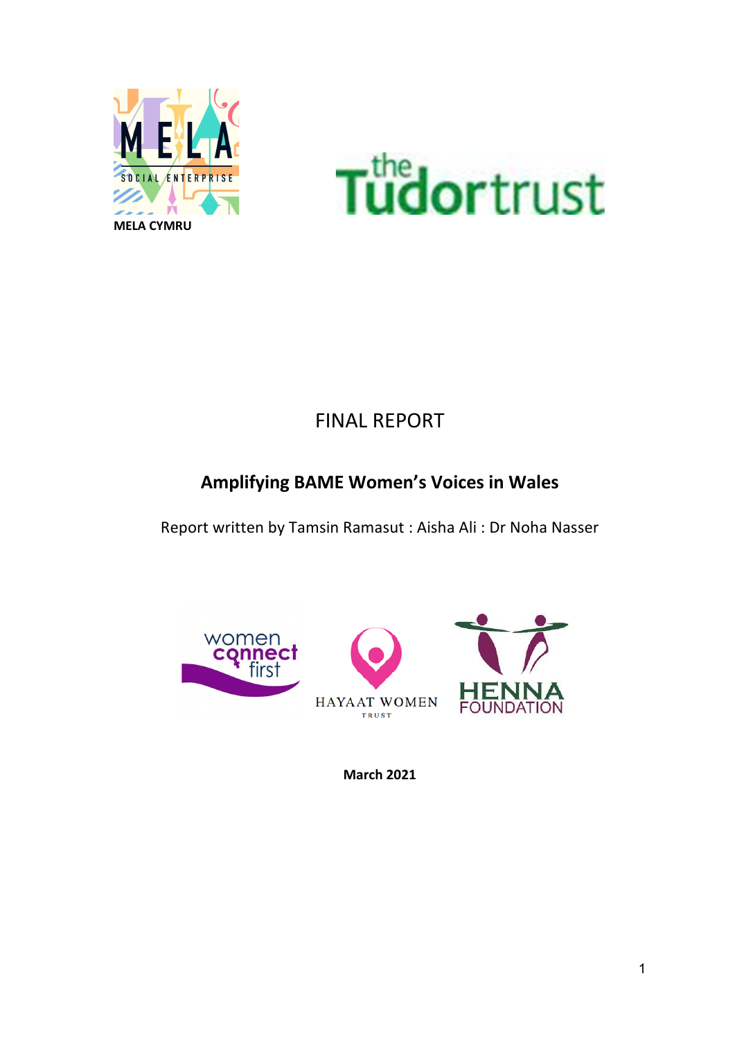MELA CYMRU

# FINAL REPORT

## Amplifying BAME Women's Voices in Wales

Report written by Tamsin Ramasut : Aisha Ali : Dr Noha Nasser

**March 2021**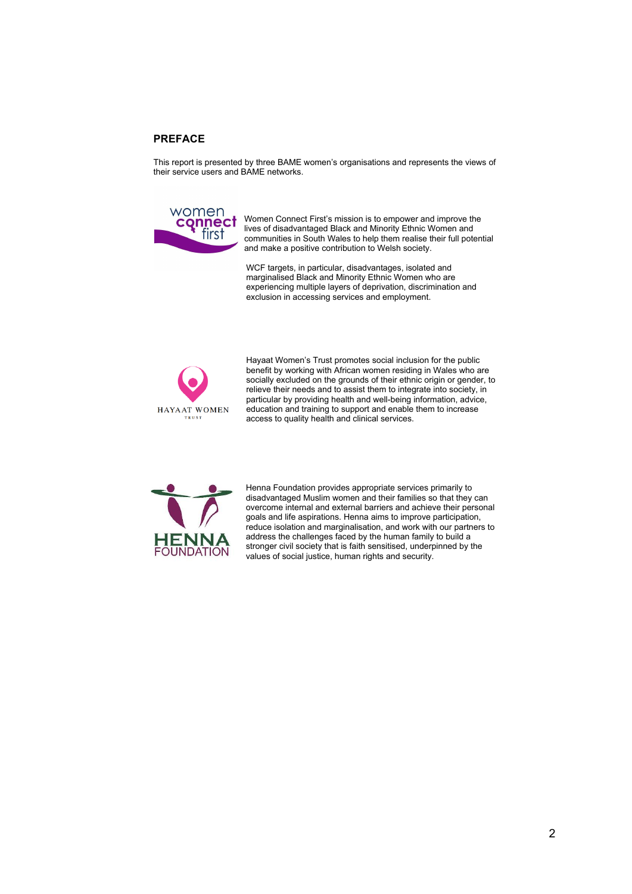## PREFACE

This report is presented by three BAME women's organisations and represents the views of their service users and BAME networks.

Women Connect First's mission is to empower and improve the lives of disadvantaged Black and Minority Ethnic Women and communities in South Wales to help them realise their full potential and make a positive contribution to Welsh society.

WCF targets, in particular, disadvantages, isolated and marginalised Black and Minority Ethnic Women who are experiencing multiple layers of deprivation, discrimination and exclusion in accessing services and employment.

Hayaat Women's Trust promotes social inclusion for the public benefit by working with African women residing in Wales who are socially excluded on the grounds of their ethnic origin or gender, to relieve their needs and to assist them to integrate into society, in particular by providing health and well-being information, advice, education and training to support and enable them to increase access to quality health and clinical services.

Henna Foundation provides appropriate services primarily to disadvantaged Muslim women and their families so that they can overcome internal and external barriers and achieve their personal goals and life aspirations. Henna aims to improve participation, reduce isolation and marginalisation, and work with our partners to address the challenges faced by the human family to build a stronger civil society that is faith sensitised, underpinned by the values of social justice, human rights and security.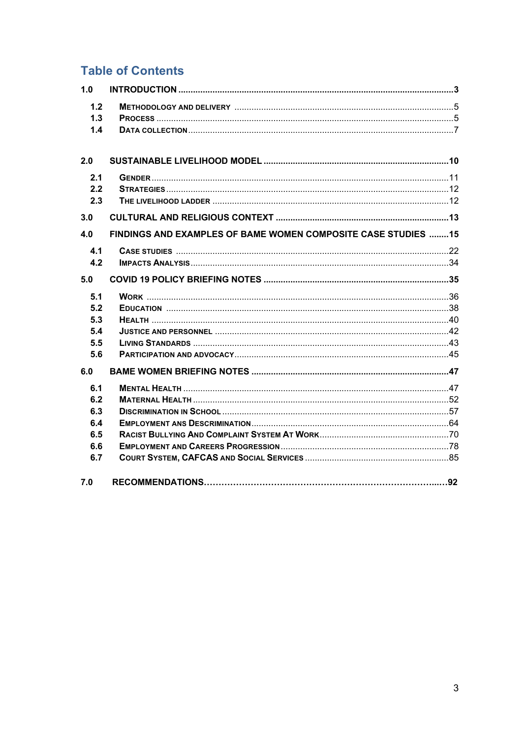# Table of Contents

**1.0 INTRODUCTION** ... **3**

- 1.2 Methodology and delivery ... 5
- 1.3 Process ... 5
- 1.4 Data collection ... 7

**2.0 SUSTAINABLE LIVELIHOOD MODEL** ... **10**

- 2.1 Gender ... 11
- 2.2 Strategies ... 12
- 2.3 The livelihood ladder ... 12

**3.0 CULTURAL AND RELIGIOUS CONTEXT** ... **13**

**4.0 FINDINGS AND EXAMPLES OF BAME WOMEN COMPOSITE CASE STUDIES** ... **15**

- 4.1 Case studies ... 22
- 4.2 Impacts Analysis ... 34

**5.0 COVID 19 POLICY BRIEFING NOTES** ... **35**

- 5.1 Work ... 36
- 5.2 Education ... 38
- 5.3 Health ... 40
- 5.4 Justice and personnel ... 42
- 5.5 Living Standards ... 43
- 5.6 Participation and advocacy ... 45

**6.0 BAME WOMEN BRIEFING NOTES** ... **47**

- 6.1 Mental Health ... 47
- 6.2 Maternal Health ... 52
- 6.3 Discrimination in School ... 57
- 6.4 Employment ans Descrimination ... 64
- 6.5 Racist Bullying And Complaint System At Work ... 70
- 6.6 Employment and Careers Progression ... 78
- 6.7 Court System, CAFCAS and Social Services ... 85

**7.0 RECOMMENDATIONS** ... **92**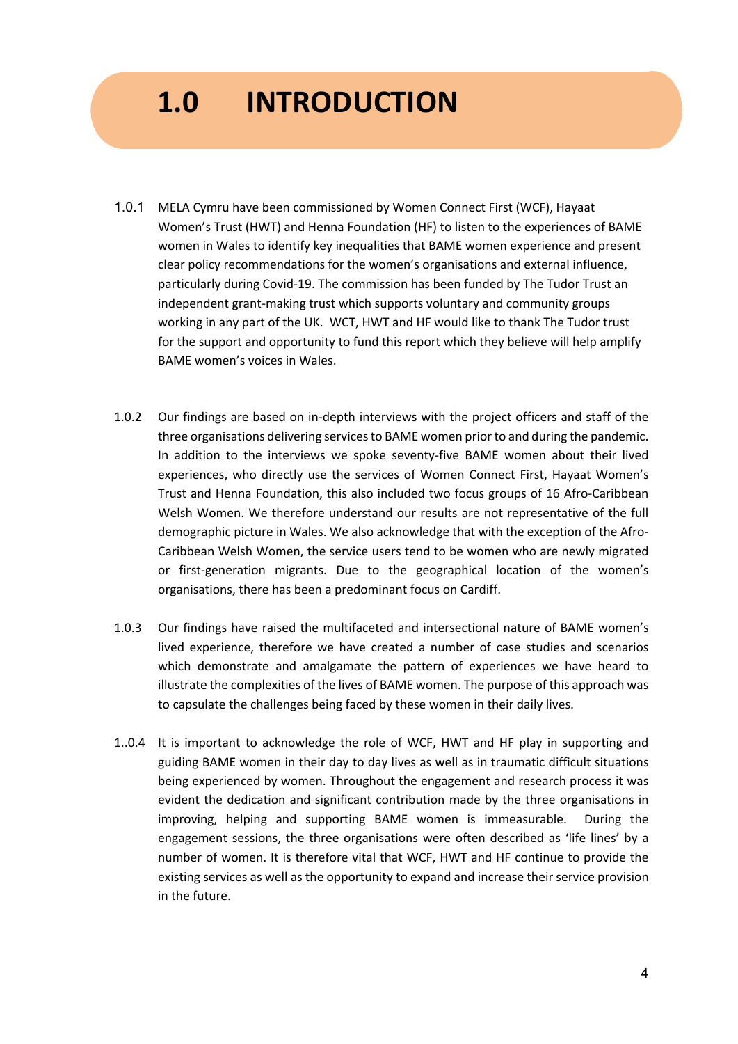# 1.0 INTRODUCTION

1.0.1 MELA Cymru have been commissioned by Women Connect First (WCF), Hayaat Women's Trust (HWT) and Henna Foundation (HF) to listen to the experiences of BAME women in Wales to identify key inequalities that BAME women experience and present clear policy recommendations for the women's organisations and external influence, particularly during Covid-19. The commission has been funded by The Tudor Trust an independent grant-making trust which supports voluntary and community groups working in any part of the UK. WCT, HWT and HF would like to thank The Tudor trust for the support and opportunity to fund this report which they believe will help amplify BAME women's voices in Wales.

1.0.2 Our findings are based on in-depth interviews with the project officers and staff of the three organisations delivering services to BAME women prior to and during the pandemic. In addition to the interviews we spoke seventy-five BAME women about their lived experiences, who directly use the services of Women Connect First, Hayaat Women's Trust and Henna Foundation, this also included two focus groups of 16 Afro-Caribbean Welsh Women. We therefore understand our results are not representative of the full demographic picture in Wales. We also acknowledge that with the exception of the Afro-Caribbean Welsh Women, the service users tend to be women who are newly migrated or first-generation migrants. Due to the geographical location of the women's organisations, there has been a predominant focus on Cardiff.

1.0.3 Our findings have raised the multifaceted and intersectional nature of BAME women's lived experience, therefore we have created a number of case studies and scenarios which demonstrate and amalgamate the pattern of experiences we have heard to illustrate the complexities of the lives of BAME women. The purpose of this approach was to capsulate the challenges being faced by these women in their daily lives.

1..0.4 It is important to acknowledge the role of WCF, HWT and HF play in supporting and guiding BAME women in their day to day lives as well as in traumatic difficult situations being experienced by women. Throughout the engagement and research process it was evident the dedication and significant contribution made by the three organisations in improving, helping and supporting BAME women is immeasurable. During the engagement sessions, the three organisations were often described as 'life lines' by a number of women. It is therefore vital that WCF, HWT and HF continue to provide the existing services as well as the opportunity to expand and increase their service provision in the future.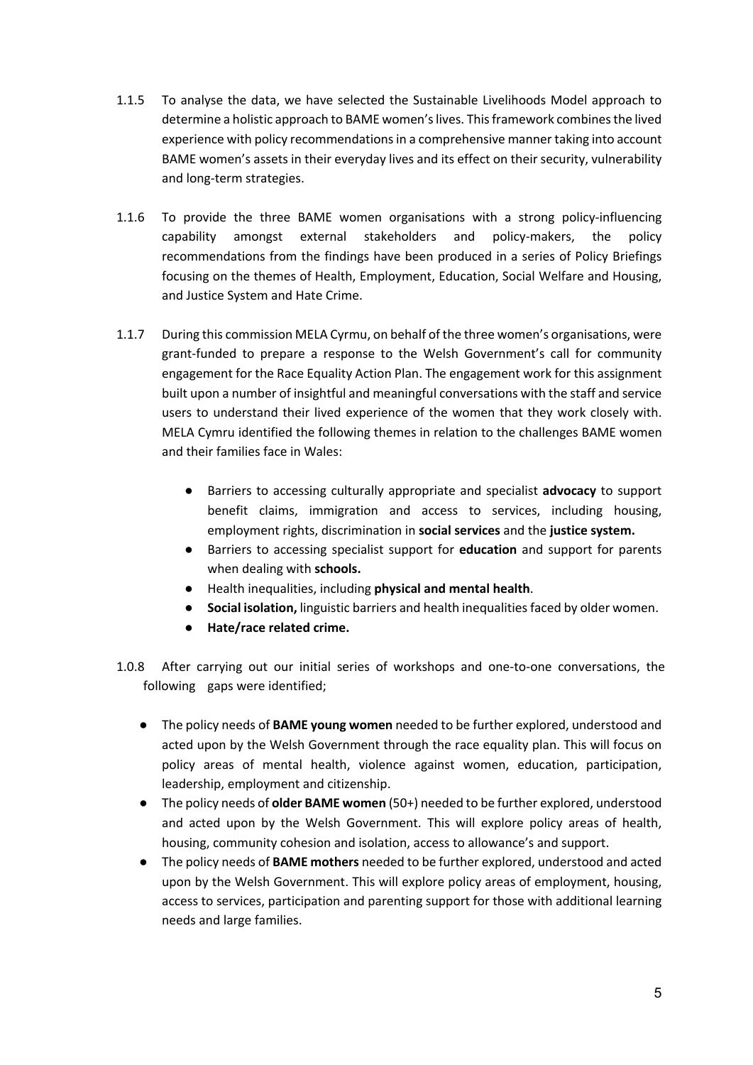1.1.5 To analyse the data, we have selected the Sustainable Livelihoods Model approach to determine a holistic approach to BAME women's lives. This framework combines the lived experience with policy recommendations in a comprehensive manner taking into account BAME women's assets in their everyday lives and its effect on their security, vulnerability and long-term strategies.

1.1.6 To provide the three BAME women organisations with a strong policy-influencing capability amongst external stakeholders and policy-makers, the policy recommendations from the findings have been produced in a series of Policy Briefings focusing on the themes of Health, Employment, Education, Social Welfare and Housing, and Justice System and Hate Crime.

1.1.7 During this commission MELA Cyrmu, on behalf of the three women's organisations, were grant-funded to prepare a response to the Welsh Government's call for community engagement for the Race Equality Action Plan. The engagement work for this assignment built upon a number of insightful and meaningful conversations with the staff and service users to understand their lived experience of the women that they work closely with. MELA Cymru identified the following themes in relation to the challenges BAME women and their families face in Wales:

- Barriers to accessing culturally appropriate and specialist **advocacy** to support benefit claims, immigration and access to services, including housing, employment rights, discrimination in **social services** and the **justice system.**
- Barriers to accessing specialist support for **education** and support for parents when dealing with **schools.**
- Health inequalities, including **physical and mental health**.
- **Social isolation,** linguistic barriers and health inequalities faced by older women.
- **Hate/race related crime.**

1.0.8 After carrying out our initial series of workshops and one-to-one conversations, the following gaps were identified;

- The policy needs of **BAME young women** needed to be further explored, understood and acted upon by the Welsh Government through the race equality plan. This will focus on policy areas of mental health, violence against women, education, participation, leadership, employment and citizenship.
- The policy needs of **older BAME women** (50+) needed to be further explored, understood and acted upon by the Welsh Government. This will explore policy areas of health, housing, community cohesion and isolation, access to allowance's and support.
- The policy needs of **BAME mothers** needed to be further explored, understood and acted upon by the Welsh Government. This will explore policy areas of employment, housing, access to services, participation and parenting support for those with additional learning needs and large families.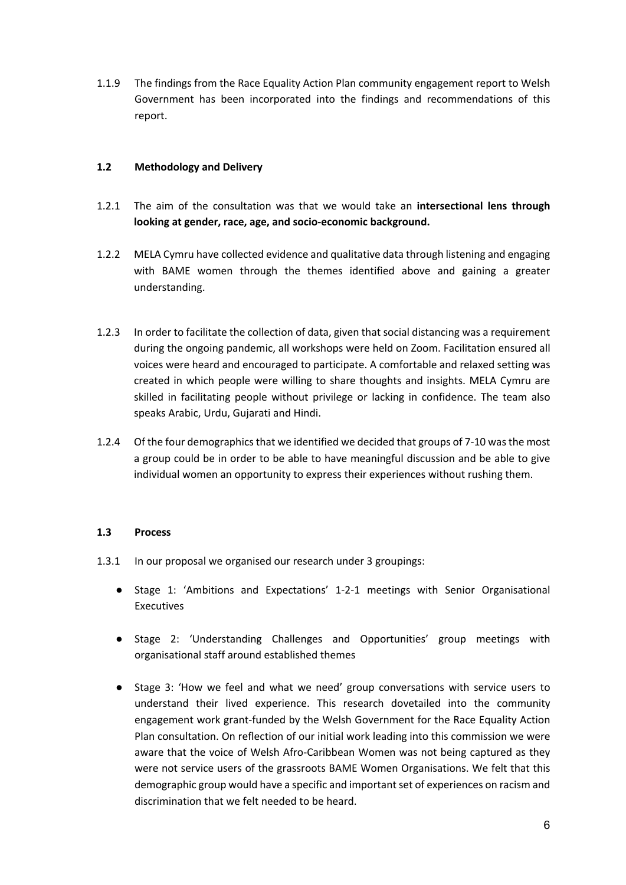1.1.9 The findings from the Race Equality Action Plan community engagement report to Welsh Government has been incorporated into the findings and recommendations of this report.

### 1.2 Methodology and Delivery

1.2.1 The aim of the consultation was that we would take an **intersectional lens through looking at gender, race, age, and socio-economic background.**

1.2.2 MELA Cymru have collected evidence and qualitative data through listening and engaging with BAME women through the themes identified above and gaining a greater understanding.

1.2.3 In order to facilitate the collection of data, given that social distancing was a requirement during the ongoing pandemic, all workshops were held on Zoom. Facilitation ensured all voices were heard and encouraged to participate. A comfortable and relaxed setting was created in which people were willing to share thoughts and insights. MELA Cymru are skilled in facilitating people without privilege or lacking in confidence. The team also speaks Arabic, Urdu, Gujarati and Hindi.

1.2.4 Of the four demographics that we identified we decided that groups of 7-10 was the most a group could be in order to be able to have meaningful discussion and be able to give individual women an opportunity to express their experiences without rushing them.

### 1.3 Process

1.3.1 In our proposal we organised our research under 3 groupings:

- Stage 1: 'Ambitions and Expectations' 1-2-1 meetings with Senior Organisational Executives
- Stage 2: 'Understanding Challenges and Opportunities' group meetings with organisational staff around established themes
- Stage 3: 'How we feel and what we need' group conversations with service users to understand their lived experience. This research dovetailed into the community engagement work grant-funded by the Welsh Government for the Race Equality Action Plan consultation. On reflection of our initial work leading into this commission we were aware that the voice of Welsh Afro-Caribbean Women was not being captured as they were not service users of the grassroots BAME Women Organisations. We felt that this demographic group would have a specific and important set of experiences on racism and discrimination that we felt needed to be heard.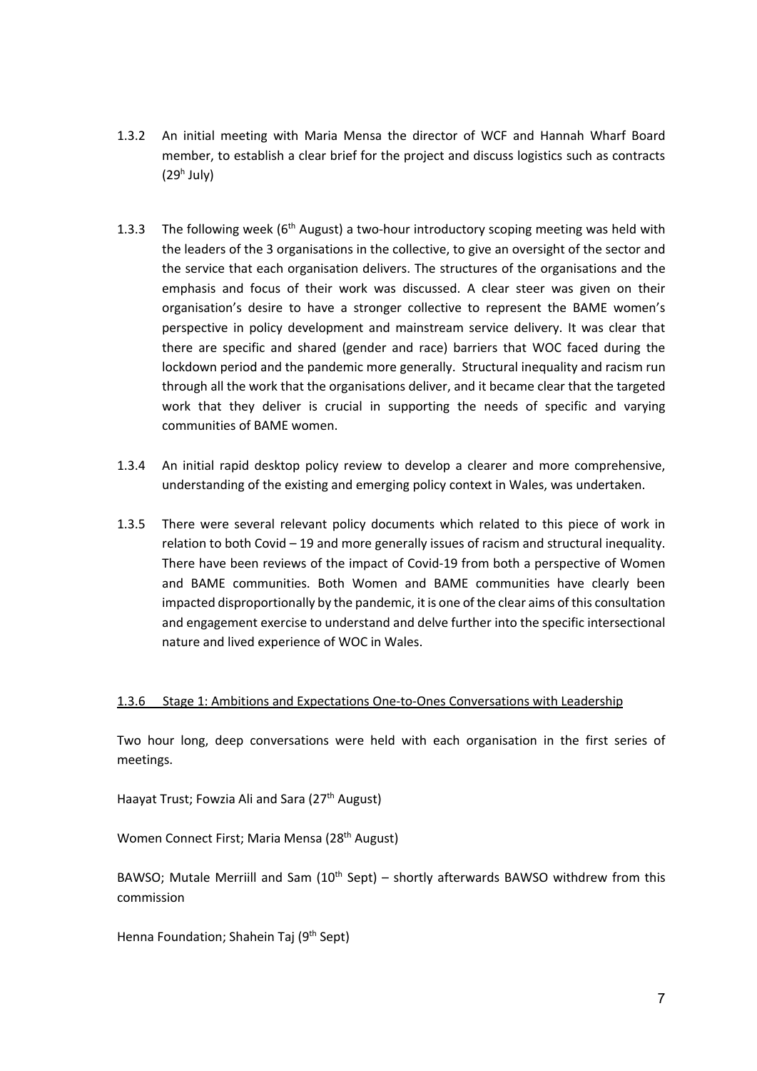1.3.2 An initial meeting with Maria Mensa the director of WCF and Hannah Wharf Board member, to establish a clear brief for the project and discuss logistics such as contracts (29h July)

1.3.3 The following week (6th August) a two-hour introductory scoping meeting was held with the leaders of the 3 organisations in the collective, to give an oversight of the sector and the service that each organisation delivers. The structures of the organisations and the emphasis and focus of their work was discussed. A clear steer was given on their organisation's desire to have a stronger collective to represent the BAME women's perspective in policy development and mainstream service delivery. It was clear that there are specific and shared (gender and race) barriers that WOC faced during the lockdown period and the pandemic more generally. Structural inequality and racism run through all the work that the organisations deliver, and it became clear that the targeted work that they deliver is crucial in supporting the needs of specific and varying communities of BAME women.

1.3.4 An initial rapid desktop policy review to develop a clearer and more comprehensive, understanding of the existing and emerging policy context in Wales, was undertaken.

1.3.5 There were several relevant policy documents which related to this piece of work in relation to both Covid – 19 and more generally issues of racism and structural inequality. There have been reviews of the impact of Covid-19 from both a perspective of Women and BAME communities. Both Women and BAME communities have clearly been impacted disproportionally by the pandemic, it is one of the clear aims of this consultation and engagement exercise to understand and delve further into the specific intersectional nature and lived experience of WOC in Wales.

<u>1.3.6 Stage 1: Ambitions and Expectations One-to-Ones Conversations with Leadership</u>

Two hour long, deep conversations were held with each organisation in the first series of meetings.

Haayat Trust; Fowzia Ali and Sara (27th August)

Women Connect First; Maria Mensa (28th August)

BAWSO; Mutale Merriill and Sam (10th Sept) – shortly afterwards BAWSO withdrew from this commission

Henna Foundation; Shahein Taj (9th Sept)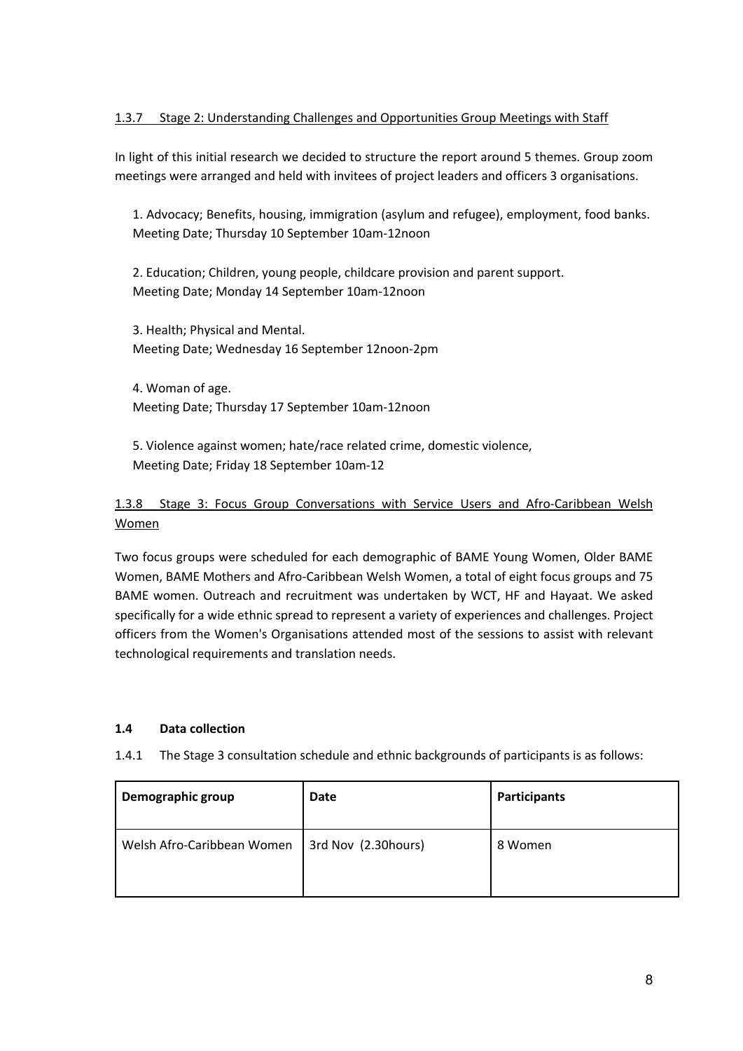### 1.3.7 Stage 2: Understanding Challenges and Opportunities Group Meetings with Staff

In light of this initial research we decided to structure the report around 5 themes. Group zoom meetings were arranged and held with invitees of project leaders and officers 3 organisations.

1. Advocacy; Benefits, housing, immigration (asylum and refugee), employment, food banks.
   Meeting Date; Thursday 10 September 10am-12noon

2. Education; Children, young people, childcare provision and parent support.
   Meeting Date; Monday 14 September 10am-12noon

3. Health; Physical and Mental.
   Meeting Date; Wednesday 16 September 12noon-2pm

4. Woman of age.
   Meeting Date; Thursday 17 September 10am-12noon

5. Violence against women; hate/race related crime, domestic violence,
   Meeting Date; Friday 18 September 10am-12

### 1.3.8 Stage 3: Focus Group Conversations with Service Users and Afro-Caribbean Welsh Women

Two focus groups were scheduled for each demographic of BAME Young Women, Older BAME Women, BAME Mothers and Afro-Caribbean Welsh Women, a total of eight focus groups and 75 BAME women. Outreach and recruitment was undertaken by WCT, HF and Hayaat. We asked specifically for a wide ethnic spread to represent a variety of experiences and challenges. Project officers from the Women's Organisations attended most of the sessions to assist with relevant technological requirements and translation needs.

## 1.4 Data collection

1.4.1 The Stage 3 consultation schedule and ethnic backgrounds of participants is as follows:

| Demographic group | Date | Participants |
|---|---|---|
| Welsh Afro-Caribbean Women | 3rd Nov (2.30hours) | 8 Women |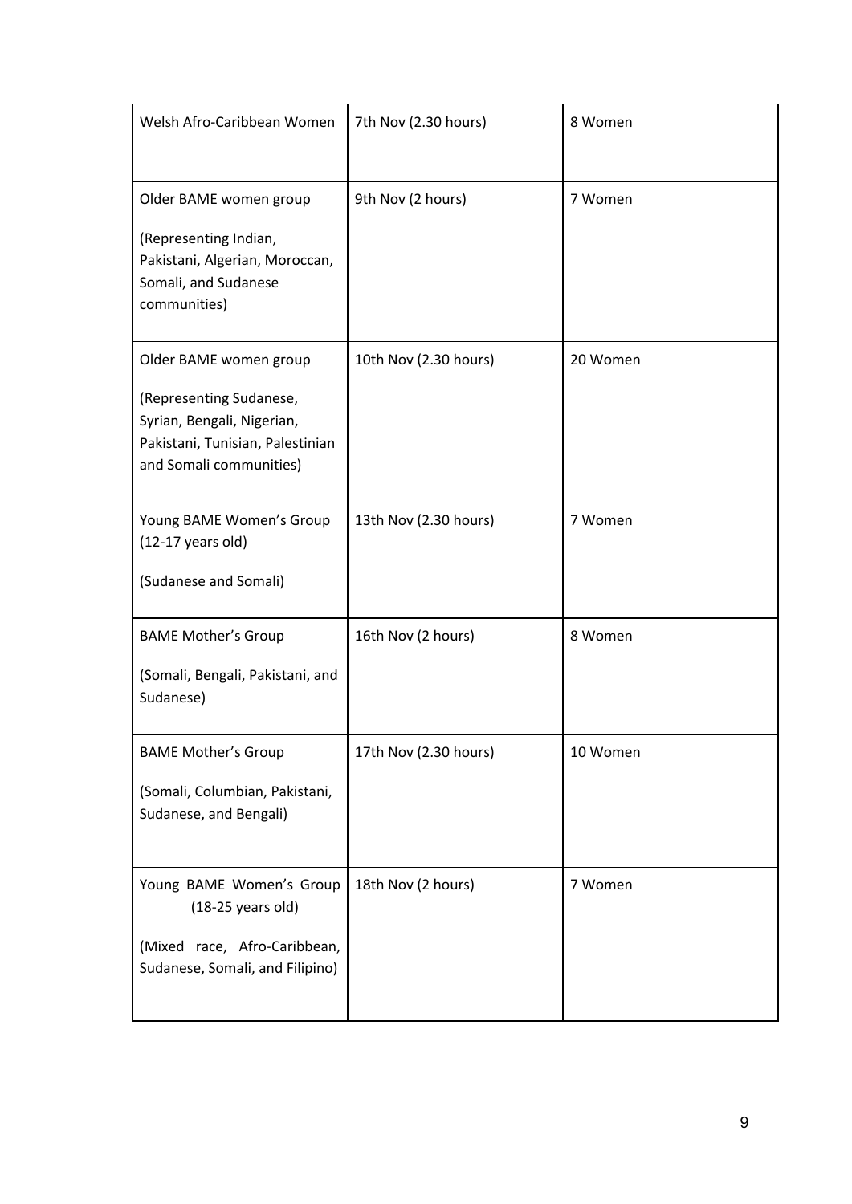| Welsh Afro-Caribbean Women | 7th Nov (2.30 hours) | 8 Women |
|---|---|---|
| Older BAME women group<br><br>(Representing Indian, Pakistani, Algerian, Moroccan, Somali, and Sudanese communities) | 9th Nov (2 hours) | 7 Women |
| Older BAME women group<br><br>(Representing Sudanese, Syrian, Bengali, Nigerian, Pakistani, Tunisian, Palestinian and Somali communities) | 10th Nov (2.30 hours) | 20 Women |
| Young BAME Women's Group (12-17 years old)<br><br>(Sudanese and Somali) | 13th Nov (2.30 hours) | 7 Women |
| BAME Mother's Group<br><br>(Somali, Bengali, Pakistani, and Sudanese) | 16th Nov (2 hours) | 8 Women |
| BAME Mother's Group<br><br>(Somali, Columbian, Pakistani, Sudanese, and Bengali) | 17th Nov (2.30 hours) | 10 Women |
| Young BAME Women's Group (18-25 years old)<br><br>(Mixed race, Afro-Caribbean, Sudanese, Somali, and Filipino) | 18th Nov (2 hours) | 7 Women |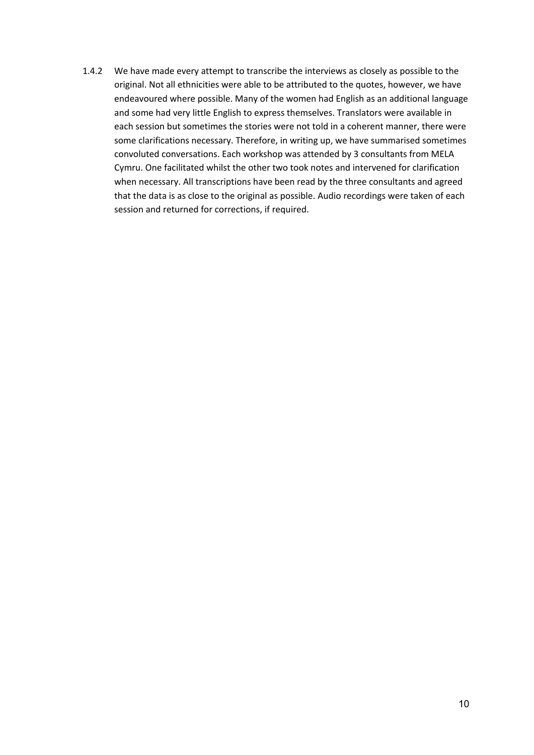1.4.2 We have made every attempt to transcribe the interviews as closely as possible to the original. Not all ethnicities were able to be attributed to the quotes, however, we have endeavoured where possible. Many of the women had English as an additional language and some had very little English to express themselves. Translators were available in each session but sometimes the stories were not told in a coherent manner, there were some clarifications necessary. Therefore, in writing up, we have summarised sometimes convoluted conversations. Each workshop was attended by 3 consultants from MELA Cymru. One facilitated whilst the other two took notes and intervened for clarification when necessary. All transcriptions have been read by the three consultants and agreed that the data is as close to the original as possible. Audio recordings were taken of each session and returned for corrections, if required.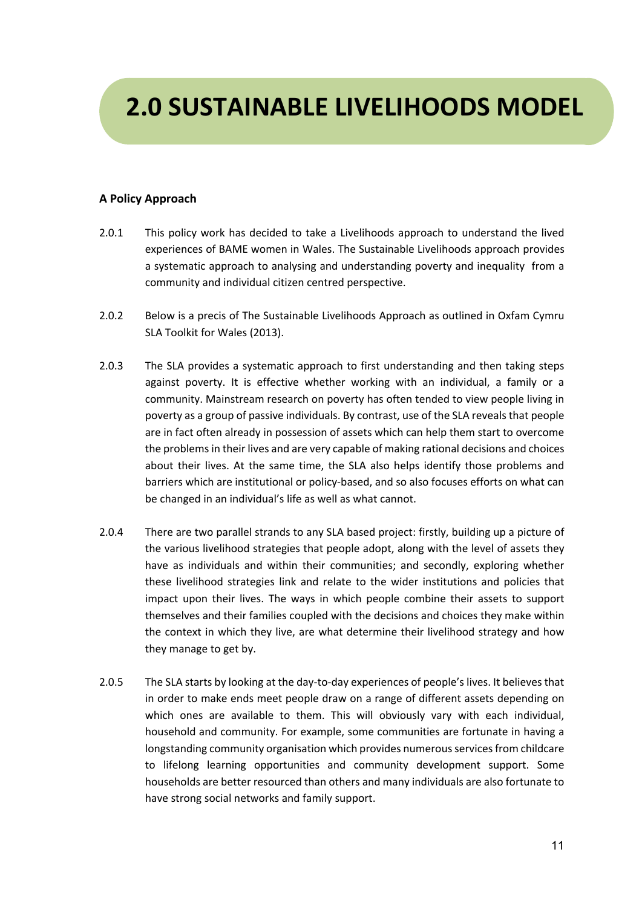# 2.0 SUSTAINABLE LIVELIHOODS MODEL

### A Policy Approach

2.0.1 This policy work has decided to take a Livelihoods approach to understand the lived experiences of BAME women in Wales. The Sustainable Livelihoods approach provides a systematic approach to analysing and understanding poverty and inequality from a community and individual citizen centred perspective.

2.0.2 Below is a precis of The Sustainable Livelihoods Approach as outlined in Oxfam Cymru SLA Toolkit for Wales (2013).

2.0.3 The SLA provides a systematic approach to first understanding and then taking steps against poverty. It is effective whether working with an individual, a family or a community. Mainstream research on poverty has often tended to view people living in poverty as a group of passive individuals. By contrast, use of the SLA reveals that people are in fact often already in possession of assets which can help them start to overcome the problems in their lives and are very capable of making rational decisions and choices about their lives. At the same time, the SLA also helps identify those problems and barriers which are institutional or policy-based, and so also focuses efforts on what can be changed in an individual's life as well as what cannot.

2.0.4 There are two parallel strands to any SLA based project: firstly, building up a picture of the various livelihood strategies that people adopt, along with the level of assets they have as individuals and within their communities; and secondly, exploring whether these livelihood strategies link and relate to the wider institutions and policies that impact upon their lives. The ways in which people combine their assets to support themselves and their families coupled with the decisions and choices they make within the context in which they live, are what determine their livelihood strategy and how they manage to get by.

2.0.5 The SLA starts by looking at the day-to-day experiences of people's lives. It believes that in order to make ends meet people draw on a range of different assets depending on which ones are available to them. This will obviously vary with each individual, household and community. For example, some communities are fortunate in having a longstanding community organisation which provides numerous services from childcare to lifelong learning opportunities and community development support. Some households are better resourced than others and many individuals are also fortunate to have strong social networks and family support.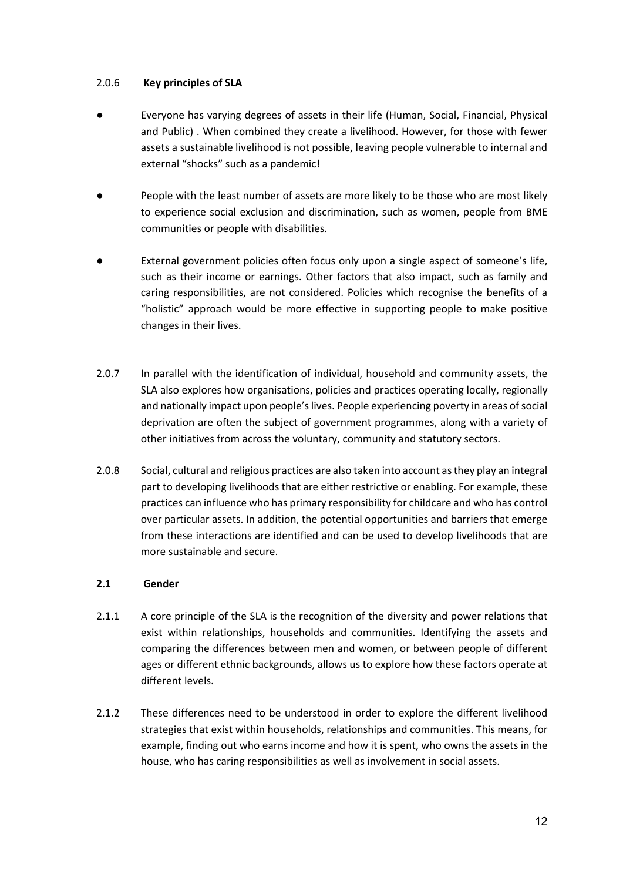#### 2.0.6 **Key principles of SLA**

- Everyone has varying degrees of assets in their life (Human, Social, Financial, Physical and Public) . When combined they create a livelihood. However, for those with fewer assets a sustainable livelihood is not possible, leaving people vulnerable to internal and external "shocks" such as a pandemic!

- People with the least number of assets are more likely to be those who are most likely to experience social exclusion and discrimination, such as women, people from BME communities or people with disabilities.

- External government policies often focus only upon a single aspect of someone's life, such as their income or earnings. Other factors that also impact, such as family and caring responsibilities, are not considered. Policies which recognise the benefits of a "holistic" approach would be more effective in supporting people to make positive changes in their lives.

2.0.7 In parallel with the identification of individual, household and community assets, the SLA also explores how organisations, policies and practices operating locally, regionally and nationally impact upon people's lives. People experiencing poverty in areas of social deprivation are often the subject of government programmes, along with a variety of other initiatives from across the voluntary, community and statutory sectors.

2.0.8 Social, cultural and religious practices are also taken into account as they play an integral part to developing livelihoods that are either restrictive or enabling. For example, these practices can influence who has primary responsibility for childcare and who has control over particular assets. In addition, the potential opportunities and barriers that emerge from these interactions are identified and can be used to develop livelihoods that are more sustainable and secure.

### 2.1 Gender

2.1.1 A core principle of the SLA is the recognition of the diversity and power relations that exist within relationships, households and communities. Identifying the assets and comparing the differences between men and women, or between people of different ages or different ethnic backgrounds, allows us to explore how these factors operate at different levels.

2.1.2 These differences need to be understood in order to explore the different livelihood strategies that exist within households, relationships and communities. This means, for example, finding out who earns income and how it is spent, who owns the assets in the house, who has caring responsibilities as well as involvement in social assets.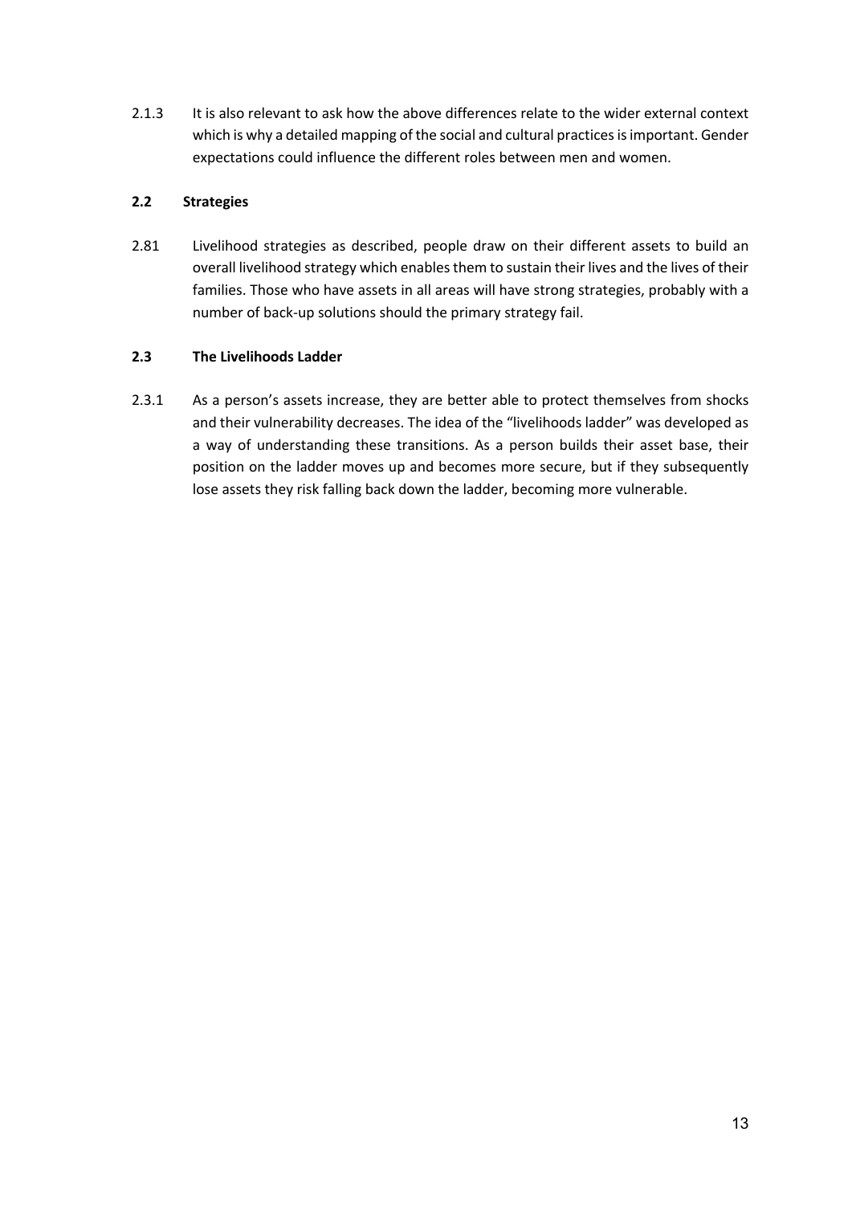2.1.3 It is also relevant to ask how the above differences relate to the wider external context which is why a detailed mapping of the social and cultural practices is important. Gender expectations could influence the different roles between men and women.

## 2.2 Strategies

2.81 Livelihood strategies as described, people draw on their different assets to build an overall livelihood strategy which enables them to sustain their lives and the lives of their families. Those who have assets in all areas will have strong strategies, probably with a number of back-up solutions should the primary strategy fail.

## 2.3 The Livelihoods Ladder

2.3.1 As a person's assets increase, they are better able to protect themselves from shocks and their vulnerability decreases. The idea of the "livelihoods ladder" was developed as a way of understanding these transitions. As a person builds their asset base, their position on the ladder moves up and becomes more secure, but if they subsequently lose assets they risk falling back down the ladder, becoming more vulnerable.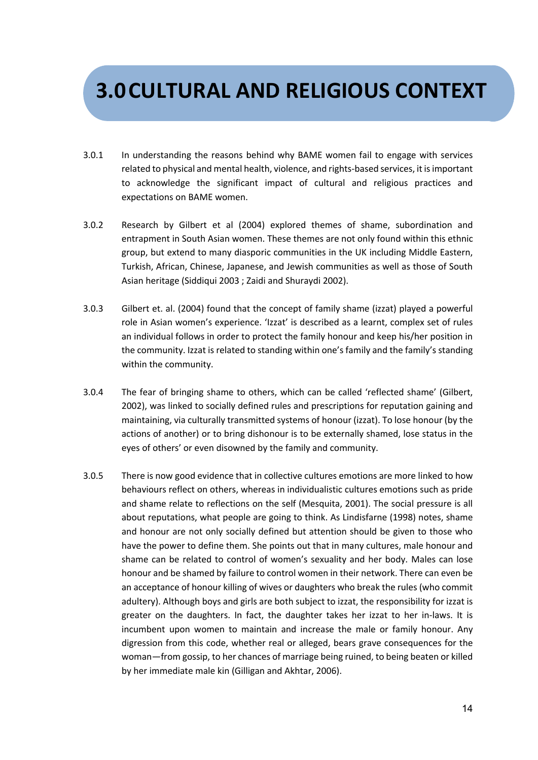# 3.0 CULTURAL AND RELIGIOUS CONTEXT

3.0.1 In understanding the reasons behind why BAME women fail to engage with services related to physical and mental health, violence, and rights-based services, it is important to acknowledge the significant impact of cultural and religious practices and expectations on BAME women.

3.0.2 Research by Gilbert et al (2004) explored themes of shame, subordination and entrapment in South Asian women. These themes are not only found within this ethnic group, but extend to many diasporic communities in the UK including Middle Eastern, Turkish, African, Chinese, Japanese, and Jewish communities as well as those of South Asian heritage (Siddiqui 2003 ; Zaidi and Shuraydi 2002).

3.0.3 Gilbert et. al. (2004) found that the concept of family shame (izzat) played a powerful role in Asian women's experience. 'Izzat' is described as a learnt, complex set of rules an individual follows in order to protect the family honour and keep his/her position in the community. Izzat is related to standing within one's family and the family's standing within the community.

3.0.4 The fear of bringing shame to others, which can be called 'reflected shame' (Gilbert, 2002), was linked to socially defined rules and prescriptions for reputation gaining and maintaining, via culturally transmitted systems of honour (izzat). To lose honour (by the actions of another) or to bring dishonour is to be externally shamed, lose status in the eyes of others' or even disowned by the family and community.

3.0.5 There is now good evidence that in collective cultures emotions are more linked to how behaviours reflect on others, whereas in individualistic cultures emotions such as pride and shame relate to reflections on the self (Mesquita, 2001). The social pressure is all about reputations, what people are going to think. As Lindisfarne (1998) notes, shame and honour are not only socially defined but attention should be given to those who have the power to define them. She points out that in many cultures, male honour and shame can be related to control of women's sexuality and her body. Males can lose honour and be shamed by failure to control women in their network. There can even be an acceptance of honour killing of wives or daughters who break the rules (who commit adultery). Although boys and girls are both subject to izzat, the responsibility for izzat is greater on the daughters. In fact, the daughter takes her izzat to her in-laws. It is incumbent upon women to maintain and increase the male or family honour. Any digression from this code, whether real or alleged, bears grave consequences for the woman—from gossip, to her chances of marriage being ruined, to being beaten or killed by her immediate male kin (Gilligan and Akhtar, 2006).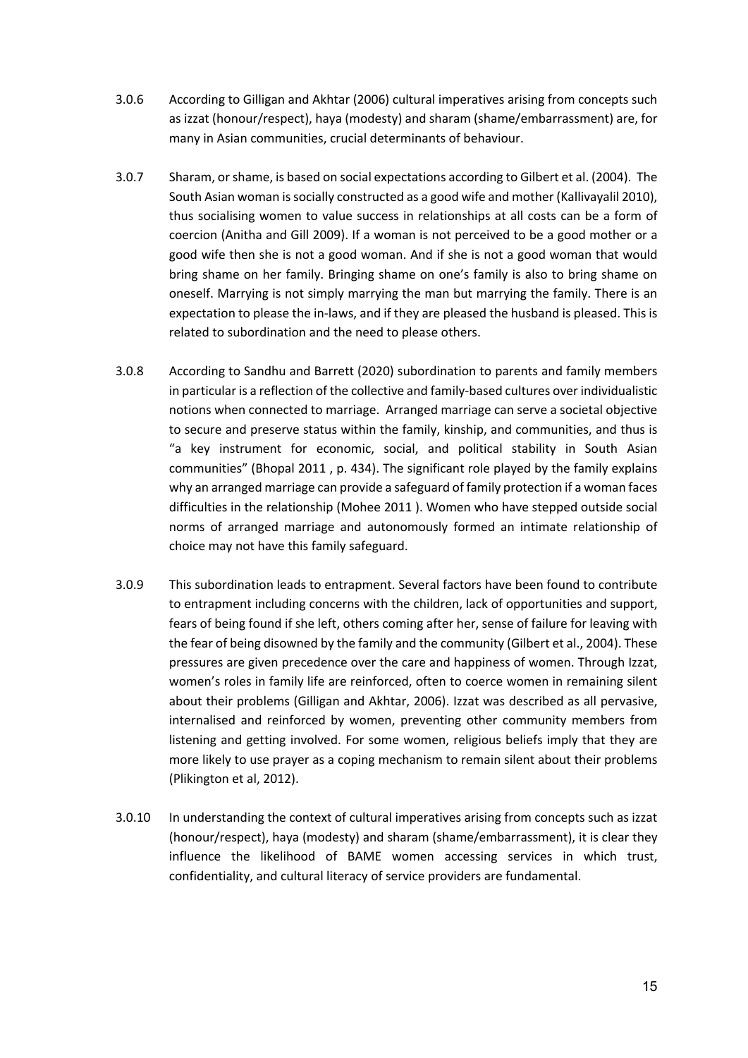3.0.6 According to Gilligan and Akhtar (2006) cultural imperatives arising from concepts such as izzat (honour/respect), haya (modesty) and sharam (shame/embarrassment) are, for many in Asian communities, crucial determinants of behaviour.

3.0.7 Sharam, or shame, is based on social expectations according to Gilbert et al. (2004). The South Asian woman is socially constructed as a good wife and mother (Kallivayalil 2010), thus socialising women to value success in relationships at all costs can be a form of coercion (Anitha and Gill 2009). If a woman is not perceived to be a good mother or a good wife then she is not a good woman. And if she is not a good woman that would bring shame on her family. Bringing shame on one's family is also to bring shame on oneself. Marrying is not simply marrying the man but marrying the family. There is an expectation to please the in-laws, and if they are pleased the husband is pleased. This is related to subordination and the need to please others.

3.0.8 According to Sandhu and Barrett (2020) subordination to parents and family members in particular is a reflection of the collective and family-based cultures over individualistic notions when connected to marriage. Arranged marriage can serve a societal objective to secure and preserve status within the family, kinship, and communities, and thus is "a key instrument for economic, social, and political stability in South Asian communities" (Bhopal 2011 , p. 434). The significant role played by the family explains why an arranged marriage can provide a safeguard of family protection if a woman faces difficulties in the relationship (Mohee 2011 ). Women who have stepped outside social norms of arranged marriage and autonomously formed an intimate relationship of choice may not have this family safeguard.

3.0.9 This subordination leads to entrapment. Several factors have been found to contribute to entrapment including concerns with the children, lack of opportunities and support, fears of being found if she left, others coming after her, sense of failure for leaving with the fear of being disowned by the family and the community (Gilbert et al., 2004). These pressures are given precedence over the care and happiness of women. Through Izzat, women's roles in family life are reinforced, often to coerce women in remaining silent about their problems (Gilligan and Akhtar, 2006). Izzat was described as all pervasive, internalised and reinforced by women, preventing other community members from listening and getting involved. For some women, religious beliefs imply that they are more likely to use prayer as a coping mechanism to remain silent about their problems (Plikington et al, 2012).

3.0.10 In understanding the context of cultural imperatives arising from concepts such as izzat (honour/respect), haya (modesty) and sharam (shame/embarrassment), it is clear they influence the likelihood of BAME women accessing services in which trust, confidentiality, and cultural literacy of service providers are fundamental.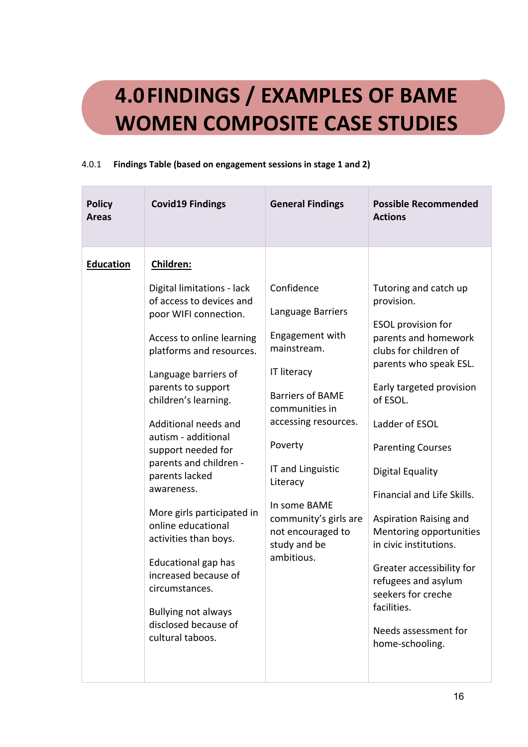# 4.0 FINDINGS / EXAMPLES OF BAME WOMEN COMPOSITE CASE STUDIES

4.0.1 **Findings Table (based on engagement sessions in stage 1 and 2)**

| Policy Areas | Covid19 Findings | General Findings | Possible Recommended Actions |
|---|---|---|---|
| **Education** | **Children:**<br><br>Digital limitations - lack of access to devices and poor WIFI connection.<br><br>Access to online learning platforms and resources.<br><br>Language barriers of parents to support children's learning.<br><br>Additional needs and autism - additional support needed for parents and children - parents lacked awareness.<br><br>More girls participated in online educational activities than boys.<br><br>Educational gap has increased because of circumstances.<br><br>Bullying not always disclosed because of cultural taboos. | Confidence<br><br>Language Barriers<br><br>Engagement with mainstream.<br><br>IT literacy<br><br>Barriers of BAME communities in accessing resources.<br><br>Poverty<br><br>IT and Linguistic Literacy<br><br>In some BAME community's girls are not encouraged to study and be ambitious. | Tutoring and catch up provision.<br><br>ESOL provision for parents and homework clubs for children of parents who speak ESL.<br><br>Early targeted provision of ESOL.<br><br>Ladder of ESOL<br><br>Parenting Courses<br><br>Digital Equality<br><br>Financial and Life Skills.<br><br>Aspiration Raising and Mentoring opportunities in civic institutions.<br><br>Greater accessibility for refugees and asylum seekers for creche facilities.<br><br>Needs assessment for home-schooling. |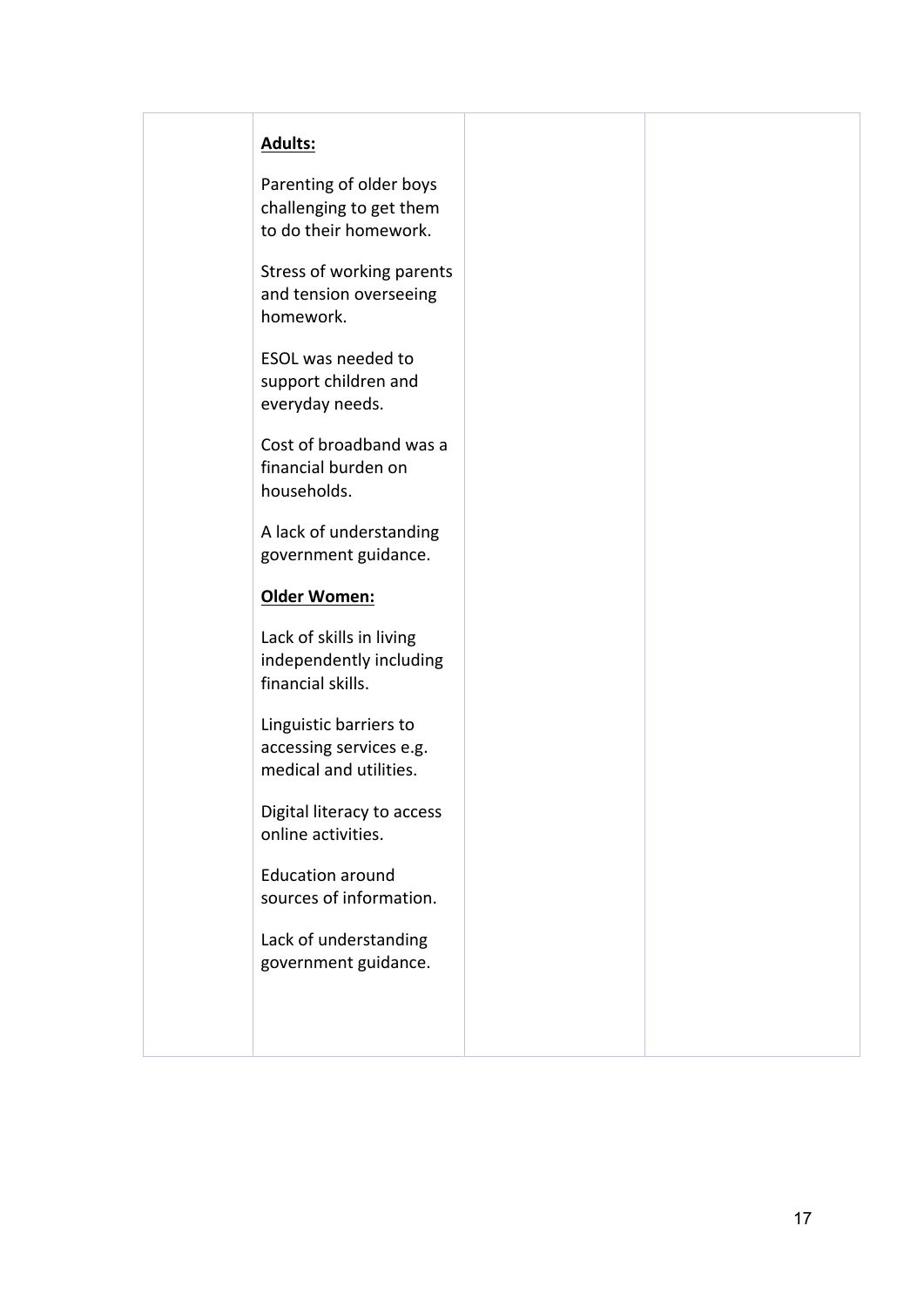| | | | |
|---|---|---|---|
| | **Adults:**<br><br>Parenting of older boys challenging to get them to do their homework.<br><br>Stress of working parents and tension overseeing homework.<br><br>ESOL was needed to support children and everyday needs.<br><br>Cost of broadband was a financial burden on households.<br><br>A lack of understanding government guidance.<br><br>**Older Women:**<br><br>Lack of skills in living independently including financial skills.<br><br>Linguistic barriers to accessing services e.g. medical and utilities.<br><br>Digital literacy to access online activities.<br><br>Education around sources of information.<br><br>Lack of understanding government guidance. | | |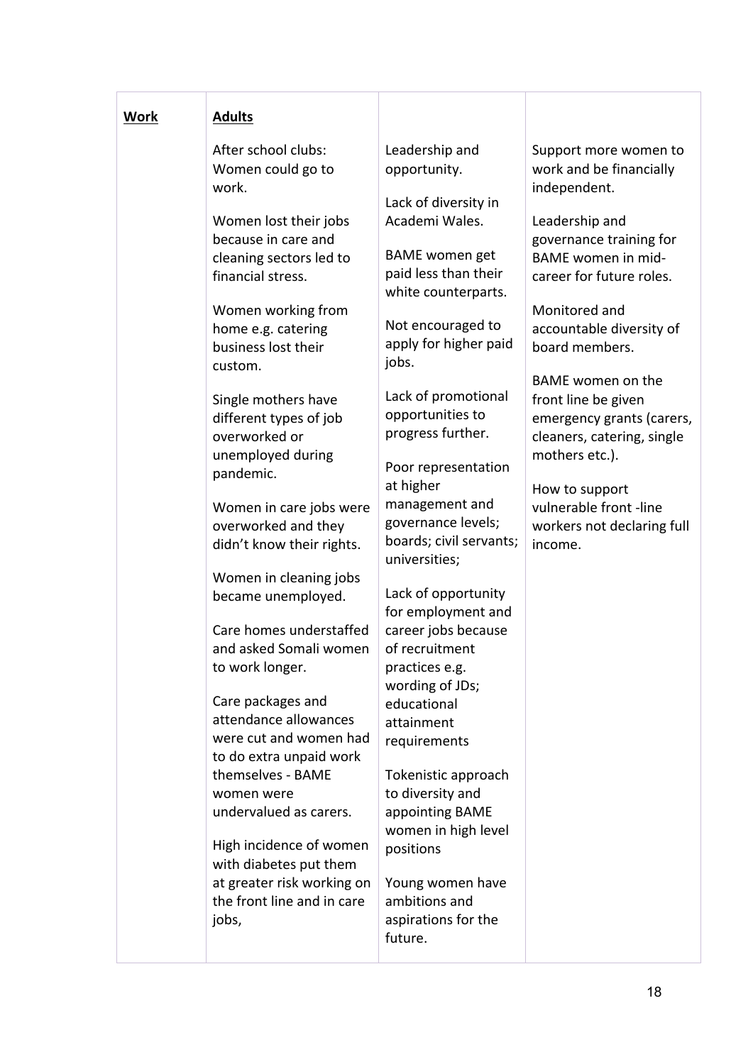| **Work** | **Adults** | | |
|---|---|---|---|
| | After school clubs: Women could go to work.<br><br>Women lost their jobs because in care and cleaning sectors led to financial stress.<br><br>Women working from home e.g. catering business lost their custom.<br><br>Single mothers have different types of job overworked or unemployed during pandemic.<br><br>Women in care jobs were overworked and they didn't know their rights.<br><br>Women in cleaning jobs became unemployed.<br><br>Care homes understaffed and asked Somali women to work longer.<br><br>Care packages and attendance allowances were cut and women had to do extra unpaid work themselves - BAME women were undervalued as carers.<br><br>High incidence of women with diabetes put them at greater risk working on the front line and in care jobs, | Leadership and opportunity.<br><br>Lack of diversity in Academi Wales.<br><br>BAME women get paid less than their white counterparts.<br><br>Not encouraged to apply for higher paid jobs.<br><br>Lack of promotional opportunities to progress further.<br><br>Poor representation at higher management and governance levels; boards; civil servants; universities;<br><br>Lack of opportunity for employment and career jobs because of recruitment practices e.g. wording of JDs; educational attainment requirements<br><br>Tokenistic approach to diversity and appointing BAME women in high level positions<br><br>Young women have ambitions and aspirations for the future. | Support more women to work and be financially independent.<br><br>Leadership and governance training for BAME women in mid-career for future roles.<br><br>Monitored and accountable diversity of board members.<br><br>BAME women on the front line be given emergency grants (carers, cleaners, catering, single mothers etc.).<br><br>How to support vulnerable front -line workers not declaring full income. |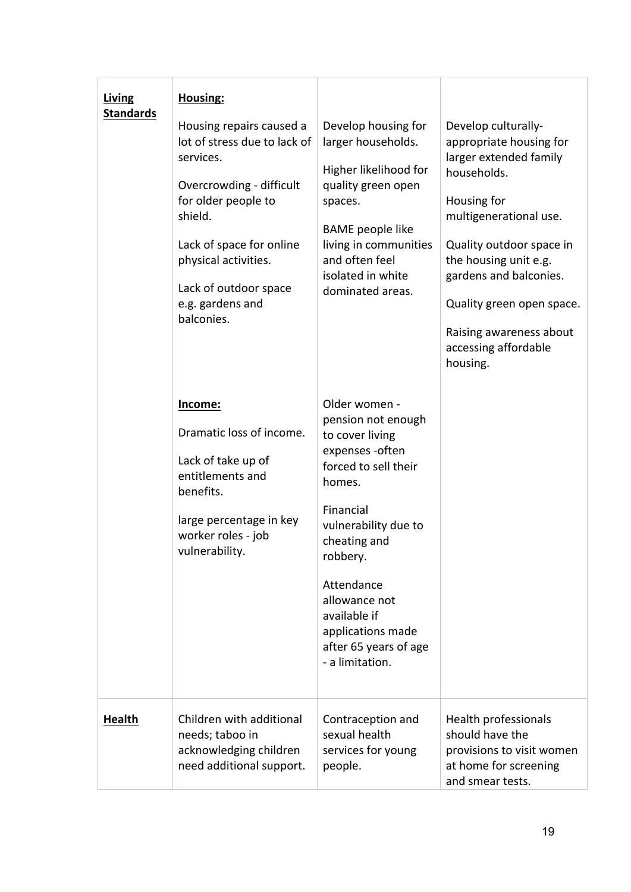| | | | |
|---|---|---|---|
| **Living Standards** | **Housing:**<br><br>Housing repairs caused a lot of stress due to lack of services.<br><br>Overcrowding - difficult for older people to shield.<br><br>Lack of space for online physical activities.<br><br>Lack of outdoor space e.g. gardens and balconies. | Develop housing for larger households.<br><br>Higher likelihood for quality green open spaces.<br><br>BAME people like living in communities and often feel isolated in white dominated areas. | Develop culturally-appropriate housing for larger extended family households.<br><br>Housing for multigenerational use.<br><br>Quality outdoor space in the housing unit e.g. gardens and balconies.<br><br>Quality green open space.<br><br>Raising awareness about accessing affordable housing. |
| | **Income:**<br><br>Dramatic loss of income.<br><br>Lack of take up of entitlements and benefits.<br><br>large percentage in key worker roles - job vulnerability. | Older women - pension not enough to cover living expenses -often forced to sell their homes.<br><br>Financial vulnerability due to cheating and robbery.<br><br>Attendance allowance not available if applications made after 65 years of age - a limitation. | |
| **Health** | Children with additional needs; taboo in acknowledging children need additional support. | Contraception and sexual health services for young people. | Health professionals should have the provisions to visit women at home for screening and smear tests. |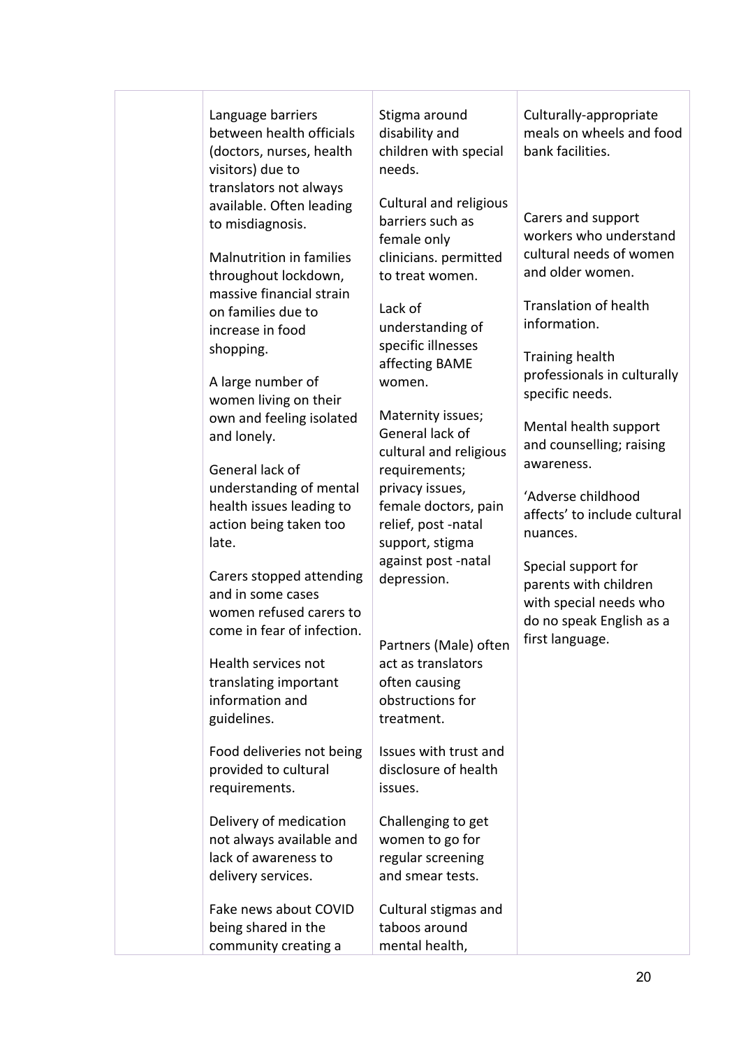| | | | |
|---|---|---|---|
| | Language barriers between health officials (doctors, nurses, health visitors) due to translators not always available. Often leading to misdiagnosis.<br><br>Malnutrition in families throughout lockdown, massive financial strain on families due to increase in food shopping.<br><br>A large number of women living on their own and feeling isolated and lonely.<br><br>General lack of understanding of mental health issues leading to action being taken too late.<br><br>Carers stopped attending and in some cases women refused carers to come in fear of infection.<br><br>Health services not translating important information and guidelines.<br><br>Food deliveries not being provided to cultural requirements.<br><br>Delivery of medication not always available and lack of awareness to delivery services.<br><br>Fake news about COVID being shared in the community creating a | Stigma around disability and children with special needs.<br><br>Cultural and religious barriers such as female only clinicians. permitted to treat women.<br><br>Lack of understanding of specific illnesses affecting BAME women.<br><br>Maternity issues; General lack of cultural and religious requirements; privacy issues, female doctors, pain relief, post -natal support, stigma against post -natal depression.<br><br>Partners (Male) often act as translators often causing obstructions for treatment.<br><br>Issues with trust and disclosure of health issues.<br><br>Challenging to get women to go for regular screening and smear tests.<br><br>Cultural stigmas and taboos around mental health, | Culturally-appropriate meals on wheels and food bank facilities.<br><br>Carers and support workers who understand cultural needs of women and older women.<br><br>Translation of health information.<br><br>Training health professionals in culturally specific needs.<br><br>Mental health support and counselling; raising awareness.<br><br>'Adverse childhood affects' to include cultural nuances.<br><br>Special support for parents with children with special needs who do no speak English as a first language. |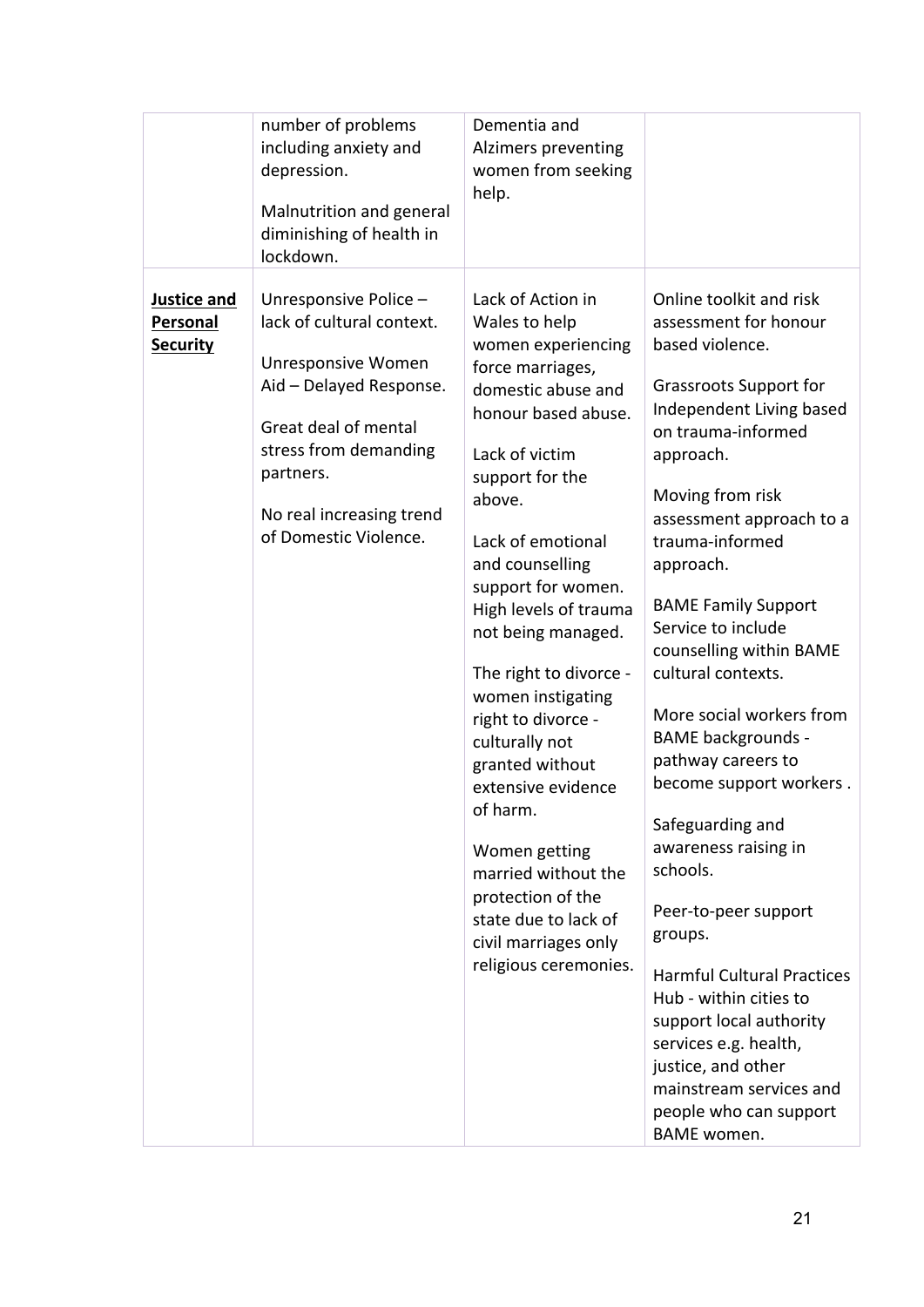| | | | |
|---|---|---|---|
| | number of problems including anxiety and depression.<br><br>Malnutrition and general diminishing of health in lockdown. | Dementia and Alzimers preventing women from seeking help. | |
| **Justice and Personal Security** | Unresponsive Police – lack of cultural context.<br><br>Unresponsive Women Aid – Delayed Response.<br><br>Great deal of mental stress from demanding partners.<br><br>No real increasing trend of Domestic Violence. | Lack of Action in Wales to help women experiencing force marriages, domestic abuse and honour based abuse.<br><br>Lack of victim support for the above.<br><br>Lack of emotional and counselling support for women. High levels of trauma not being managed.<br><br>The right to divorce - women instigating right to divorce - culturally not granted without extensive evidence of harm.<br><br>Women getting married without the protection of the state due to lack of civil marriages only religious ceremonies. | Online toolkit and risk assessment for honour based violence.<br><br>Grassroots Support for Independent Living based on trauma-informed approach.<br><br>Moving from risk assessment approach to a trauma-informed approach.<br><br>BAME Family Support Service to include counselling within BAME cultural contexts.<br><br>More social workers from BAME backgrounds - pathway careers to become support workers .<br><br>Safeguarding and awareness raising in schools.<br><br>Peer-to-peer support groups.<br><br>Harmful Cultural Practices Hub - within cities to support local authority services e.g. health, justice, and other mainstream services and people who can support BAME women. |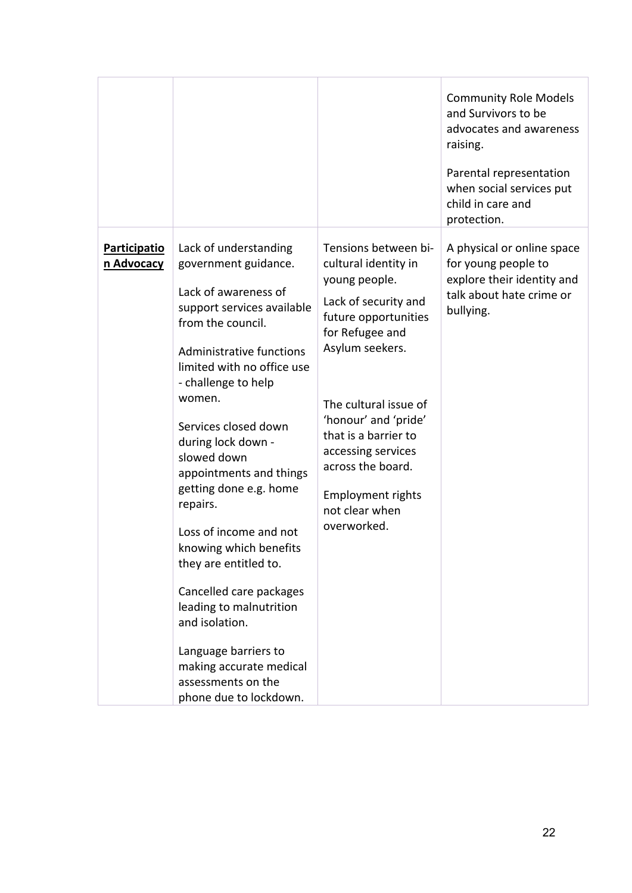| | | | |
|---|---|---|---|
| | | | Community Role Models and Survivors to be advocates and awareness raising.<br><br>Parental representation when social services put child in care and protection. |
| **Participation Advocacy** | Lack of understanding government guidance.<br><br>Lack of awareness of support services available from the council.<br><br>Administrative functions limited with no office use - challenge to help women.<br><br>Services closed down during lock down - slowed down appointments and things getting done e.g. home repairs.<br><br>Loss of income and not knowing which benefits they are entitled to.<br><br>Cancelled care packages leading to malnutrition and isolation.<br><br>Language barriers to making accurate medical assessments on the phone due to lockdown. | Tensions between bi-cultural identity in young people.<br><br>Lack of security and future opportunities for Refugee and Asylum seekers.<br><br>The cultural issue of 'honour' and 'pride' that is a barrier to accessing services across the board.<br><br>Employment rights not clear when overworked. | A physical or online space for young people to explore their identity and talk about hate crime or bullying. |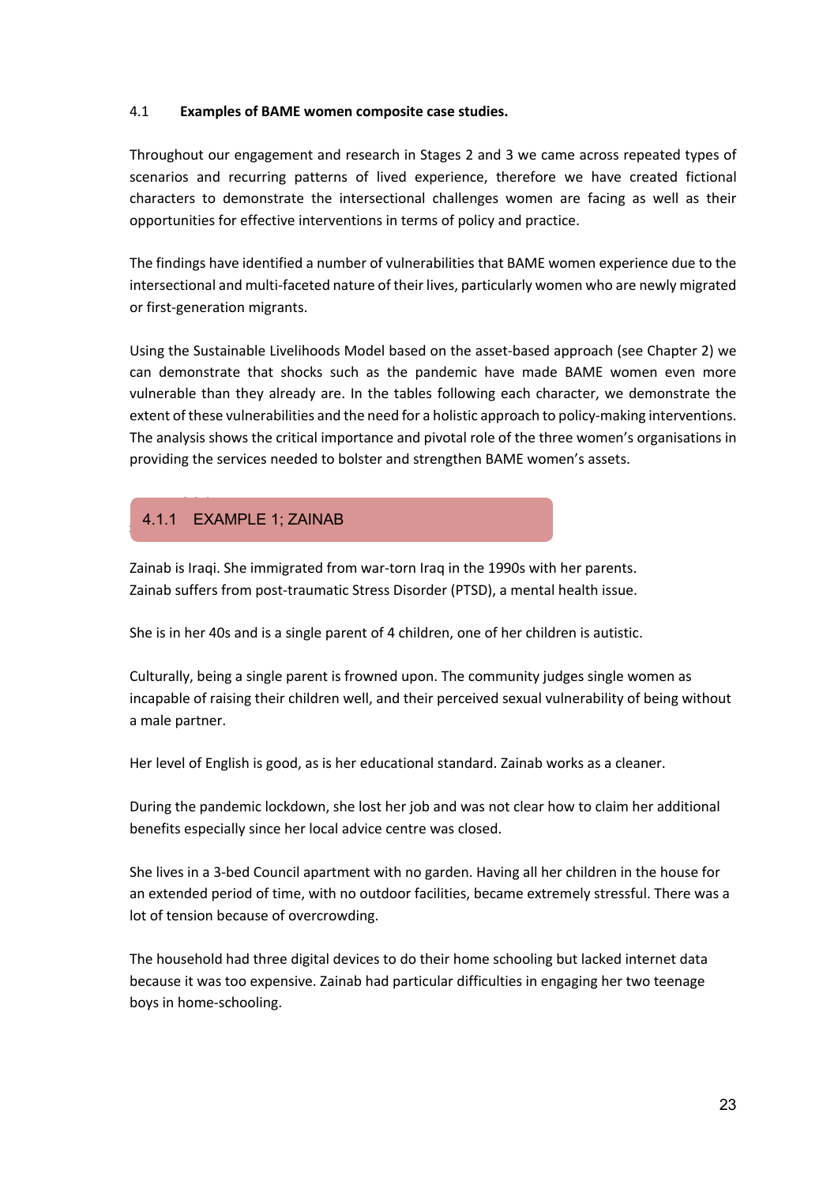### 4.1 Examples of BAME women composite case studies.

Throughout our engagement and research in Stages 2 and 3 we came across repeated types of scenarios and recurring patterns of lived experience, therefore we have created fictional characters to demonstrate the intersectional challenges women are facing as well as their opportunities for effective interventions in terms of policy and practice.

The findings have identified a number of vulnerabilities that BAME women experience due to the intersectional and multi-faceted nature of their lives, particularly women who are newly migrated or first-generation migrants.

Using the Sustainable Livelihoods Model based on the asset-based approach (see Chapter 2) we can demonstrate that shocks such as the pandemic have made BAME women even more vulnerable than they already are. In the tables following each character, we demonstrate the extent of these vulnerabilities and the need for a holistic approach to policy-making interventions. The analysis shows the critical importance and pivotal role of the three women's organisations in providing the services needed to bolster and strengthen BAME women's assets.

#### 4.1.1 EXAMPLE 1; ZAINAB

Zainab is Iraqi. She immigrated from war-torn Iraq in the 1990s with her parents. Zainab suffers from post-traumatic Stress Disorder (PTSD), a mental health issue.

She is in her 40s and is a single parent of 4 children, one of her children is autistic.

Culturally, being a single parent is frowned upon. The community judges single women as incapable of raising their children well, and their perceived sexual vulnerability of being without a male partner.

Her level of English is good, as is her educational standard. Zainab works as a cleaner.

During the pandemic lockdown, she lost her job and was not clear how to claim her additional benefits especially since her local advice centre was closed.

She lives in a 3-bed Council apartment with no garden. Having all her children in the house for an extended period of time, with no outdoor facilities, became extremely stressful. There was a lot of tension because of overcrowding.

The household had three digital devices to do their home schooling but lacked internet data because it was too expensive. Zainab had particular difficulties in engaging her two teenage boys in home-schooling.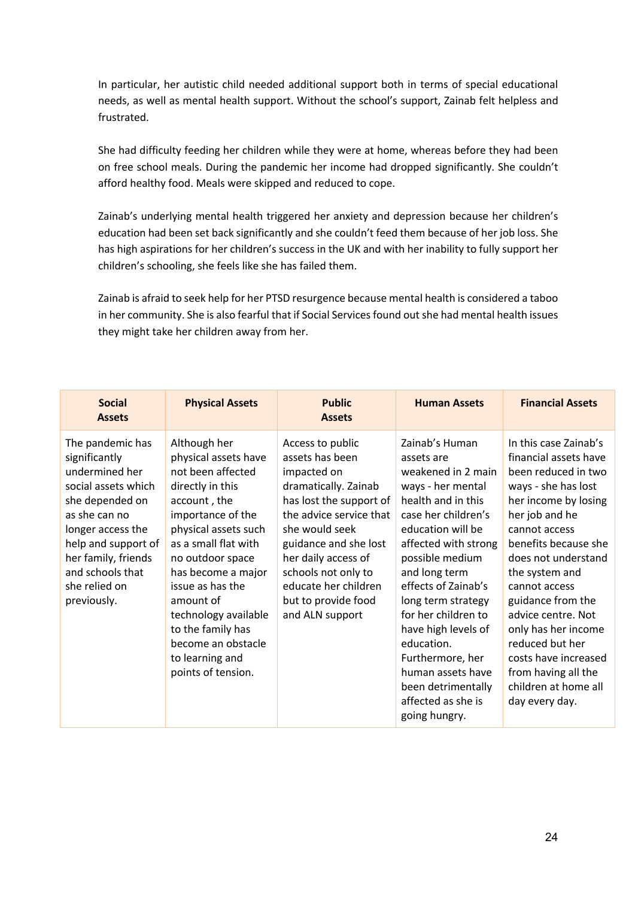In particular, her autistic child needed additional support both in terms of special educational needs, as well as mental health support. Without the school's support, Zainab felt helpless and frustrated.

She had difficulty feeding her children while they were at home, whereas before they had been on free school meals. During the pandemic her income had dropped significantly. She couldn't afford healthy food. Meals were skipped and reduced to cope.

Zainab's underlying mental health triggered her anxiety and depression because her children's education had been set back significantly and she couldn't feed them because of her job loss. She has high aspirations for her children's success in the UK and with her inability to fully support her children's schooling, she feels like she has failed them.

Zainab is afraid to seek help for her PTSD resurgence because mental health is considered a taboo in her community. She is also fearful that if Social Services found out she had mental health issues they might take her children away from her.

| Social Assets | Physical Assets | Public Assets | Human Assets | Financial Assets |
|---|---|---|---|---|
| The pandemic has significantly undermined her social assets which she depended on as she can no longer access the help and support of her family, friends and schools that she relied on previously. | Although her physical assets have not been affected directly in this account , the importance of the physical assets such as a small flat with no outdoor space has become a major issue as has the amount of technology available to the family has become an obstacle to learning and points of tension. | Access to public assets has been impacted on dramatically. Zainab has lost the support of the advice service that she would seek guidance and she lost her daily access of schools not only to educate her children but to provide food and ALN support | Zainab's Human assets are weakened in 2 main ways - her mental health and in this case her children's education will be affected with strong possible medium and long term effects of Zainab's long term strategy for her children to have high levels of education. Furthermore, her human assets have been detrimentally affected as she is going hungry. | In this case Zainab's financial assets have been reduced in two ways - she has lost her income by losing her job and he cannot access benefits because she does not understand the system and cannot access guidance from the advice centre. Not only has her income reduced but her costs have increased from having all the children at home all day every day. |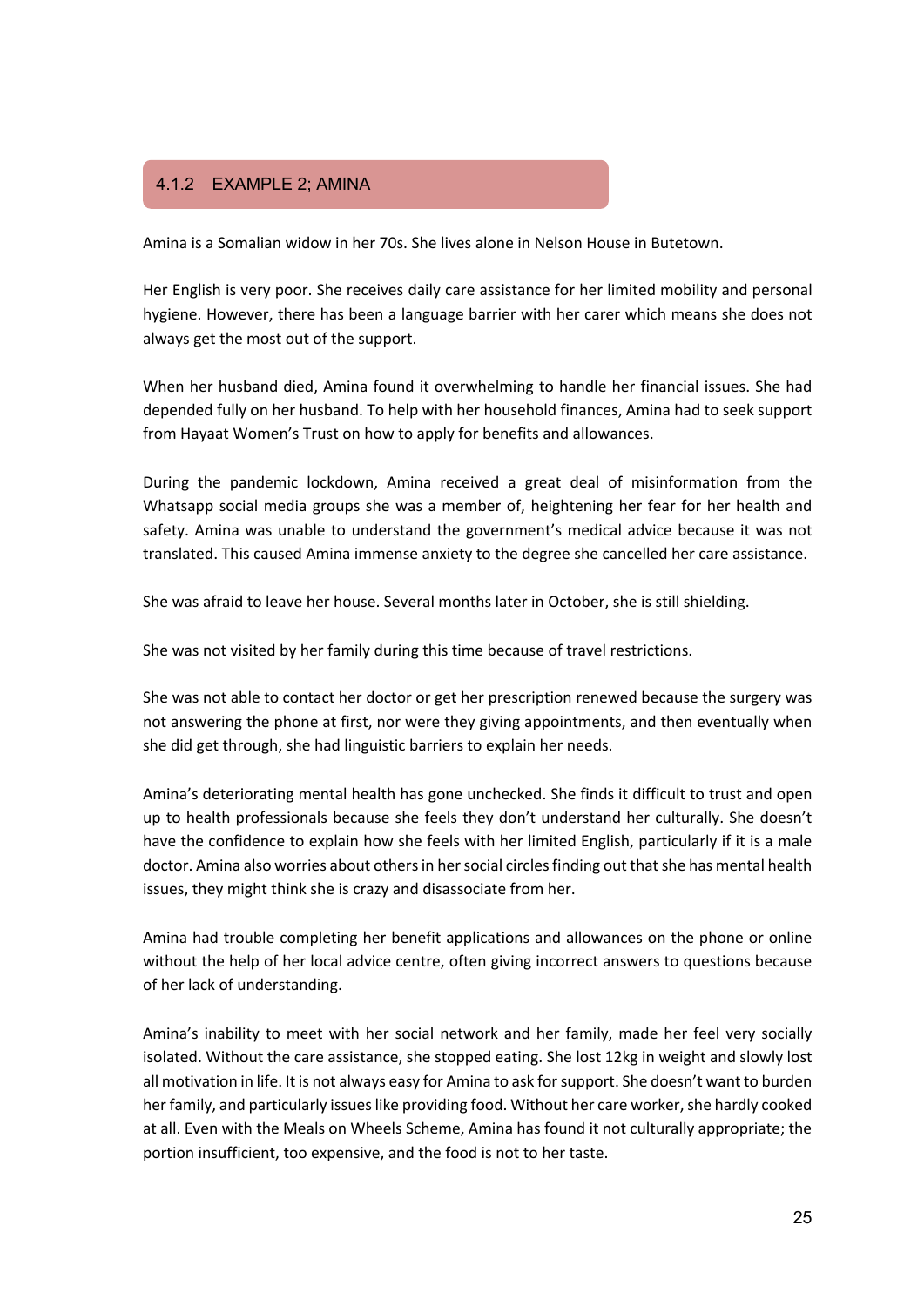### 4.1.2 EXAMPLE 2; AMINA

Amina is a Somalian widow in her 70s. She lives alone in Nelson House in Butetown.

Her English is very poor. She receives daily care assistance for her limited mobility and personal hygiene. However, there has been a language barrier with her carer which means she does not always get the most out of the support.

When her husband died, Amina found it overwhelming to handle her financial issues. She had depended fully on her husband. To help with her household finances, Amina had to seek support from Hayaat Women's Trust on how to apply for benefits and allowances.

During the pandemic lockdown, Amina received a great deal of misinformation from the Whatsapp social media groups she was a member of, heightening her fear for her health and safety. Amina was unable to understand the government's medical advice because it was not translated. This caused Amina immense anxiety to the degree she cancelled her care assistance.

She was afraid to leave her house. Several months later in October, she is still shielding.

She was not visited by her family during this time because of travel restrictions.

She was not able to contact her doctor or get her prescription renewed because the surgery was not answering the phone at first, nor were they giving appointments, and then eventually when she did get through, she had linguistic barriers to explain her needs.

Amina's deteriorating mental health has gone unchecked. She finds it difficult to trust and open up to health professionals because she feels they don't understand her culturally. She doesn't have the confidence to explain how she feels with her limited English, particularly if it is a male doctor. Amina also worries about others in her social circles finding out that she has mental health issues, they might think she is crazy and disassociate from her.

Amina had trouble completing her benefit applications and allowances on the phone or online without the help of her local advice centre, often giving incorrect answers to questions because of her lack of understanding.

Amina's inability to meet with her social network and her family, made her feel very socially isolated. Without the care assistance, she stopped eating. She lost 12kg in weight and slowly lost all motivation in life. It is not always easy for Amina to ask for support. She doesn't want to burden her family, and particularly issues like providing food. Without her care worker, she hardly cooked at all. Even with the Meals on Wheels Scheme, Amina has found it not culturally appropriate; the portion insufficient, too expensive, and the food is not to her taste.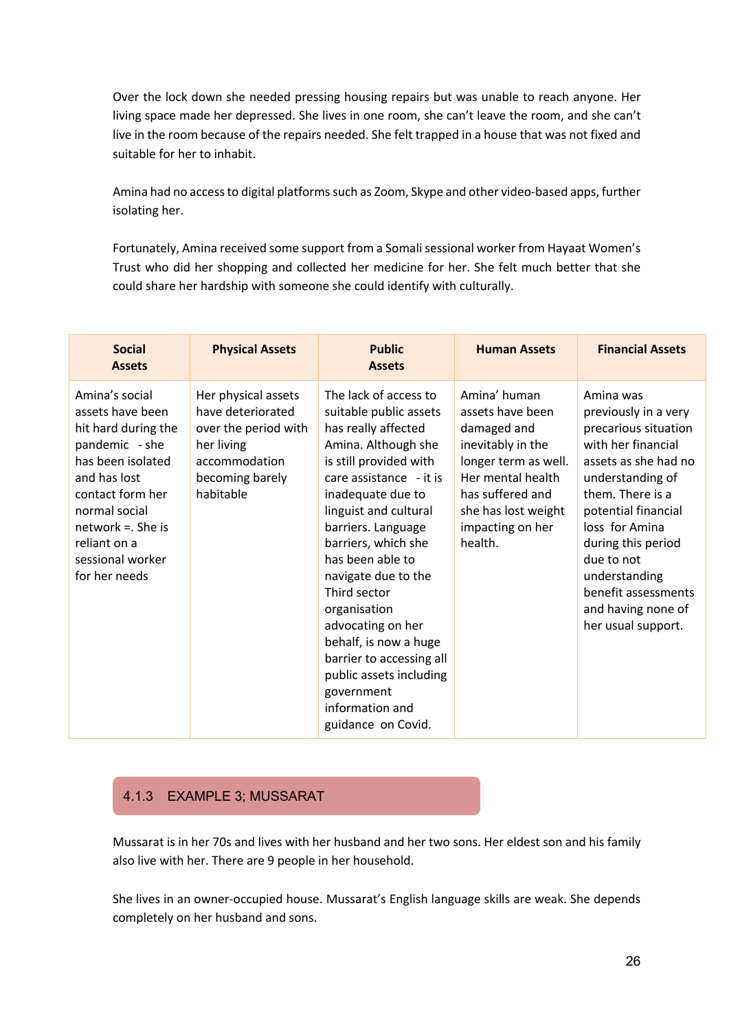Over the lock down she needed pressing housing repairs but was unable to reach anyone. Her living space made her depressed. She lives in one room, she can't leave the room, and she can't live in the room because of the repairs needed. She felt trapped in a house that was not fixed and suitable for her to inhabit.

Amina had no access to digital platforms such as Zoom, Skype and other video-based apps, further isolating her.

Fortunately, Amina received some support from a Somali sessional worker from Hayaat Women's Trust who did her shopping and collected her medicine for her. She felt much better that she could share her hardship with someone she could identify with culturally.

| Social Assets | Physical Assets | Public Assets | Human Assets | Financial Assets |
|---|---|---|---|---|
| Amina's social assets have been hit hard during the pandemic - she has been isolated and has lost contact form her normal social network =. She is reliant on a sessional worker for her needs | Her physical assets have deteriorated over the period with her living accommodation becoming barely habitable | The lack of access to suitable public assets has really affected Amina. Although she is still provided with care assistance - it is inadequate due to linguist and cultural barriers. Language barriers, which she has been able to navigate due to the Third sector organisation advocating on her behalf, is now a huge barrier to accessing all public assets including government information and guidance on Covid. | Amina' human assets have been damaged and inevitably in the longer term as well. Her mental health has suffered and she has lost weight impacting on her health. | Amina was previously in a very precarious situation with her financial assets as she had no understanding of them. There is a potential financial loss for Amina during this period due to not understanding benefit assessments and having none of her usual support. |

### 4.1.3 EXAMPLE 3; MUSSARAT

Mussarat is in her 70s and lives with her husband and her two sons. Her eldest son and his family also live with her. There are 9 people in her household.

She lives in an owner-occupied house. Mussarat's English language skills are weak. She depends completely on her husband and sons.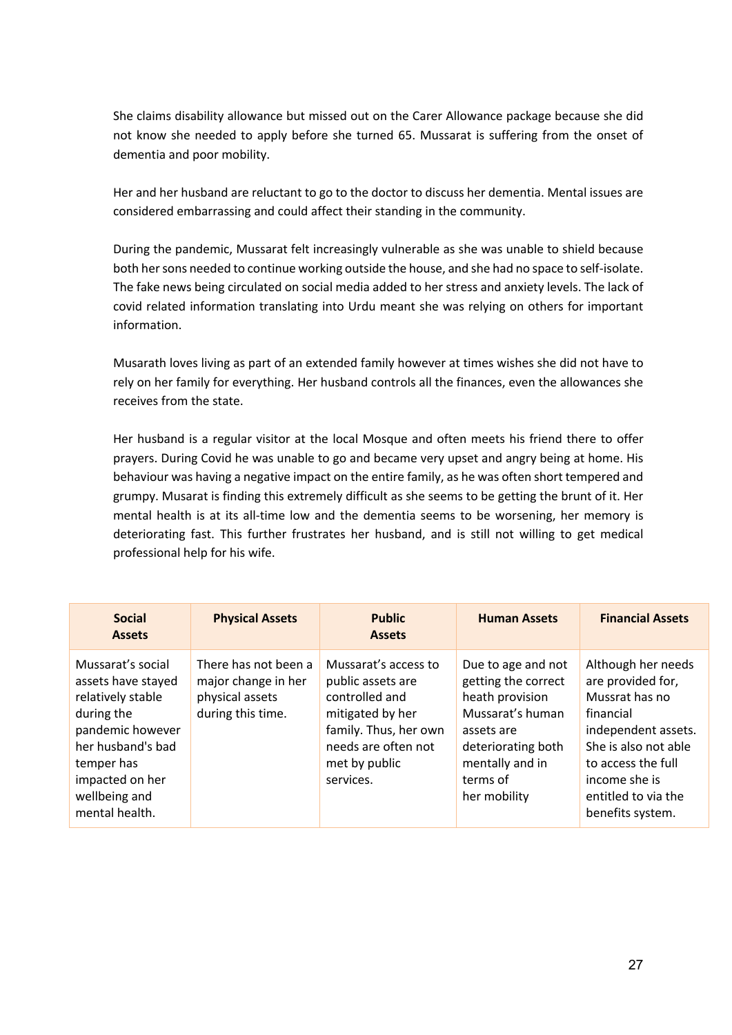She claims disability allowance but missed out on the Carer Allowance package because she did not know she needed to apply before she turned 65. Mussarat is suffering from the onset of dementia and poor mobility.

Her and her husband are reluctant to go to the doctor to discuss her dementia. Mental issues are considered embarrassing and could affect their standing in the community.

During the pandemic, Mussarat felt increasingly vulnerable as she was unable to shield because both her sons needed to continue working outside the house, and she had no space to self-isolate. The fake news being circulated on social media added to her stress and anxiety levels. The lack of covid related information translating into Urdu meant she was relying on others for important information.

Musarath loves living as part of an extended family however at times wishes she did not have to rely on her family for everything. Her husband controls all the finances, even the allowances she receives from the state.

Her husband is a regular visitor at the local Mosque and often meets his friend there to offer prayers. During Covid he was unable to go and became very upset and angry being at home. His behaviour was having a negative impact on the entire family, as he was often short tempered and grumpy. Musarat is finding this extremely difficult as she seems to be getting the brunt of it. Her mental health is at its all-time low and the dementia seems to be worsening, her memory is deteriorating fast. This further frustrates her husband, and is still not willing to get medical professional help for his wife.

| Social Assets | Physical Assets | Public Assets | Human Assets | Financial Assets |
|---|---|---|---|---|
| Mussarat's social assets have stayed relatively stable during the pandemic however her husband's bad temper has impacted on her wellbeing and mental health. | There has not been a major change in her physical assets during this time. | Mussarat's access to public assets are controlled and mitigated by her family. Thus, her own needs are often not met by public services. | Due to age and not getting the correct heath provision Mussarat's human assets are deteriorating both mentally and in terms of her mobility | Although her needs are provided for, Mussrat has no financial independent assets. She is also not able to access the full income she is entitled to via the benefits system. |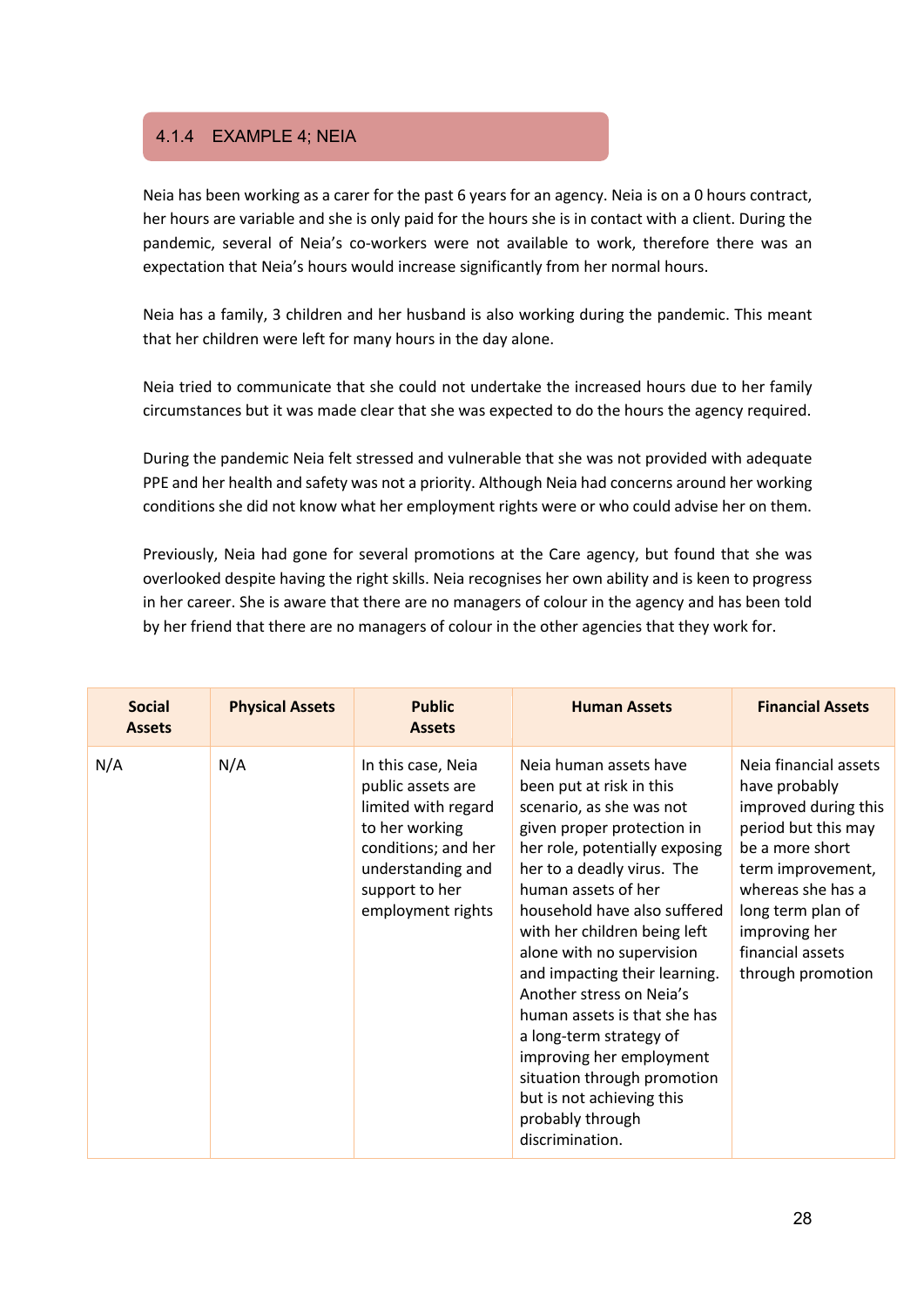### 4.1.4 EXAMPLE 4; NEIA

Neia has been working as a carer for the past 6 years for an agency. Neia is on a 0 hours contract, her hours are variable and she is only paid for the hours she is in contact with a client. During the pandemic, several of Neia's co-workers were not available to work, therefore there was an expectation that Neia's hours would increase significantly from her normal hours.

Neia has a family, 3 children and her husband is also working during the pandemic. This meant that her children were left for many hours in the day alone.

Neia tried to communicate that she could not undertake the increased hours due to her family circumstances but it was made clear that she was expected to do the hours the agency required.

During the pandemic Neia felt stressed and vulnerable that she was not provided with adequate PPE and her health and safety was not a priority. Although Neia had concerns around her working conditions she did not know what her employment rights were or who could advise her on them.

Previously, Neia had gone for several promotions at the Care agency, but found that she was overlooked despite having the right skills. Neia recognises her own ability and is keen to progress in her career. She is aware that there are no managers of colour in the agency and has been told by her friend that there are no managers of colour in the other agencies that they work for.

| Social Assets | Physical Assets | Public Assets | Human Assets | Financial Assets |
|---|---|---|---|---|
| N/A | N/A | In this case, Neia public assets are limited with regard to her working conditions; and her understanding and support to her employment rights | Neia human assets have been put at risk in this scenario, as she was not given proper protection in her role, potentially exposing her to a deadly virus. The human assets of her household have also suffered with her children being left alone with no supervision and impacting their learning. Another stress on Neia's human assets is that she has a long-term strategy of improving her employment situation through promotion but is not achieving this probably through discrimination. | Neia financial assets have probably improved during this period but this may be a more short term improvement, whereas she has a long term plan of improving her financial assets through promotion |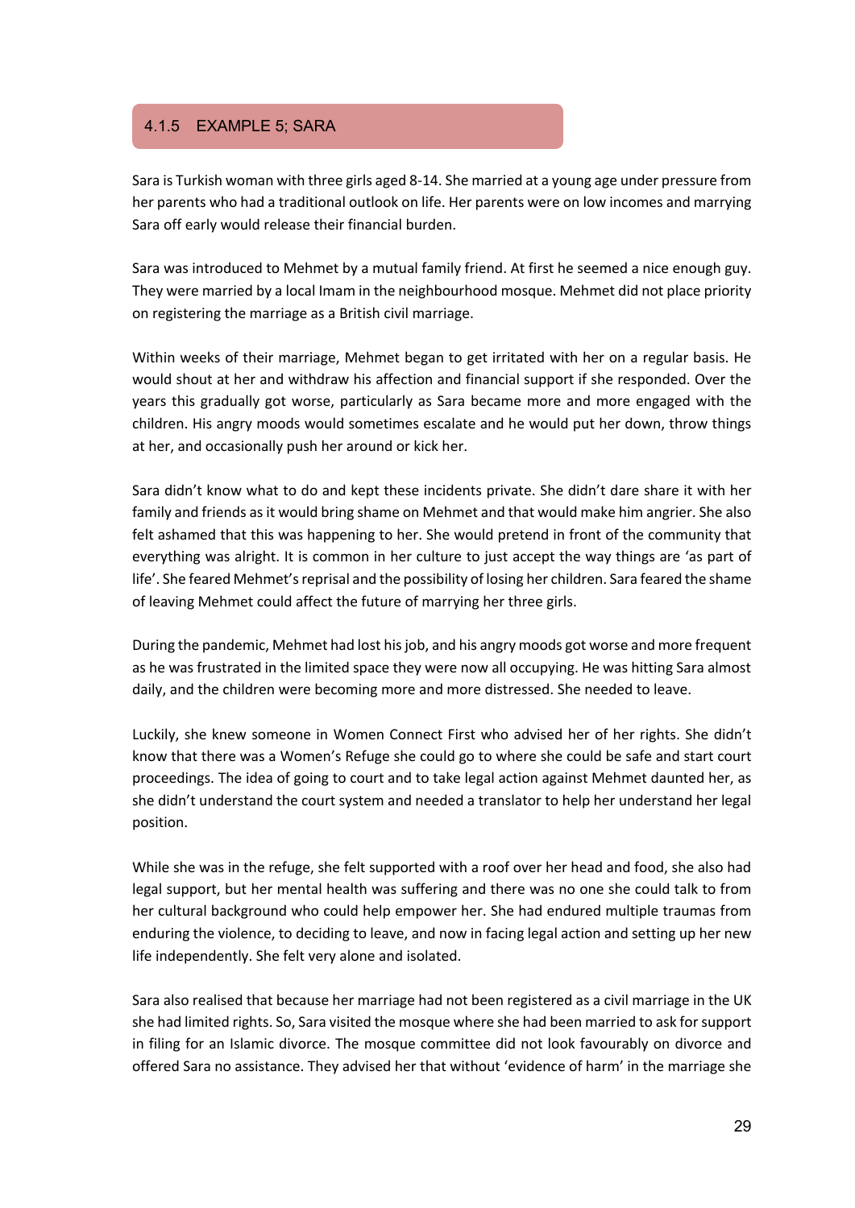### 4.1.5 EXAMPLE 5; SARA

Sara is Turkish woman with three girls aged 8-14. She married at a young age under pressure from her parents who had a traditional outlook on life. Her parents were on low incomes and marrying Sara off early would release their financial burden.

Sara was introduced to Mehmet by a mutual family friend. At first he seemed a nice enough guy. They were married by a local Imam in the neighbourhood mosque. Mehmet did not place priority on registering the marriage as a British civil marriage.

Within weeks of their marriage, Mehmet began to get irritated with her on a regular basis. He would shout at her and withdraw his affection and financial support if she responded. Over the years this gradually got worse, particularly as Sara became more and more engaged with the children. His angry moods would sometimes escalate and he would put her down, throw things at her, and occasionally push her around or kick her.

Sara didn't know what to do and kept these incidents private. She didn't dare share it with her family and friends as it would bring shame on Mehmet and that would make him angrier. She also felt ashamed that this was happening to her. She would pretend in front of the community that everything was alright. It is common in her culture to just accept the way things are 'as part of life'. She feared Mehmet's reprisal and the possibility of losing her children. Sara feared the shame of leaving Mehmet could affect the future of marrying her three girls.

During the pandemic, Mehmet had lost his job, and his angry moods got worse and more frequent as he was frustrated in the limited space they were now all occupying. He was hitting Sara almost daily, and the children were becoming more and more distressed. She needed to leave.

Luckily, she knew someone in Women Connect First who advised her of her rights. She didn't know that there was a Women's Refuge she could go to where she could be safe and start court proceedings. The idea of going to court and to take legal action against Mehmet daunted her, as she didn't understand the court system and needed a translator to help her understand her legal position.

While she was in the refuge, she felt supported with a roof over her head and food, she also had legal support, but her mental health was suffering and there was no one she could talk to from her cultural background who could help empower her. She had endured multiple traumas from enduring the violence, to deciding to leave, and now in facing legal action and setting up her new life independently. She felt very alone and isolated.

Sara also realised that because her marriage had not been registered as a civil marriage in the UK she had limited rights. So, Sara visited the mosque where she had been married to ask for support in filing for an Islamic divorce. The mosque committee did not look favourably on divorce and offered Sara no assistance. They advised her that without 'evidence of harm' in the marriage she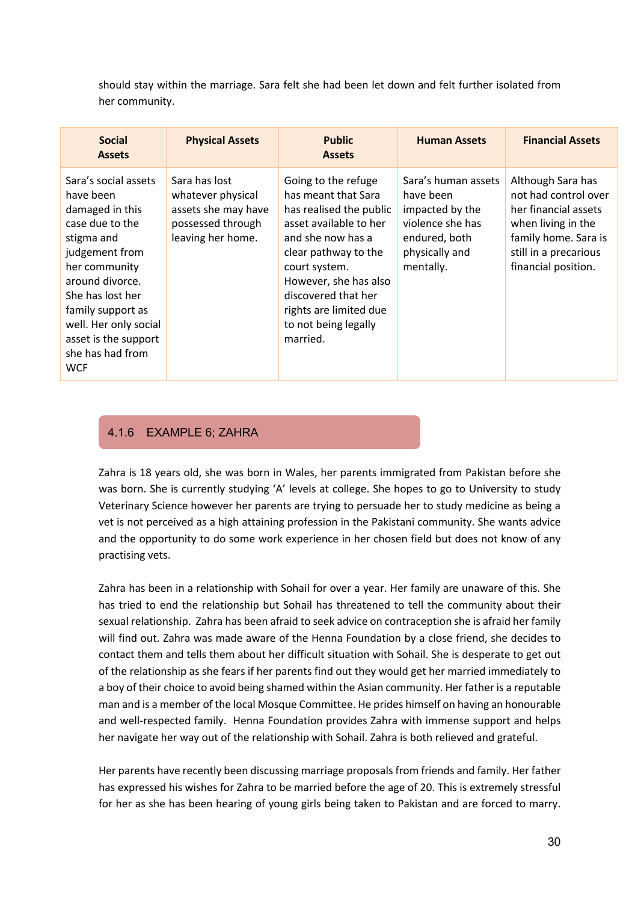should stay within the marriage. Sara felt she had been let down and felt further isolated from her community.

| Social Assets | Physical Assets | Public Assets | Human Assets | Financial Assets |
|---|---|---|---|---|
| Sara's social assets have been damaged in this case due to the stigma and judgement from her community around divorce. She has lost her family support as well. Her only social asset is the support she has had from WCF | Sara has lost whatever physical assets she may have possessed through leaving her home. | Going to the refuge has meant that Sara has realised the public asset available to her and she now has a clear pathway to the court system. However, she has also discovered that her rights are limited due to not being legally married. | Sara's human assets have been impacted by the violence she has endured, both physically and mentally. | Although Sara has not had control over her financial assets when living in the family home. Sara is still in a precarious financial position. |

### 4.1.6 EXAMPLE 6; ZAHRA

Zahra is 18 years old, she was born in Wales, her parents immigrated from Pakistan before she was born. She is currently studying 'A' levels at college. She hopes to go to University to study Veterinary Science however her parents are trying to persuade her to study medicine as being a vet is not perceived as a high attaining profession in the Pakistani community. She wants advice and the opportunity to do some work experience in her chosen field but does not know of any practising vets.

Zahra has been in a relationship with Sohail for over a year. Her family are unaware of this. She has tried to end the relationship but Sohail has threatened to tell the community about their sexual relationship. Zahra has been afraid to seek advice on contraception she is afraid her family will find out. Zahra was made aware of the Henna Foundation by a close friend, she decides to contact them and tells them about her difficult situation with Sohail. She is desperate to get out of the relationship as she fears if her parents find out they would get her married immediately to a boy of their choice to avoid being shamed within the Asian community. Her father is a reputable man and is a member of the local Mosque Committee. He prides himself on having an honourable and well-respected family. Henna Foundation provides Zahra with immense support and helps her navigate her way out of the relationship with Sohail. Zahra is both relieved and grateful.

Her parents have recently been discussing marriage proposals from friends and family. Her father has expressed his wishes for Zahra to be married before the age of 20. This is extremely stressful for her as she has been hearing of young girls being taken to Pakistan and are forced to marry.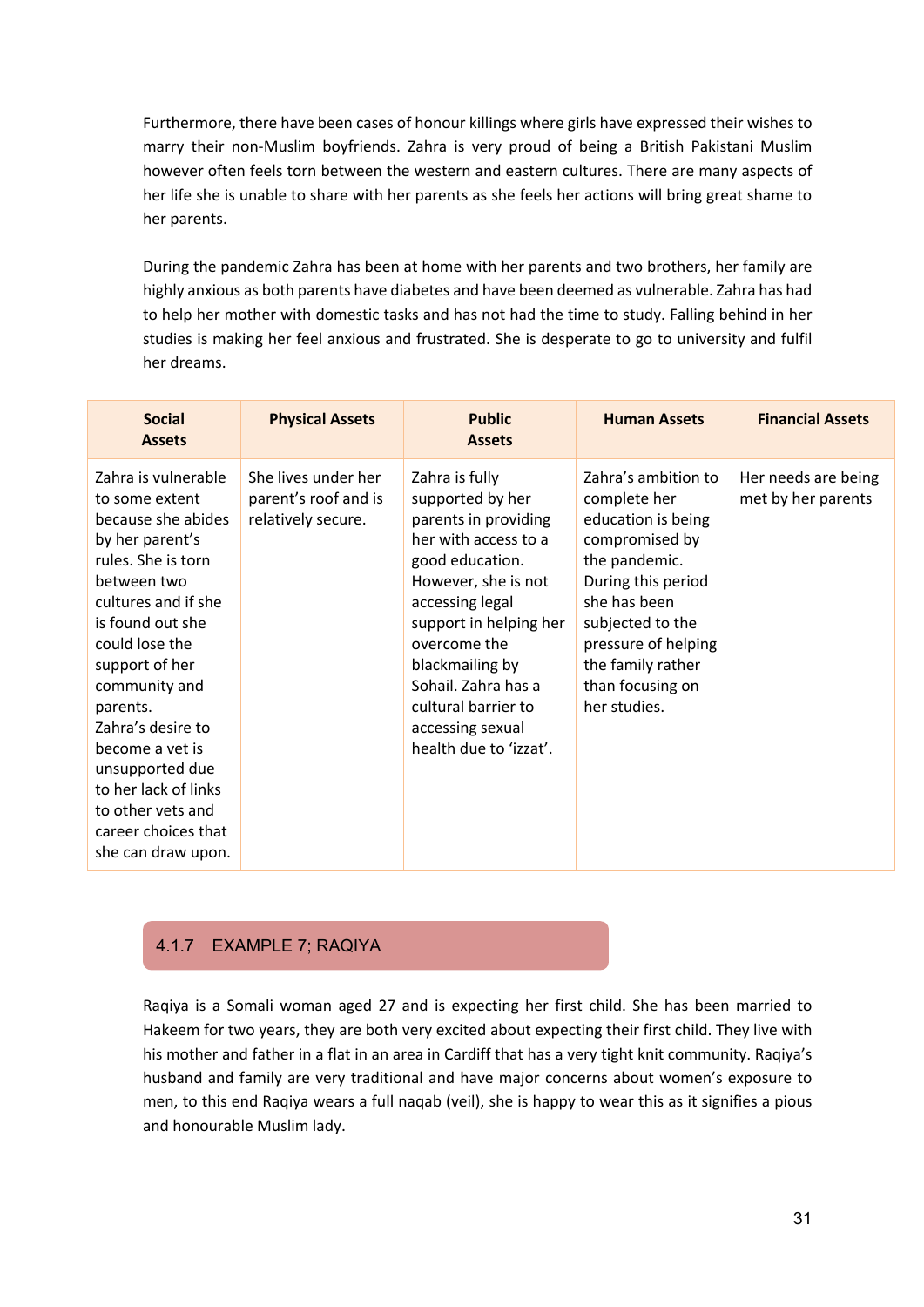Furthermore, there have been cases of honour killings where girls have expressed their wishes to marry their non-Muslim boyfriends. Zahra is very proud of being a British Pakistani Muslim however often feels torn between the western and eastern cultures. There are many aspects of her life she is unable to share with her parents as she feels her actions will bring great shame to her parents.

During the pandemic Zahra has been at home with her parents and two brothers, her family are highly anxious as both parents have diabetes and have been deemed as vulnerable. Zahra has had to help her mother with domestic tasks and has not had the time to study. Falling behind in her studies is making her feel anxious and frustrated. She is desperate to go to university and fulfil her dreams.

| Social Assets | Physical Assets | Public Assets | Human Assets | Financial Assets |
|---|---|---|---|---|
| Zahra is vulnerable to some extent because she abides by her parent's rules. She is torn between two cultures and if she is found out she could lose the support of her community and parents. Zahra's desire to become a vet is unsupported due to her lack of links to other vets and career choices that she can draw upon. | She lives under her parent's roof and is relatively secure. | Zahra is fully supported by her parents in providing her with access to a good education. However, she is not accessing legal support in helping her overcome the blackmailing by Sohail. Zahra has a cultural barrier to accessing sexual health due to 'izzat'. | Zahra's ambition to complete her education is being compromised by the pandemic. During this period she has been subjected to the pressure of helping the family rather than focusing on her studies. | Her needs are being met by her parents |

### 4.1.7 EXAMPLE 7; RAQIYA

Raqiya is a Somali woman aged 27 and is expecting her first child. She has been married to Hakeem for two years, they are both very excited about expecting their first child. They live with his mother and father in a flat in an area in Cardiff that has a very tight knit community. Raqiya's husband and family are very traditional and have major concerns about women's exposure to men, to this end Raqiya wears a full naqab (veil), she is happy to wear this as it signifies a pious and honourable Muslim lady.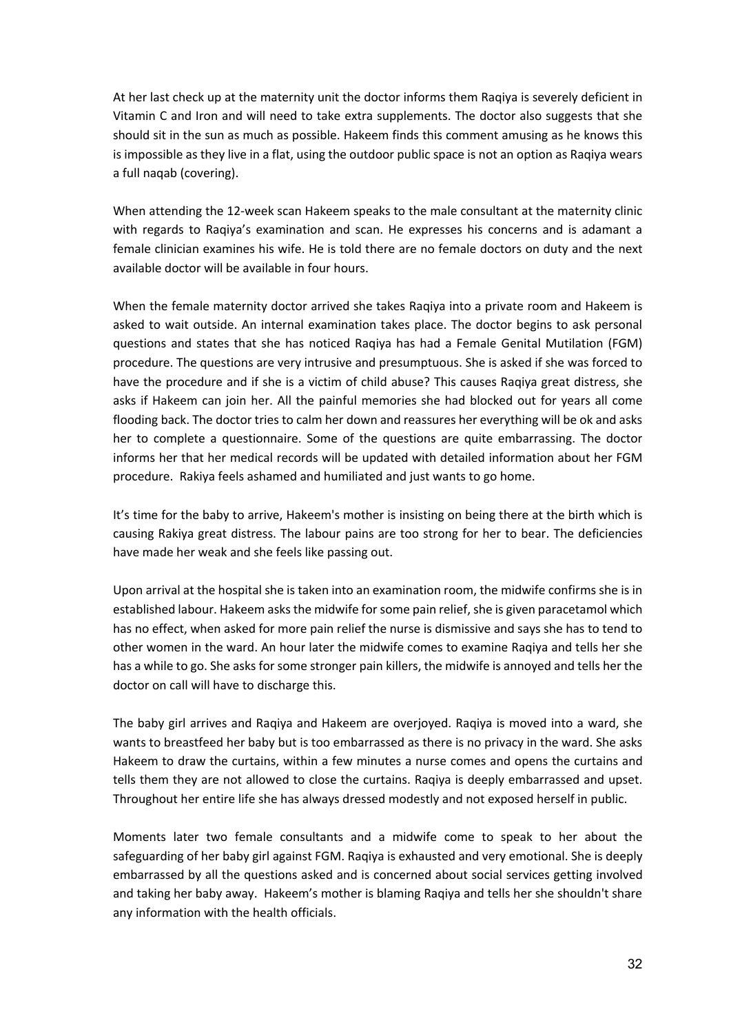At her last check up at the maternity unit the doctor informs them Raqiya is severely deficient in Vitamin C and Iron and will need to take extra supplements. The doctor also suggests that she should sit in the sun as much as possible. Hakeem finds this comment amusing as he knows this is impossible as they live in a flat, using the outdoor public space is not an option as Raqiya wears a full naqab (covering).

When attending the 12-week scan Hakeem speaks to the male consultant at the maternity clinic with regards to Raqiya's examination and scan. He expresses his concerns and is adamant a female clinician examines his wife. He is told there are no female doctors on duty and the next available doctor will be available in four hours.

When the female maternity doctor arrived she takes Raqiya into a private room and Hakeem is asked to wait outside. An internal examination takes place. The doctor begins to ask personal questions and states that she has noticed Raqiya has had a Female Genital Mutilation (FGM) procedure. The questions are very intrusive and presumptuous. She is asked if she was forced to have the procedure and if she is a victim of child abuse? This causes Raqiya great distress, she asks if Hakeem can join her. All the painful memories she had blocked out for years all come flooding back. The doctor tries to calm her down and reassures her everything will be ok and asks her to complete a questionnaire. Some of the questions are quite embarrassing. The doctor informs her that her medical records will be updated with detailed information about her FGM procedure. Rakiya feels ashamed and humiliated and just wants to go home.

It's time for the baby to arrive, Hakeem's mother is insisting on being there at the birth which is causing Rakiya great distress. The labour pains are too strong for her to bear. The deficiencies have made her weak and she feels like passing out.

Upon arrival at the hospital she is taken into an examination room, the midwife confirms she is in established labour. Hakeem asks the midwife for some pain relief, she is given paracetamol which has no effect, when asked for more pain relief the nurse is dismissive and says she has to tend to other women in the ward. An hour later the midwife comes to examine Raqiya and tells her she has a while to go. She asks for some stronger pain killers, the midwife is annoyed and tells her the doctor on call will have to discharge this.

The baby girl arrives and Raqiya and Hakeem are overjoyed. Raqiya is moved into a ward, she wants to breastfeed her baby but is too embarrassed as there is no privacy in the ward. She asks Hakeem to draw the curtains, within a few minutes a nurse comes and opens the curtains and tells them they are not allowed to close the curtains. Raqiya is deeply embarrassed and upset. Throughout her entire life she has always dressed modestly and not exposed herself in public.

Moments later two female consultants and a midwife come to speak to her about the safeguarding of her baby girl against FGM. Raqiya is exhausted and very emotional. She is deeply embarrassed by all the questions asked and is concerned about social services getting involved and taking her baby away. Hakeem's mother is blaming Raqiya and tells her she shouldn't share any information with the health officials.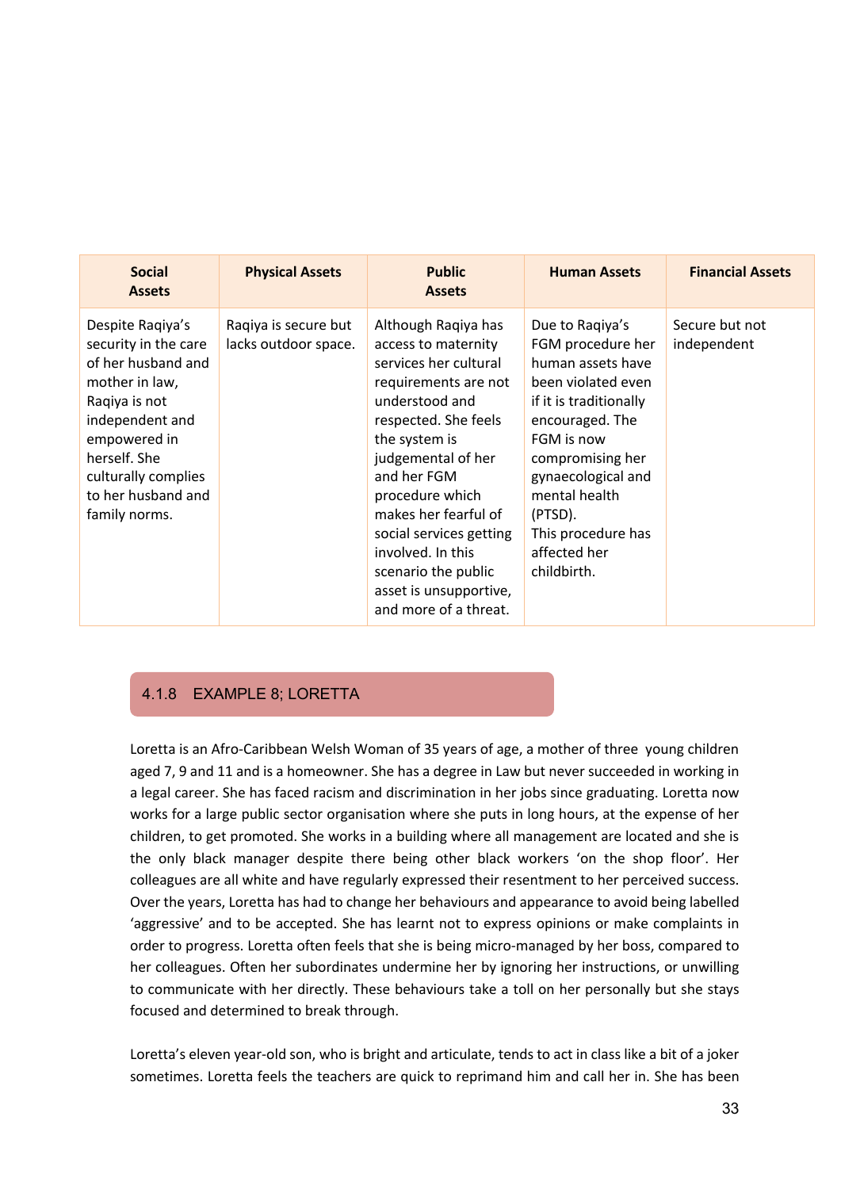| Social Assets | Physical Assets | Public Assets | Human Assets | Financial Assets |
|---|---|---|---|---|
| Despite Raqiya's security in the care of her husband and mother in law, Raqiya is not independent and empowered in herself. She culturally complies to her husband and family norms. | Raqiya is secure but lacks outdoor space. | Although Raqiya has access to maternity services her cultural requirements are not understood and respected. She feels the system is judgemental of her and her FGM procedure which makes her fearful of social services getting involved. In this scenario the public asset is unsupportive, and more of a threat. | Due to Raqiya's FGM procedure her human assets have been violated even if it is traditionally encouraged. The FGM is now compromising her gynaecological and mental health (PTSD). This procedure has affected her childbirth. | Secure but not independent |

### 4.1.8 EXAMPLE 8; LORETTA

Loretta is an Afro-Caribbean Welsh Woman of 35 years of age, a mother of three young children aged 7, 9 and 11 and is a homeowner. She has a degree in Law but never succeeded in working in a legal career. She has faced racism and discrimination in her jobs since graduating. Loretta now works for a large public sector organisation where she puts in long hours, at the expense of her children, to get promoted. She works in a building where all management are located and she is the only black manager despite there being other black workers 'on the shop floor'. Her colleagues are all white and have regularly expressed their resentment to her perceived success. Over the years, Loretta has had to change her behaviours and appearance to avoid being labelled 'aggressive' and to be accepted. She has learnt not to express opinions or make complaints in order to progress. Loretta often feels that she is being micro-managed by her boss, compared to her colleagues. Often her subordinates undermine her by ignoring her instructions, or unwilling to communicate with her directly. These behaviours take a toll on her personally but she stays focused and determined to break through.

Loretta's eleven year-old son, who is bright and articulate, tends to act in class like a bit of a joker sometimes. Loretta feels the teachers are quick to reprimand him and call her in. She has been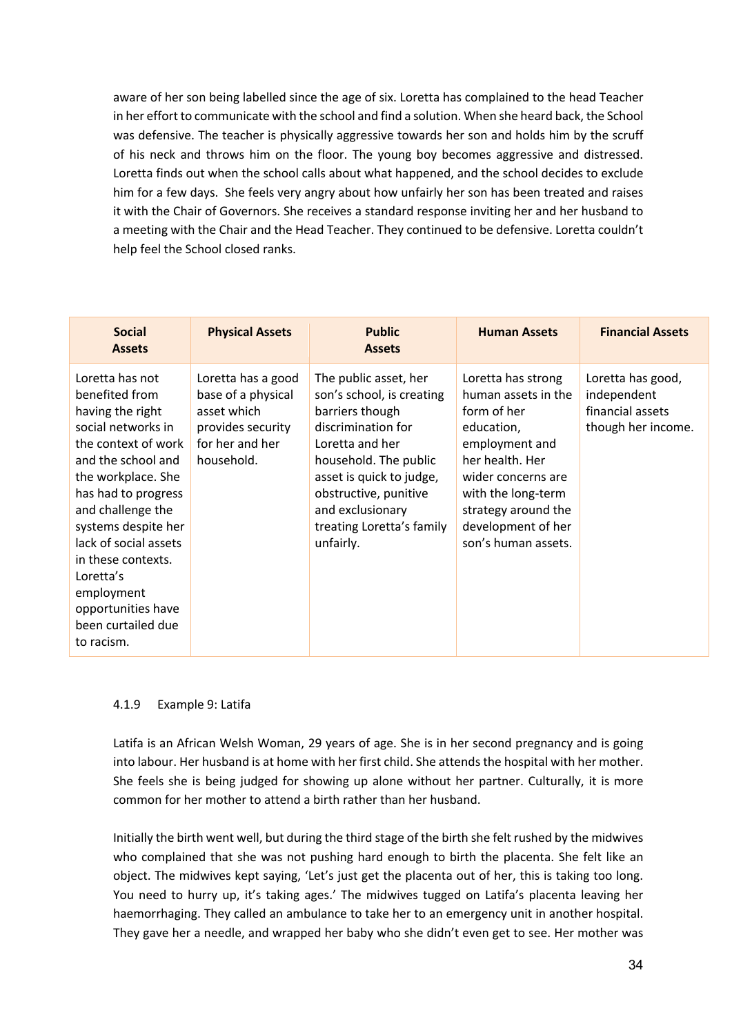aware of her son being labelled since the age of six. Loretta has complained to the head Teacher in her effort to communicate with the school and find a solution. When she heard back, the School was defensive. The teacher is physically aggressive towards her son and holds him by the scruff of his neck and throws him on the floor. The young boy becomes aggressive and distressed. Loretta finds out when the school calls about what happened, and the school decides to exclude him for a few days. She feels very angry about how unfairly her son has been treated and raises it with the Chair of Governors. She receives a standard response inviting her and her husband to a meeting with the Chair and the Head Teacher. They continued to be defensive. Loretta couldn't help feel the School closed ranks.

| Social Assets | Physical Assets | Public Assets | Human Assets | Financial Assets |
|---|---|---|---|---|
| Loretta has not benefited from having the right social networks in the context of work and the school and the workplace. She has had to progress and challenge the systems despite her lack of social assets in these contexts. Loretta's employment opportunities have been curtailed due to racism. | Loretta has a good base of a physical asset which provides security for her and her household. | The public asset, her son's school, is creating barriers though discrimination for Loretta and her household. The public asset is quick to judge, obstructive, punitive and exclusionary treating Loretta's family unfairly. | Loretta has strong human assets in the form of her education, employment and her health. Her wider concerns are with the long-term strategy around the development of her son's human assets. | Loretta has good, independent financial assets though her income. |

#### 4.1.9 Example 9: Latifa

Latifa is an African Welsh Woman, 29 years of age. She is in her second pregnancy and is going into labour. Her husband is at home with her first child. She attends the hospital with her mother. She feels she is being judged for showing up alone without her partner. Culturally, it is more common for her mother to attend a birth rather than her husband.

Initially the birth went well, but during the third stage of the birth she felt rushed by the midwives who complained that she was not pushing hard enough to birth the placenta. She felt like an object. The midwives kept saying, 'Let's just get the placenta out of her, this is taking too long. You need to hurry up, it's taking ages.' The midwives tugged on Latifa's placenta leaving her haemorrhaging. They called an ambulance to take her to an emergency unit in another hospital. They gave her a needle, and wrapped her baby who she didn't even get to see. Her mother was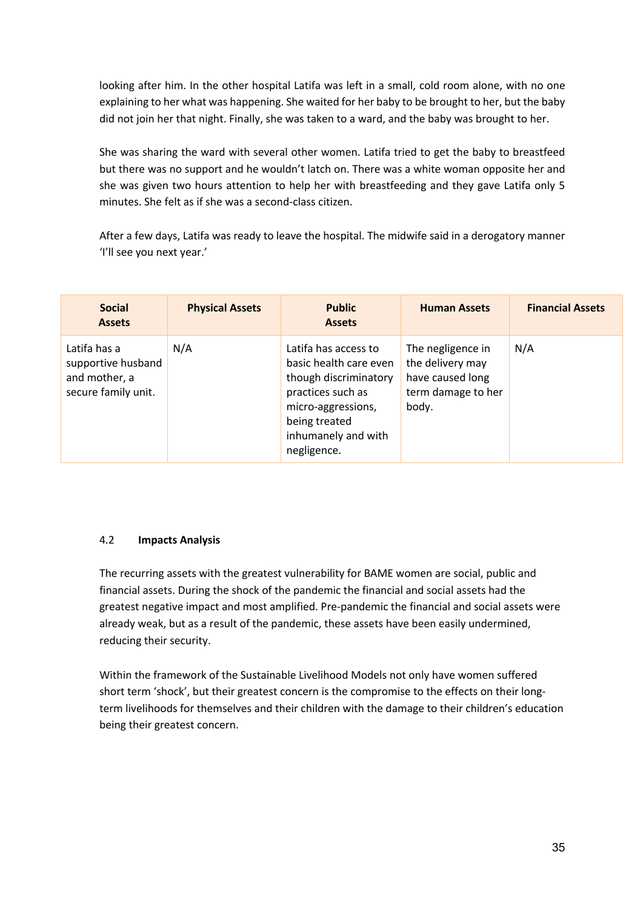looking after him. In the other hospital Latifa was left in a small, cold room alone, with no one explaining to her what was happening. She waited for her baby to be brought to her, but the baby did not join her that night. Finally, she was taken to a ward, and the baby was brought to her.

She was sharing the ward with several other women. Latifa tried to get the baby to breastfeed but there was no support and he wouldn't latch on. There was a white woman opposite her and she was given two hours attention to help her with breastfeeding and they gave Latifa only 5 minutes. She felt as if she was a second-class citizen.

After a few days, Latifa was ready to leave the hospital. The midwife said in a derogatory manner 'I'll see you next year.'

| Social Assets | Physical Assets | Public Assets | Human Assets | Financial Assets |
|---|---|---|---|---|
| Latifa has a supportive husband and mother, a secure family unit. | N/A | Latifa has access to basic health care even though discriminatory practices such as micro-aggressions, being treated inhumanely and with negligence. | The negligence in the delivery may have caused long term damage to her body. | N/A |

4.2 **Impacts Analysis**

The recurring assets with the greatest vulnerability for BAME women are social, public and financial assets. During the shock of the pandemic the financial and social assets had the greatest negative impact and most amplified. Pre-pandemic the financial and social assets were already weak, but as a result of the pandemic, these assets have been easily undermined, reducing their security.

Within the framework of the Sustainable Livelihood Models not only have women suffered short term 'shock', but their greatest concern is the compromise to the effects on their long-term livelihoods for themselves and their children with the damage to their children's education being their greatest concern.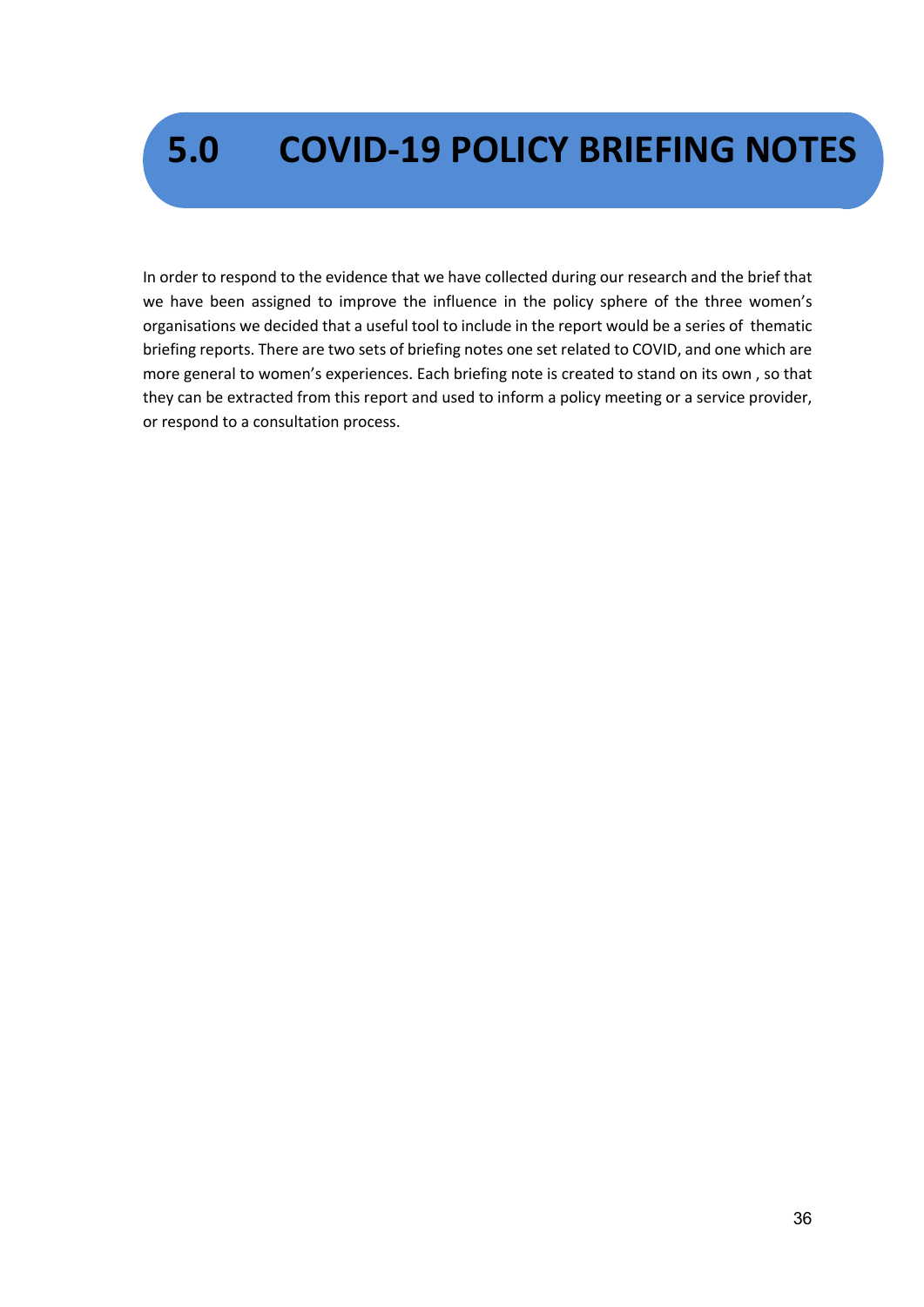# 5.0 COVID-19 POLICY BRIEFING NOTES

In order to respond to the evidence that we have collected during our research and the brief that we have been assigned to improve the influence in the policy sphere of the three women's organisations we decided that a useful tool to include in the report would be a series of thematic briefing reports. There are two sets of briefing notes one set related to COVID, and one which are more general to women's experiences. Each briefing note is created to stand on its own , so that they can be extracted from this report and used to inform a policy meeting or a service provider, or respond to a consultation process.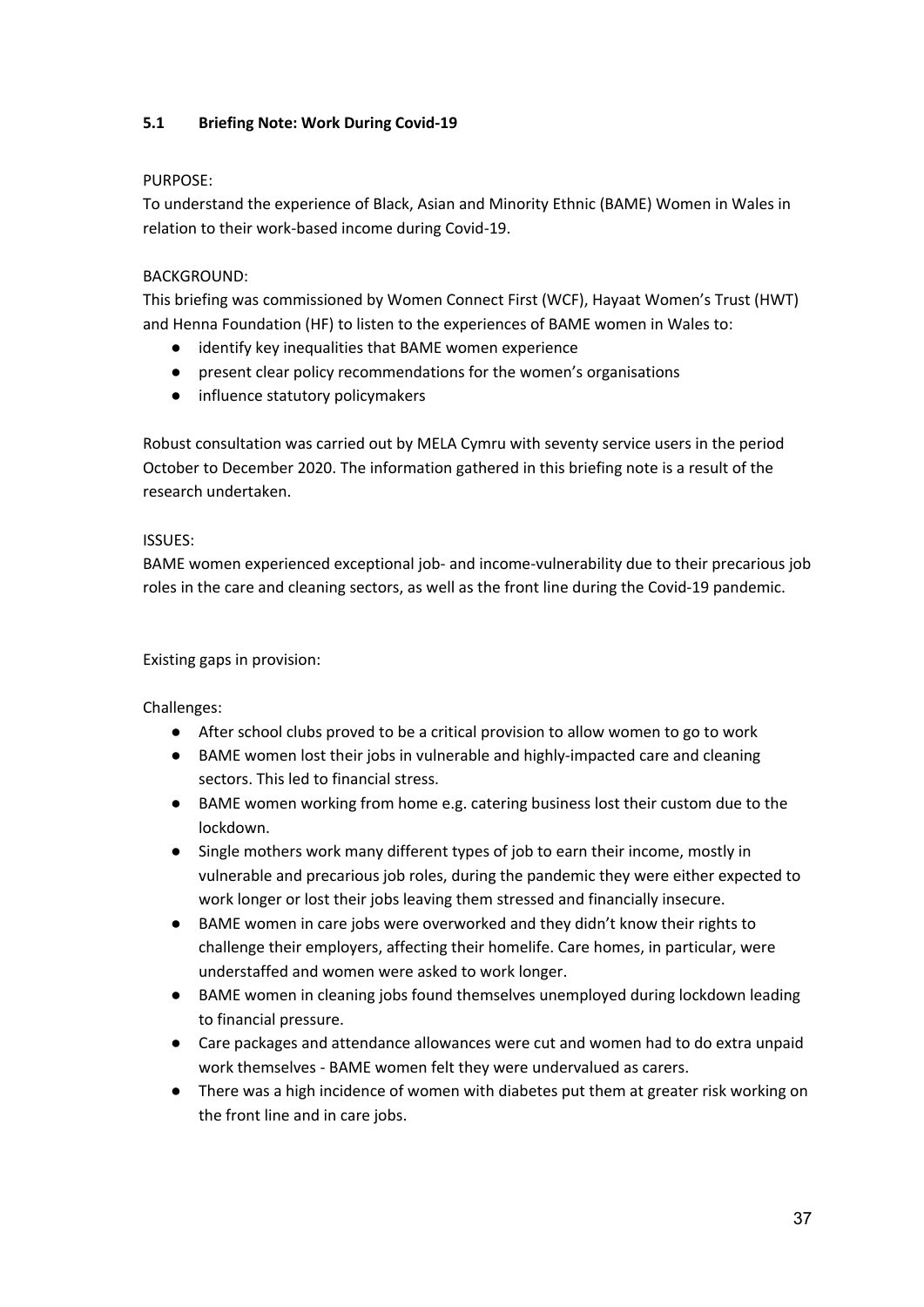### 5.1 Briefing Note: Work During Covid-19

PURPOSE:

To understand the experience of Black, Asian and Minority Ethnic (BAME) Women in Wales in relation to their work-based income during Covid-19.

BACKGROUND:

This briefing was commissioned by Women Connect First (WCF), Hayaat Women's Trust (HWT) and Henna Foundation (HF) to listen to the experiences of BAME women in Wales to:

- identify key inequalities that BAME women experience
- present clear policy recommendations for the women's organisations
- influence statutory policymakers

Robust consultation was carried out by MELA Cymru with seventy service users in the period October to December 2020. The information gathered in this briefing note is a result of the research undertaken.

ISSUES:

BAME women experienced exceptional job- and income-vulnerability due to their precarious job roles in the care and cleaning sectors, as well as the front line during the Covid-19 pandemic.

Existing gaps in provision:

Challenges:

- After school clubs proved to be a critical provision to allow women to go to work
- BAME women lost their jobs in vulnerable and highly-impacted care and cleaning sectors. This led to financial stress.
- BAME women working from home e.g. catering business lost their custom due to the lockdown.
- Single mothers work many different types of job to earn their income, mostly in vulnerable and precarious job roles, during the pandemic they were either expected to work longer or lost their jobs leaving them stressed and financially insecure.
- BAME women in care jobs were overworked and they didn't know their rights to challenge their employers, affecting their homelife. Care homes, in particular, were understaffed and women were asked to work longer.
- BAME women in cleaning jobs found themselves unemployed during lockdown leading to financial pressure.
- Care packages and attendance allowances were cut and women had to do extra unpaid work themselves - BAME women felt they were undervalued as carers.
- There was a high incidence of women with diabetes put them at greater risk working on the front line and in care jobs.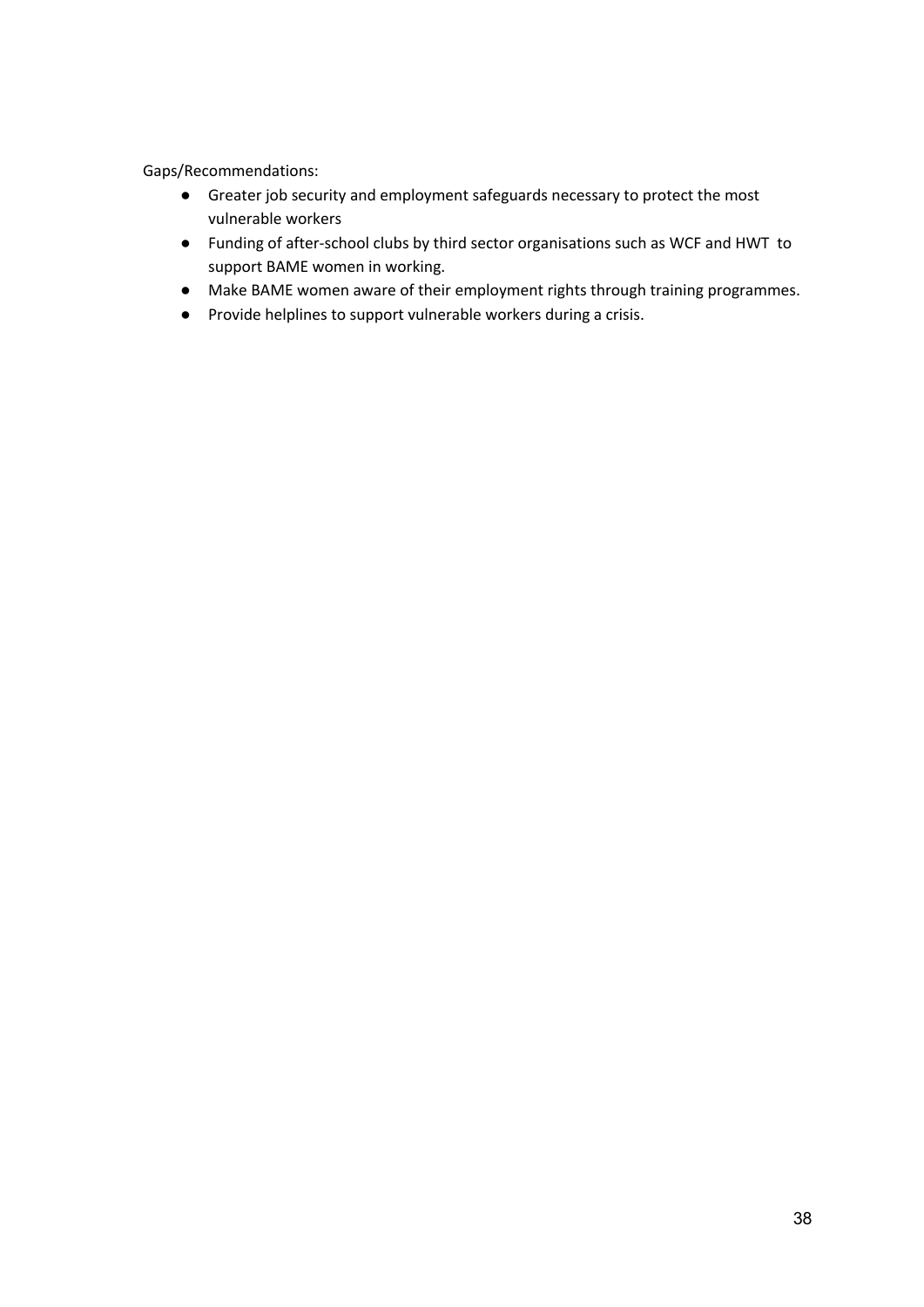Gaps/Recommendations:

- Greater job security and employment safeguards necessary to protect the most vulnerable workers
- Funding of after-school clubs by third sector organisations such as WCF and HWT to support BAME women in working.
- Make BAME women aware of their employment rights through training programmes.
- Provide helplines to support vulnerable workers during a crisis.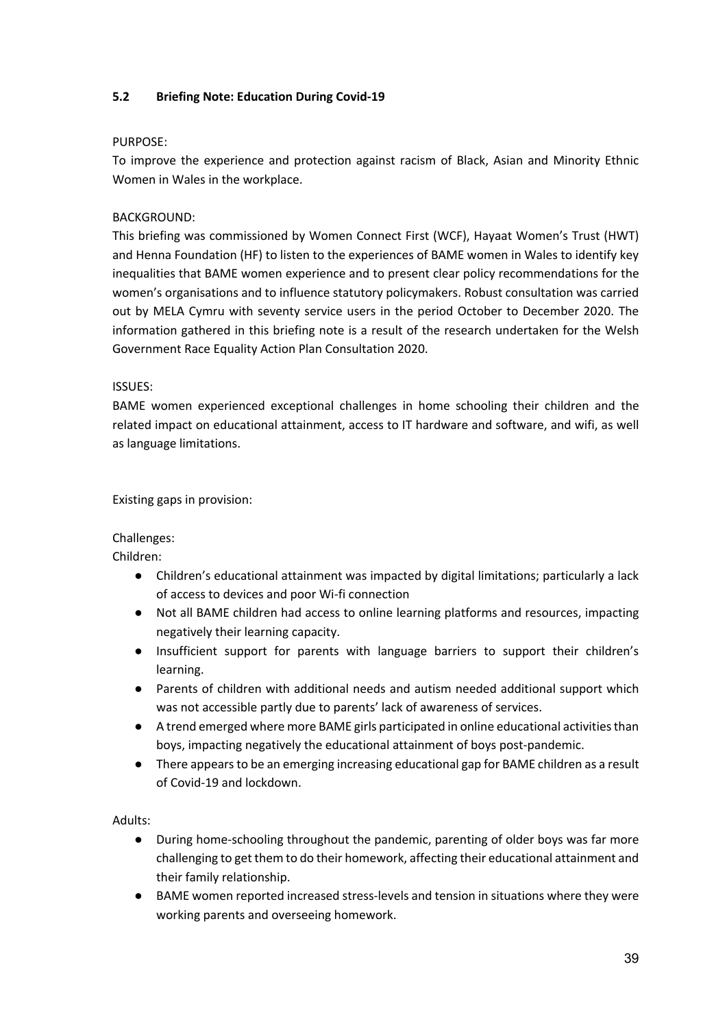### 5.2 Briefing Note: Education During Covid-19

PURPOSE:
To improve the experience and protection against racism of Black, Asian and Minority Ethnic Women in Wales in the workplace.

BACKGROUND:
This briefing was commissioned by Women Connect First (WCF), Hayaat Women's Trust (HWT) and Henna Foundation (HF) to listen to the experiences of BAME women in Wales to identify key inequalities that BAME women experience and to present clear policy recommendations for the women's organisations and to influence statutory policymakers. Robust consultation was carried out by MELA Cymru with seventy service users in the period October to December 2020. The information gathered in this briefing note is a result of the research undertaken for the Welsh Government Race Equality Action Plan Consultation 2020.

ISSUES:
BAME women experienced exceptional challenges in home schooling their children and the related impact on educational attainment, access to IT hardware and software, and wifi, as well as language limitations.

Existing gaps in provision:

Challenges:
Children:

- Children's educational attainment was impacted by digital limitations; particularly a lack of access to devices and poor Wi-fi connection
- Not all BAME children had access to online learning platforms and resources, impacting negatively their learning capacity.
- Insufficient support for parents with language barriers to support their children's learning.
- Parents of children with additional needs and autism needed additional support which was not accessible partly due to parents' lack of awareness of services.
- A trend emerged where more BAME girls participated in online educational activities than boys, impacting negatively the educational attainment of boys post-pandemic.
- There appears to be an emerging increasing educational gap for BAME children as a result of Covid-19 and lockdown.

Adults:

- During home-schooling throughout the pandemic, parenting of older boys was far more challenging to get them to do their homework, affecting their educational attainment and their family relationship.
- BAME women reported increased stress-levels and tension in situations where they were working parents and overseeing homework.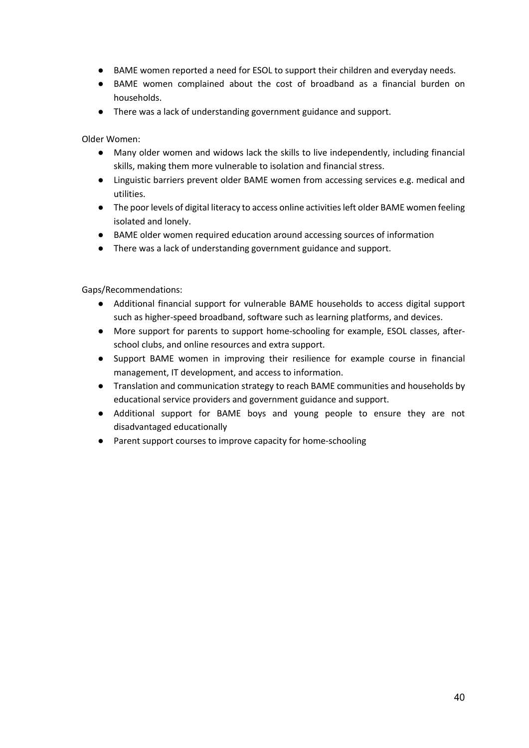- BAME women reported a need for ESOL to support their children and everyday needs.
- BAME women complained about the cost of broadband as a financial burden on households.
- There was a lack of understanding government guidance and support.

Older Women:

- Many older women and widows lack the skills to live independently, including financial skills, making them more vulnerable to isolation and financial stress.
- Linguistic barriers prevent older BAME women from accessing services e.g. medical and utilities.
- The poor levels of digital literacy to access online activities left older BAME women feeling isolated and lonely.
- BAME older women required education around accessing sources of information
- There was a lack of understanding government guidance and support.

Gaps/Recommendations:

- Additional financial support for vulnerable BAME households to access digital support such as higher-speed broadband, software such as learning platforms, and devices.
- More support for parents to support home-schooling for example, ESOL classes, after-school clubs, and online resources and extra support.
- Support BAME women in improving their resilience for example course in financial management, IT development, and access to information.
- Translation and communication strategy to reach BAME communities and households by educational service providers and government guidance and support.
- Additional support for BAME boys and young people to ensure they are not disadvantaged educationally
- Parent support courses to improve capacity for home-schooling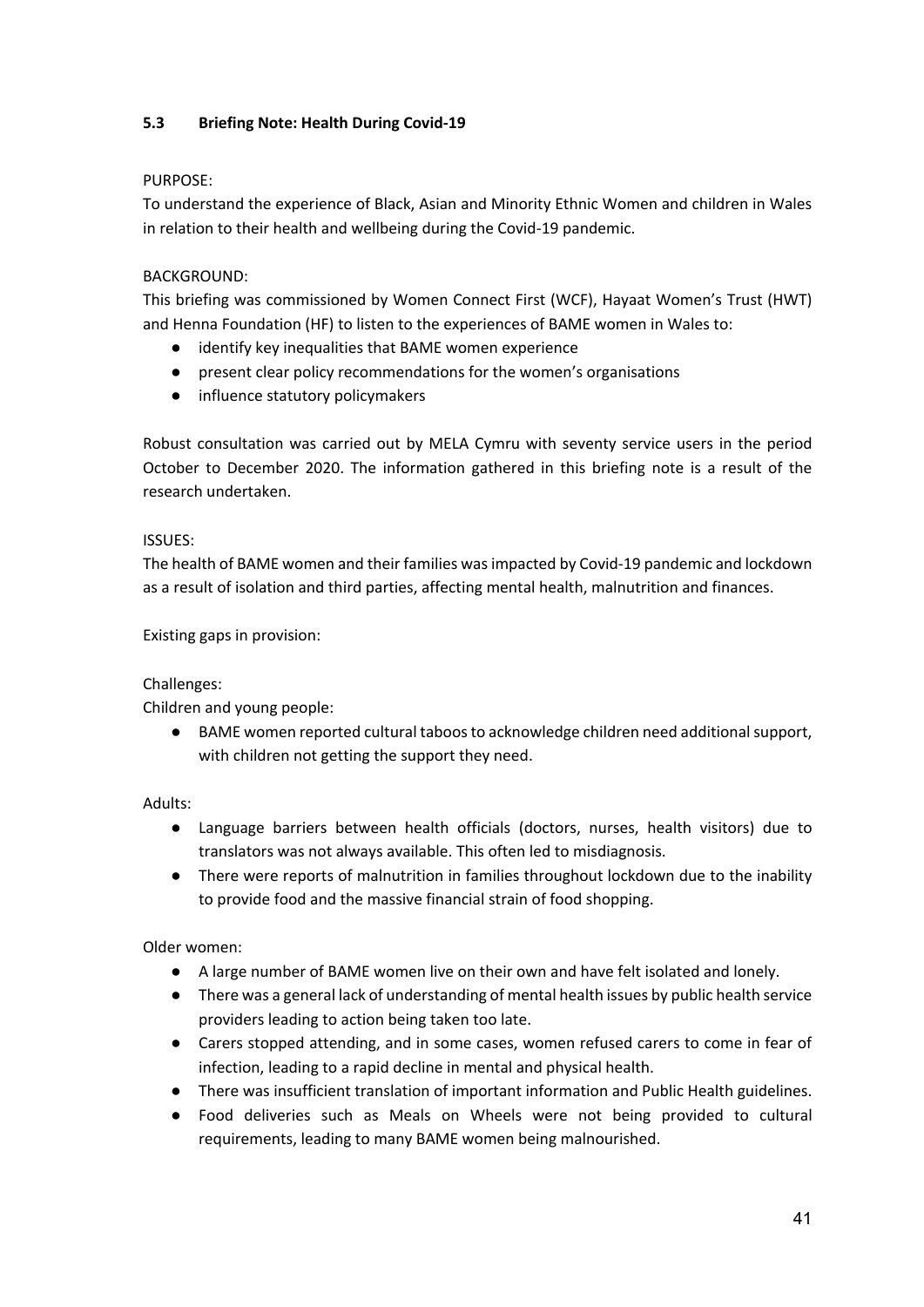### 5.3 Briefing Note: Health During Covid-19

PURPOSE:

To understand the experience of Black, Asian and Minority Ethnic Women and children in Wales in relation to their health and wellbeing during the Covid-19 pandemic.

BACKGROUND:

This briefing was commissioned by Women Connect First (WCF), Hayaat Women's Trust (HWT) and Henna Foundation (HF) to listen to the experiences of BAME women in Wales to:

- identify key inequalities that BAME women experience
- present clear policy recommendations for the women's organisations
- influence statutory policymakers

Robust consultation was carried out by MELA Cymru with seventy service users in the period October to December 2020. The information gathered in this briefing note is a result of the research undertaken.

ISSUES:

The health of BAME women and their families was impacted by Covid-19 pandemic and lockdown as a result of isolation and third parties, affecting mental health, malnutrition and finances.

Existing gaps in provision:

Challenges:

Children and young people:

- BAME women reported cultural taboos to acknowledge children need additional support, with children not getting the support they need.

Adults:

- Language barriers between health officials (doctors, nurses, health visitors) due to translators was not always available. This often led to misdiagnosis.
- There were reports of malnutrition in families throughout lockdown due to the inability to provide food and the massive financial strain of food shopping.

Older women:

- A large number of BAME women live on their own and have felt isolated and lonely.
- There was a general lack of understanding of mental health issues by public health service providers leading to action being taken too late.
- Carers stopped attending, and in some cases, women refused carers to come in fear of infection, leading to a rapid decline in mental and physical health.
- There was insufficient translation of important information and Public Health guidelines.
- Food deliveries such as Meals on Wheels were not being provided to cultural requirements, leading to many BAME women being malnourished.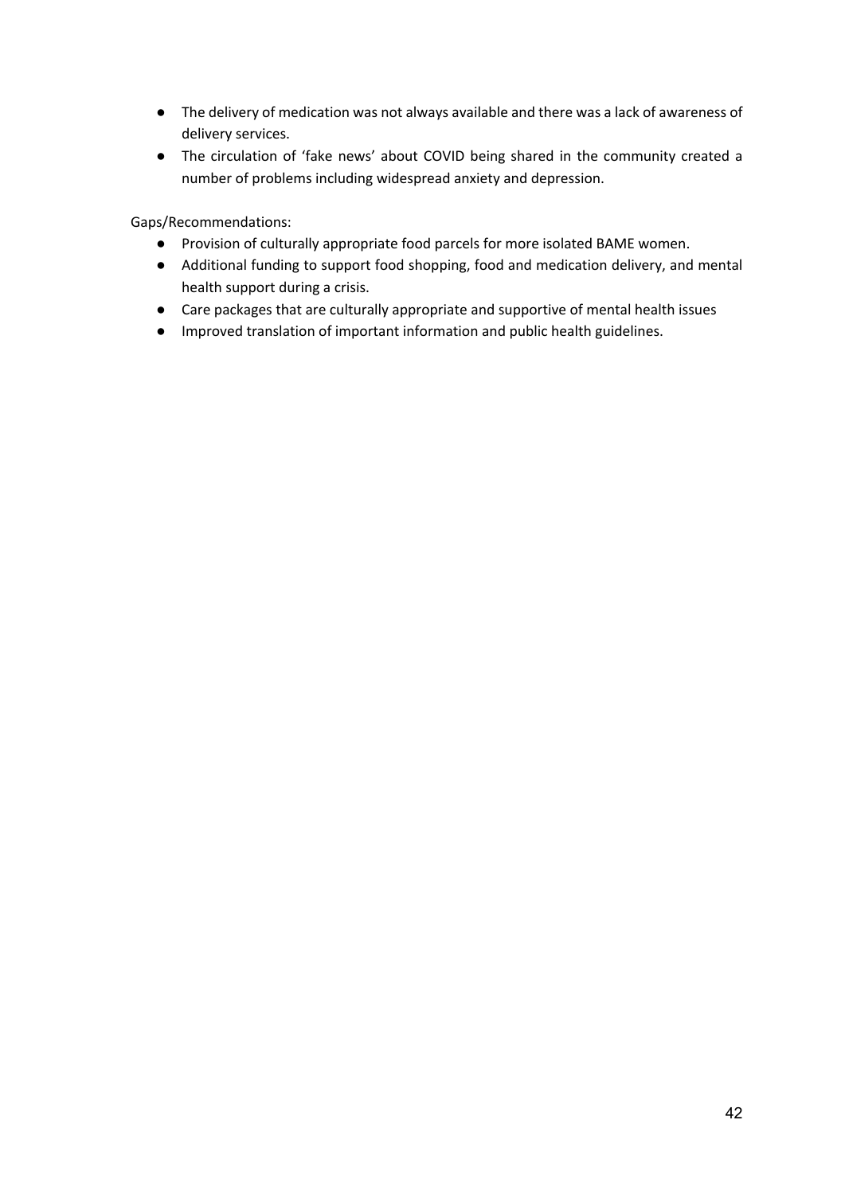- The delivery of medication was not always available and there was a lack of awareness of delivery services.
- The circulation of 'fake news' about COVID being shared in the community created a number of problems including widespread anxiety and depression.

Gaps/Recommendations:

- Provision of culturally appropriate food parcels for more isolated BAME women.
- Additional funding to support food shopping, food and medication delivery, and mental health support during a crisis.
- Care packages that are culturally appropriate and supportive of mental health issues
- Improved translation of important information and public health guidelines.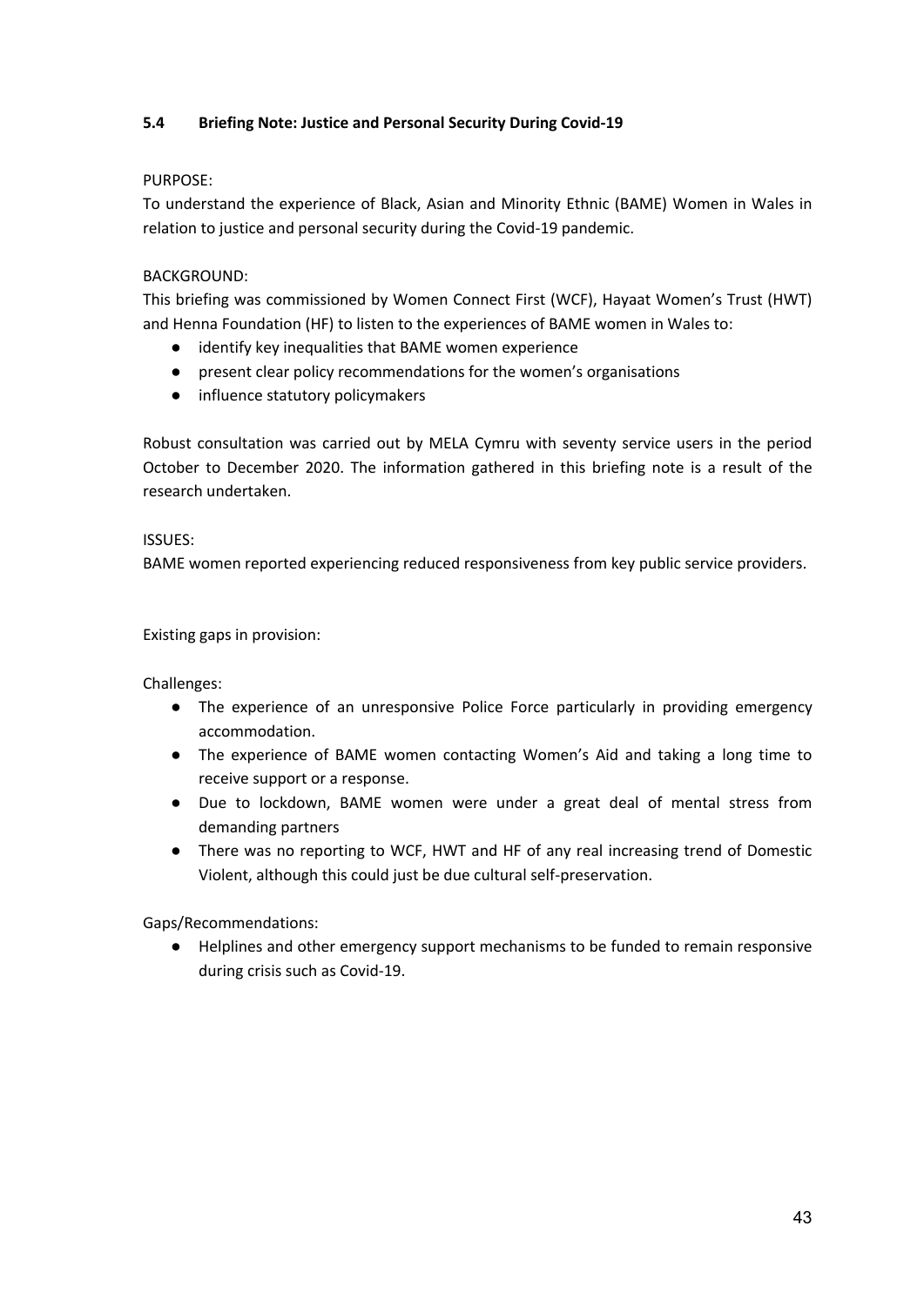### 5.4 Briefing Note: Justice and Personal Security During Covid-19

PURPOSE:

To understand the experience of Black, Asian and Minority Ethnic (BAME) Women in Wales in relation to justice and personal security during the Covid-19 pandemic.

BACKGROUND:

This briefing was commissioned by Women Connect First (WCF), Hayaat Women's Trust (HWT) and Henna Foundation (HF) to listen to the experiences of BAME women in Wales to:

- identify key inequalities that BAME women experience
- present clear policy recommendations for the women's organisations
- influence statutory policymakers

Robust consultation was carried out by MELA Cymru with seventy service users in the period October to December 2020. The information gathered in this briefing note is a result of the research undertaken.

ISSUES:

BAME women reported experiencing reduced responsiveness from key public service providers.

Existing gaps in provision:

Challenges:

- The experience of an unresponsive Police Force particularly in providing emergency accommodation.
- The experience of BAME women contacting Women's Aid and taking a long time to receive support or a response.
- Due to lockdown, BAME women were under a great deal of mental stress from demanding partners
- There was no reporting to WCF, HWT and HF of any real increasing trend of Domestic Violent, although this could just be due cultural self-preservation.

Gaps/Recommendations:

- Helplines and other emergency support mechanisms to be funded to remain responsive during crisis such as Covid-19.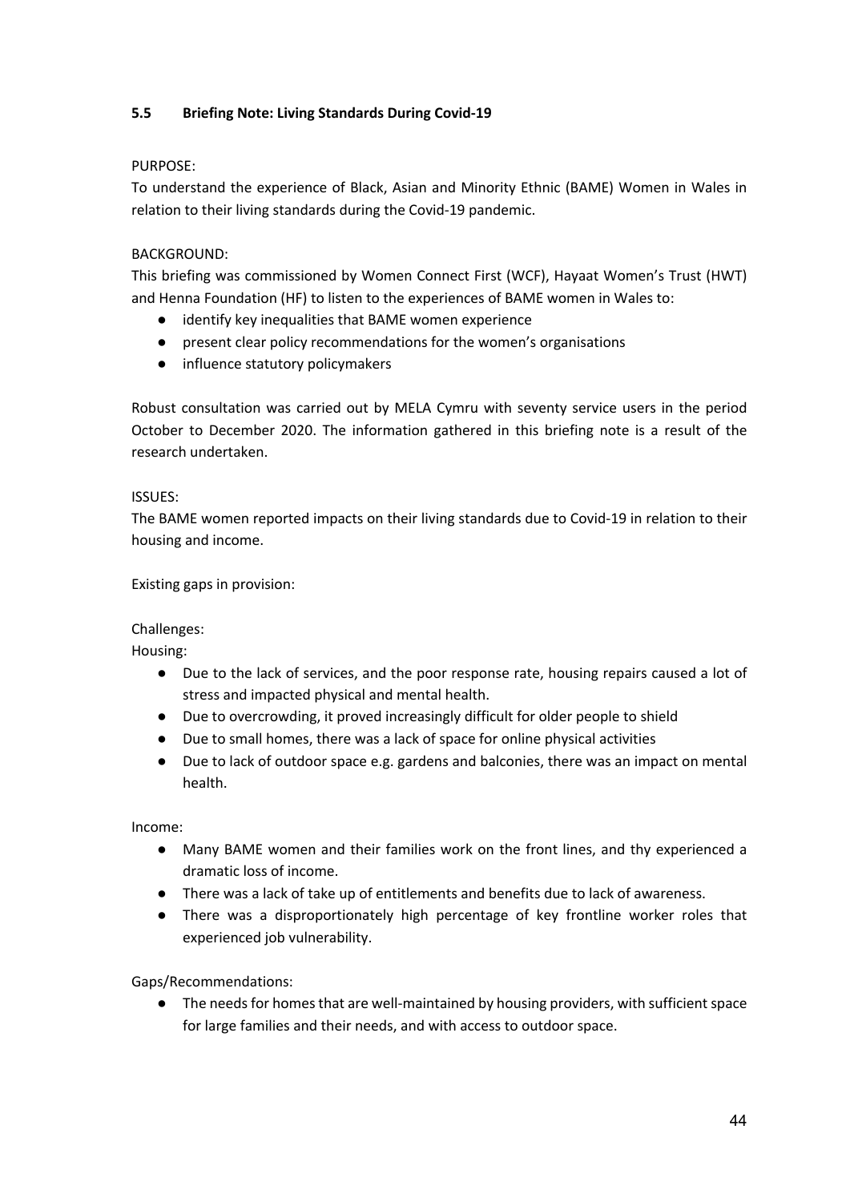### 5.5 Briefing Note: Living Standards During Covid-19

PURPOSE:

To understand the experience of Black, Asian and Minority Ethnic (BAME) Women in Wales in relation to their living standards during the Covid-19 pandemic.

BACKGROUND:

This briefing was commissioned by Women Connect First (WCF), Hayaat Women's Trust (HWT) and Henna Foundation (HF) to listen to the experiences of BAME women in Wales to:

- identify key inequalities that BAME women experience
- present clear policy recommendations for the women's organisations
- influence statutory policymakers

Robust consultation was carried out by MELA Cymru with seventy service users in the period October to December 2020. The information gathered in this briefing note is a result of the research undertaken.

ISSUES:

The BAME women reported impacts on their living standards due to Covid-19 in relation to their housing and income.

Existing gaps in provision:

Challenges:

Housing:

- Due to the lack of services, and the poor response rate, housing repairs caused a lot of stress and impacted physical and mental health.
- Due to overcrowding, it proved increasingly difficult for older people to shield
- Due to small homes, there was a lack of space for online physical activities
- Due to lack of outdoor space e.g. gardens and balconies, there was an impact on mental health.

Income:

- Many BAME women and their families work on the front lines, and thy experienced a dramatic loss of income.
- There was a lack of take up of entitlements and benefits due to lack of awareness.
- There was a disproportionately high percentage of key frontline worker roles that experienced job vulnerability.

Gaps/Recommendations:

- The needs for homes that are well-maintained by housing providers, with sufficient space for large families and their needs, and with access to outdoor space.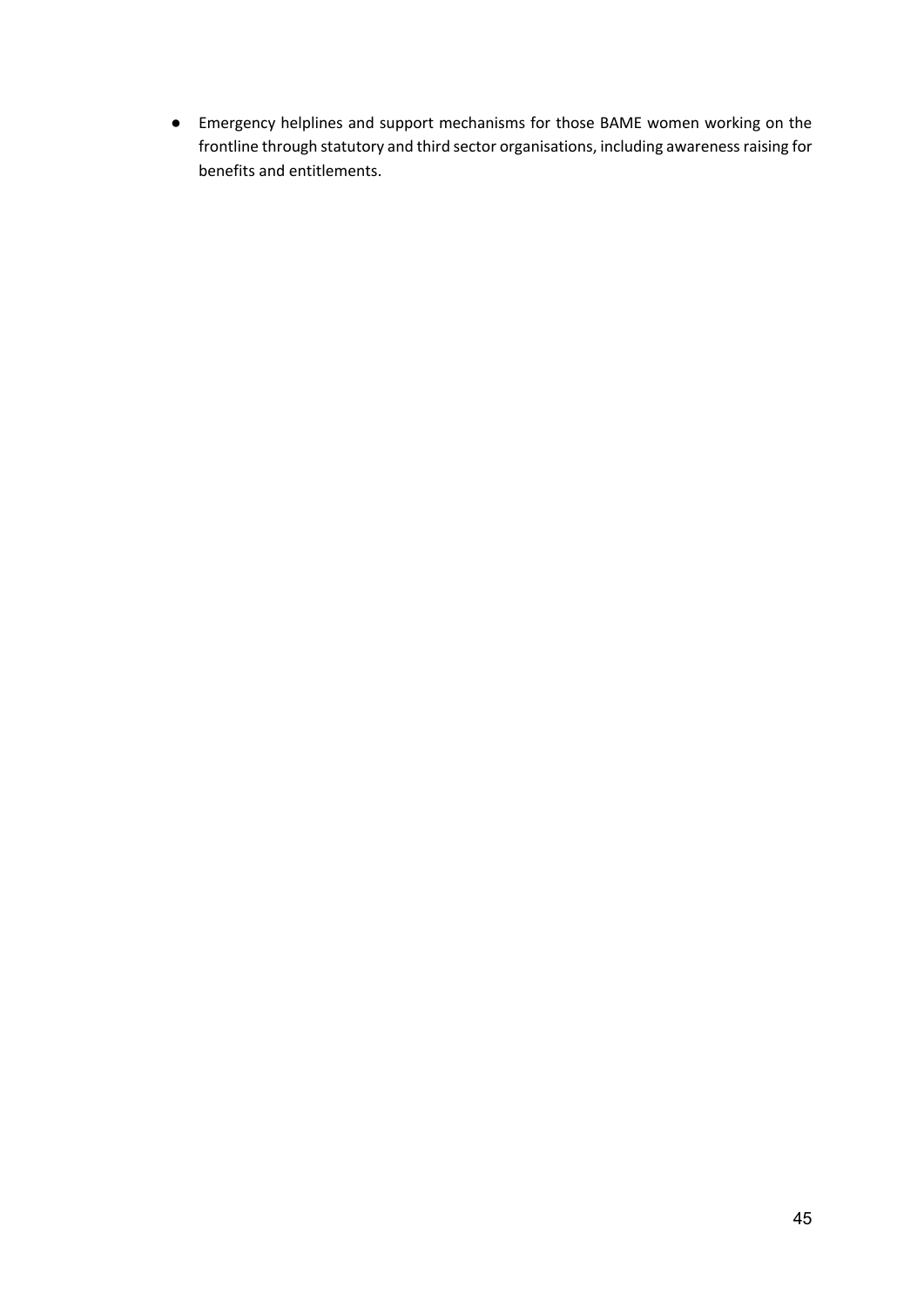- Emergency helplines and support mechanisms for those BAME women working on the frontline through statutory and third sector organisations, including awareness raising for benefits and entitlements.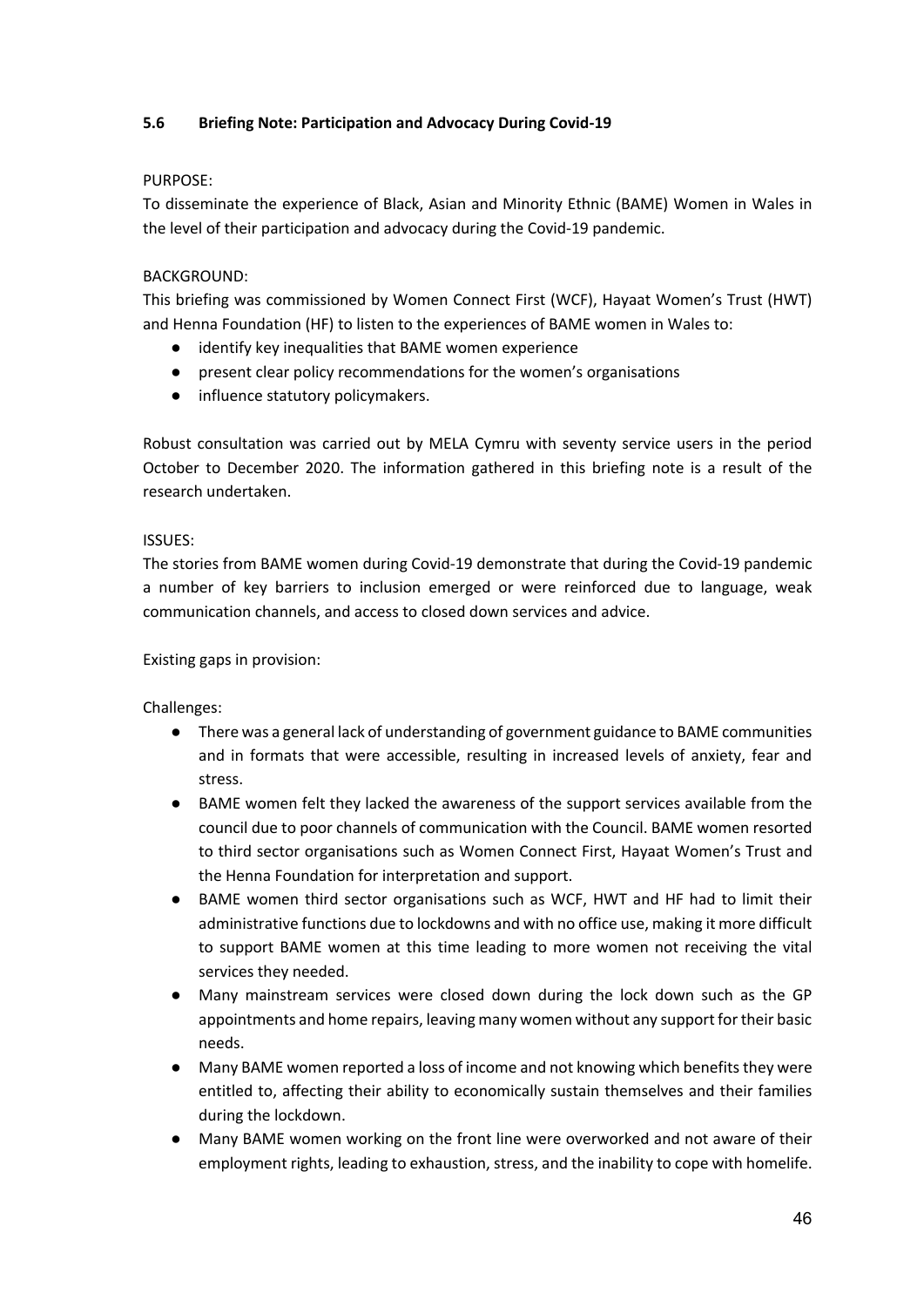### 5.6 Briefing Note: Participation and Advocacy During Covid-19

PURPOSE:

To disseminate the experience of Black, Asian and Minority Ethnic (BAME) Women in Wales in the level of their participation and advocacy during the Covid-19 pandemic.

BACKGROUND:

This briefing was commissioned by Women Connect First (WCF), Hayaat Women's Trust (HWT) and Henna Foundation (HF) to listen to the experiences of BAME women in Wales to:

- identify key inequalities that BAME women experience
- present clear policy recommendations for the women's organisations
- influence statutory policymakers.

Robust consultation was carried out by MELA Cymru with seventy service users in the period October to December 2020. The information gathered in this briefing note is a result of the research undertaken.

ISSUES:

The stories from BAME women during Covid-19 demonstrate that during the Covid-19 pandemic a number of key barriers to inclusion emerged or were reinforced due to language, weak communication channels, and access to closed down services and advice.

Existing gaps in provision:

Challenges:

- There was a general lack of understanding of government guidance to BAME communities and in formats that were accessible, resulting in increased levels of anxiety, fear and stress.
- BAME women felt they lacked the awareness of the support services available from the council due to poor channels of communication with the Council. BAME women resorted to third sector organisations such as Women Connect First, Hayaat Women's Trust and the Henna Foundation for interpretation and support.
- BAME women third sector organisations such as WCF, HWT and HF had to limit their administrative functions due to lockdowns and with no office use, making it more difficult to support BAME women at this time leading to more women not receiving the vital services they needed.
- Many mainstream services were closed down during the lock down such as the GP appointments and home repairs, leaving many women without any support for their basic needs.
- Many BAME women reported a loss of income and not knowing which benefits they were entitled to, affecting their ability to economically sustain themselves and their families during the lockdown.
- Many BAME women working on the front line were overworked and not aware of their employment rights, leading to exhaustion, stress, and the inability to cope with homelife.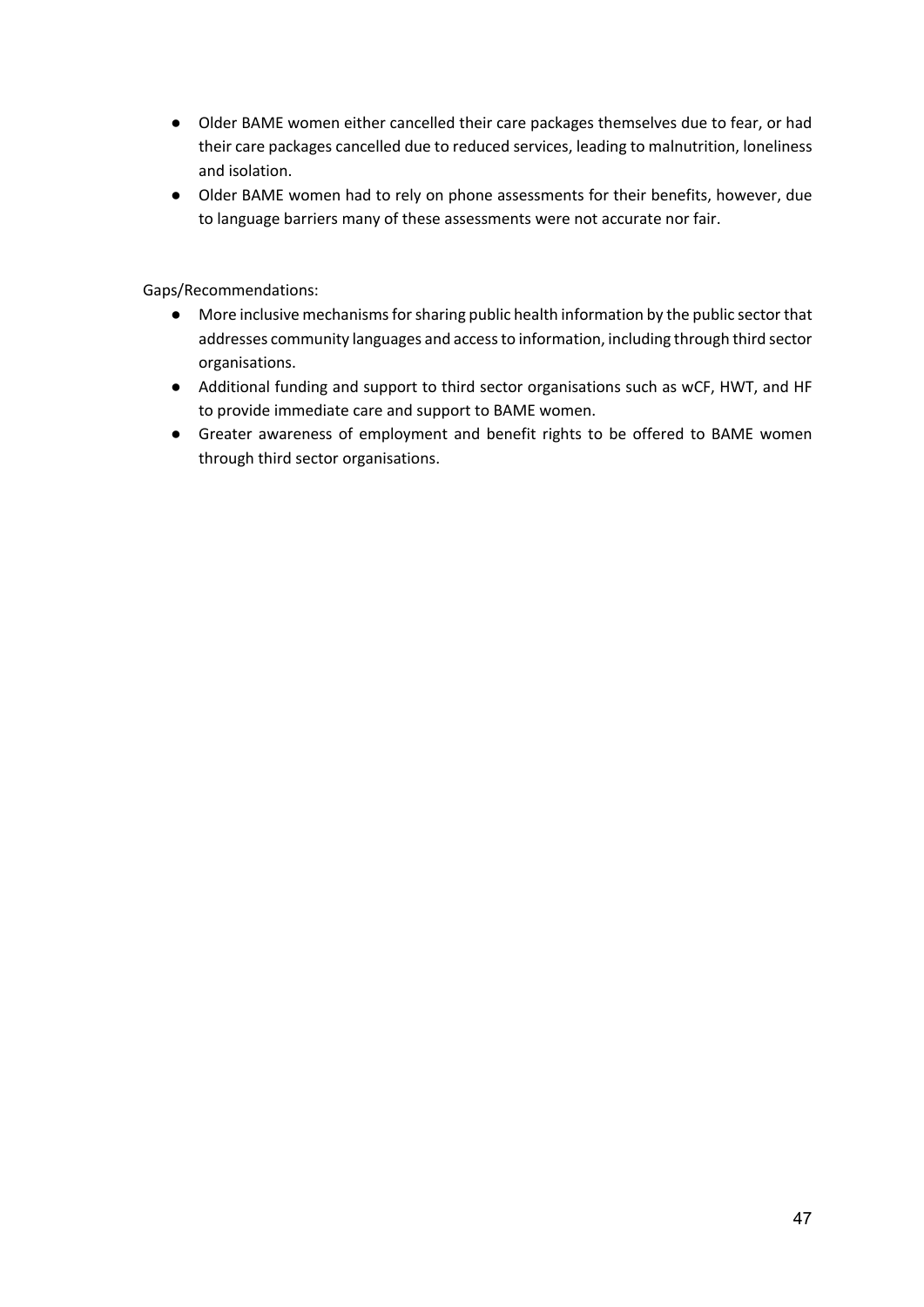- Older BAME women either cancelled their care packages themselves due to fear, or had their care packages cancelled due to reduced services, leading to malnutrition, loneliness and isolation.
- Older BAME women had to rely on phone assessments for their benefits, however, due to language barriers many of these assessments were not accurate nor fair.

Gaps/Recommendations:

- More inclusive mechanisms for sharing public health information by the public sector that addresses community languages and access to information, including through third sector organisations.
- Additional funding and support to third sector organisations such as wCF, HWT, and HF to provide immediate care and support to BAME women.
- Greater awareness of employment and benefit rights to be offered to BAME women through third sector organisations.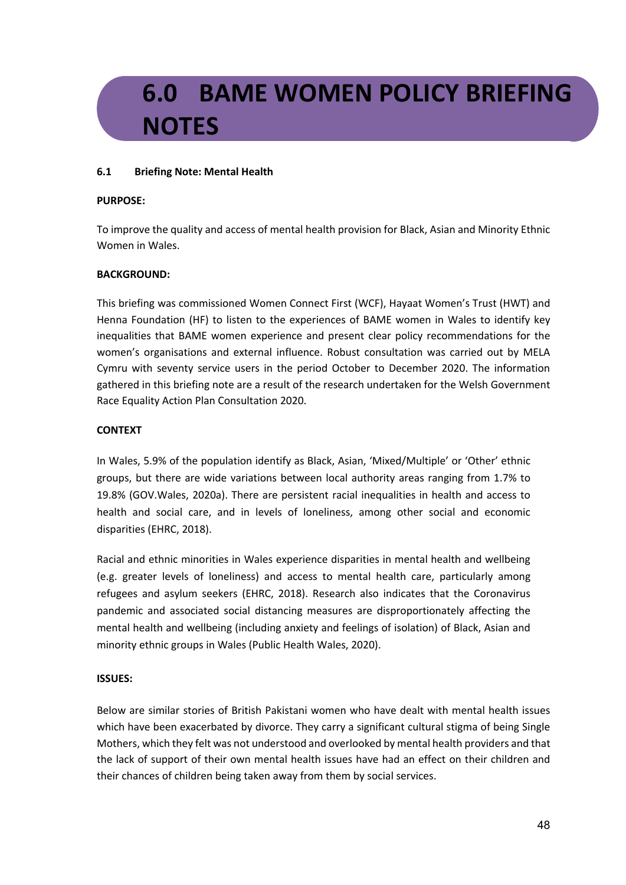# 6.0 BAME WOMEN POLICY BRIEFING NOTES

### 6.1 Briefing Note: Mental Health

**PURPOSE:**

To improve the quality and access of mental health provision for Black, Asian and Minority Ethnic Women in Wales.

**BACKGROUND:**

This briefing was commissioned Women Connect First (WCF), Hayaat Women's Trust (HWT) and Henna Foundation (HF) to listen to the experiences of BAME women in Wales to identify key inequalities that BAME women experience and present clear policy recommendations for the women's organisations and external influence. Robust consultation was carried out by MELA Cymru with seventy service users in the period October to December 2020. The information gathered in this briefing note are a result of the research undertaken for the Welsh Government Race Equality Action Plan Consultation 2020.

**CONTEXT**

In Wales, 5.9% of the population identify as Black, Asian, 'Mixed/Multiple' or 'Other' ethnic groups, but there are wide variations between local authority areas ranging from 1.7% to 19.8% (GOV.Wales, 2020a). There are persistent racial inequalities in health and access to health and social care, and in levels of loneliness, among other social and economic disparities (EHRC, 2018).

Racial and ethnic minorities in Wales experience disparities in mental health and wellbeing (e.g. greater levels of loneliness) and access to mental health care, particularly among refugees and asylum seekers (EHRC, 2018). Research also indicates that the Coronavirus pandemic and associated social distancing measures are disproportionately affecting the mental health and wellbeing (including anxiety and feelings of isolation) of Black, Asian and minority ethnic groups in Wales (Public Health Wales, 2020).

**ISSUES:**

Below are similar stories of British Pakistani women who have dealt with mental health issues which have been exacerbated by divorce. They carry a significant cultural stigma of being Single Mothers, which they felt was not understood and overlooked by mental health providers and that the lack of support of their own mental health issues have had an effect on their children and their chances of children being taken away from them by social services.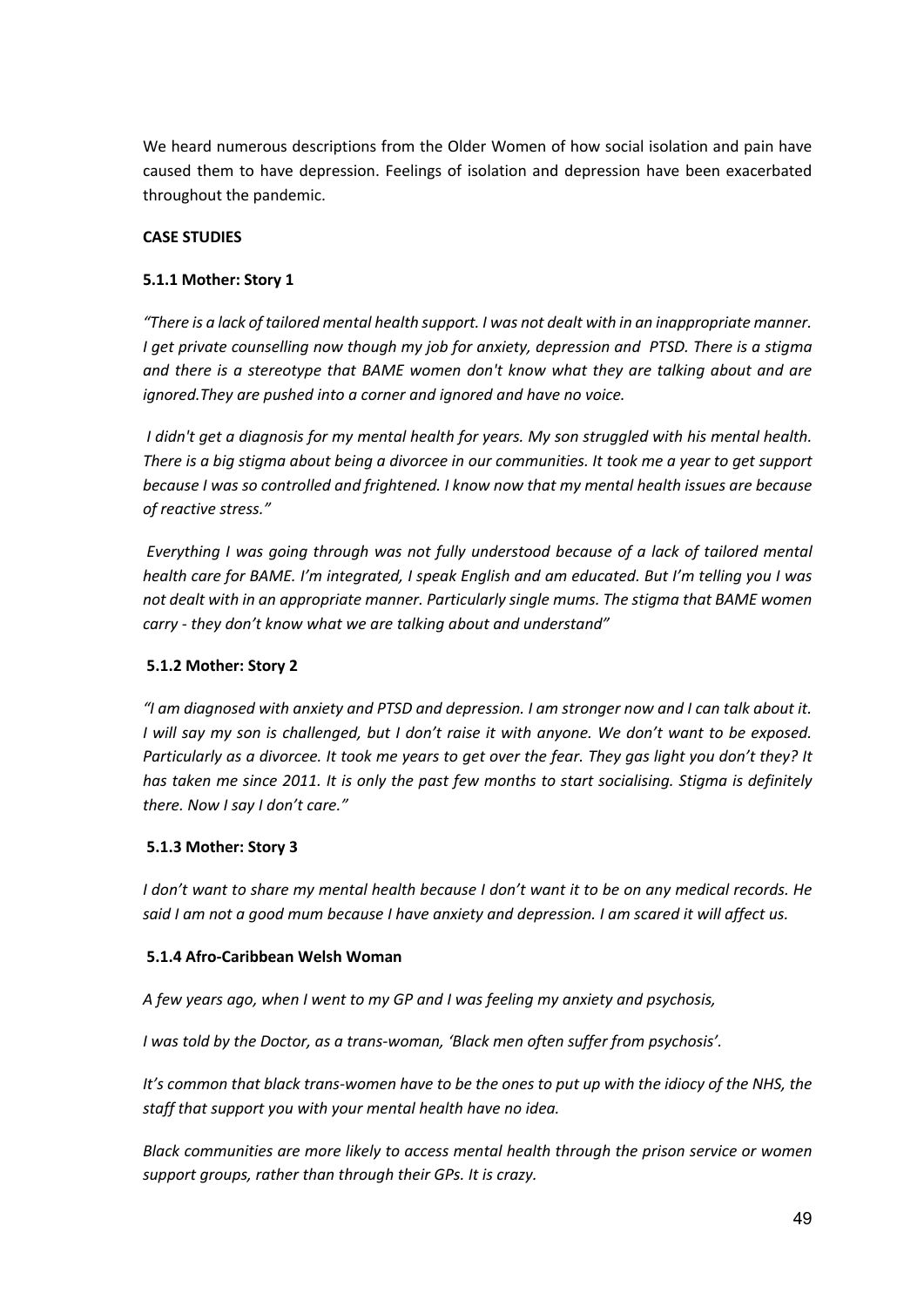We heard numerous descriptions from the Older Women of how social isolation and pain have caused them to have depression. Feelings of isolation and depression have been exacerbated throughout the pandemic.

**CASE STUDIES**

**5.1.1 Mother: Story 1**

*"There is a lack of tailored mental health support. I was not dealt with in an inappropriate manner. I get private counselling now though my job for anxiety, depression and PTSD. There is a stigma and there is a stereotype that BAME women don't know what they are talking about and are ignored.They are pushed into a corner and ignored and have no voice.*

*I didn't get a diagnosis for my mental health for years. My son struggled with his mental health. There is a big stigma about being a divorcee in our communities. It took me a year to get support because I was so controlled and frightened. I know now that my mental health issues are because of reactive stress."*

*Everything I was going through was not fully understood because of a lack of tailored mental health care for BAME. I'm integrated, I speak English and am educated. But I'm telling you I was not dealt with in an appropriate manner. Particularly single mums. The stigma that BAME women carry - they don't know what we are talking about and understand"*

**5.1.2 Mother: Story 2**

*"I am diagnosed with anxiety and PTSD and depression. I am stronger now and I can talk about it. I will say my son is challenged, but I don't raise it with anyone. We don't want to be exposed. Particularly as a divorcee. It took me years to get over the fear. They gas light you don't they? It has taken me since 2011. It is only the past few months to start socialising. Stigma is definitely there. Now I say I don't care."*

**5.1.3 Mother: Story 3**

*I don't want to share my mental health because I don't want it to be on any medical records. He said I am not a good mum because I have anxiety and depression. I am scared it will affect us.*

**5.1.4 Afro-Caribbean Welsh Woman**

*A few years ago, when I went to my GP and I was feeling my anxiety and psychosis,*

*I was told by the Doctor, as a trans-woman, 'Black men often suffer from psychosis'.*

*It's common that black trans-women have to be the ones to put up with the idiocy of the NHS, the staff that support you with your mental health have no idea.*

*Black communities are more likely to access mental health through the prison service or women support groups, rather than through their GPs. It is crazy.*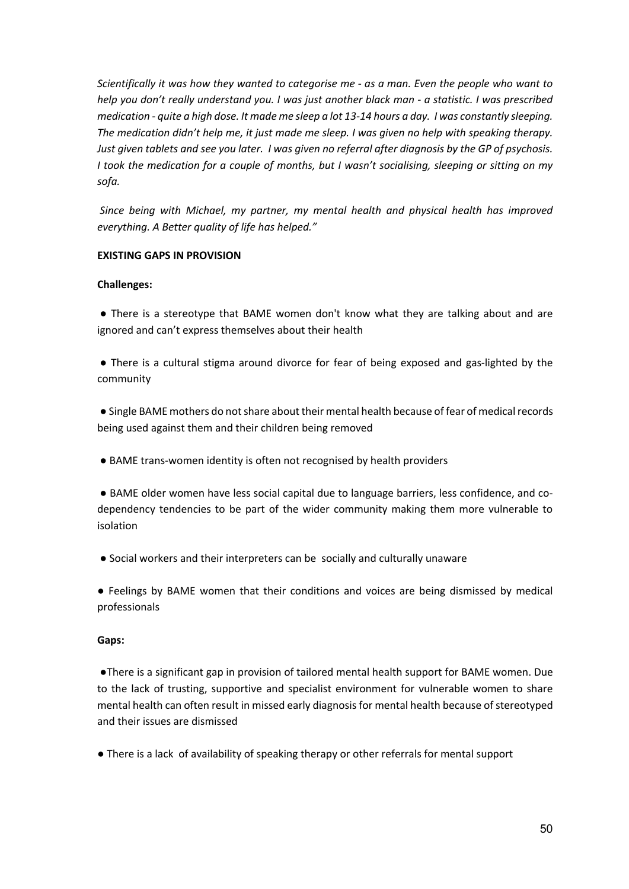*Scientifically it was how they wanted to categorise me - as a man. Even the people who want to help you don't really understand you. I was just another black man - a statistic. I was prescribed medication - quite a high dose. It made me sleep a lot 13-14 hours a day. I was constantly sleeping. The medication didn't help me, it just made me sleep. I was given no help with speaking therapy. Just given tablets and see you later. I was given no referral after diagnosis by the GP of psychosis. I took the medication for a couple of months, but I wasn't socialising, sleeping or sitting on my sofa.*

*Since being with Michael, my partner, my mental health and physical health has improved everything. A Better quality of life has helped."*

**EXISTING GAPS IN PROVISION**

**Challenges:**

● There is a stereotype that BAME women don't know what they are talking about and are ignored and can't express themselves about their health

● There is a cultural stigma around divorce for fear of being exposed and gas-lighted by the community

● Single BAME mothers do not share about their mental health because of fear of medical records being used against them and their children being removed

● BAME trans-women identity is often not recognised by health providers

● BAME older women have less social capital due to language barriers, less confidence, and co-dependency tendencies to be part of the wider community making them more vulnerable to isolation

● Social workers and their interpreters can be socially and culturally unaware

● Feelings by BAME women that their conditions and voices are being dismissed by medical professionals

**Gaps:**

●There is a significant gap in provision of tailored mental health support for BAME women. Due to the lack of trusting, supportive and specialist environment for vulnerable women to share mental health can often result in missed early diagnosis for mental health because of stereotyped and their issues are dismissed

● There is a lack of availability of speaking therapy or other referrals for mental support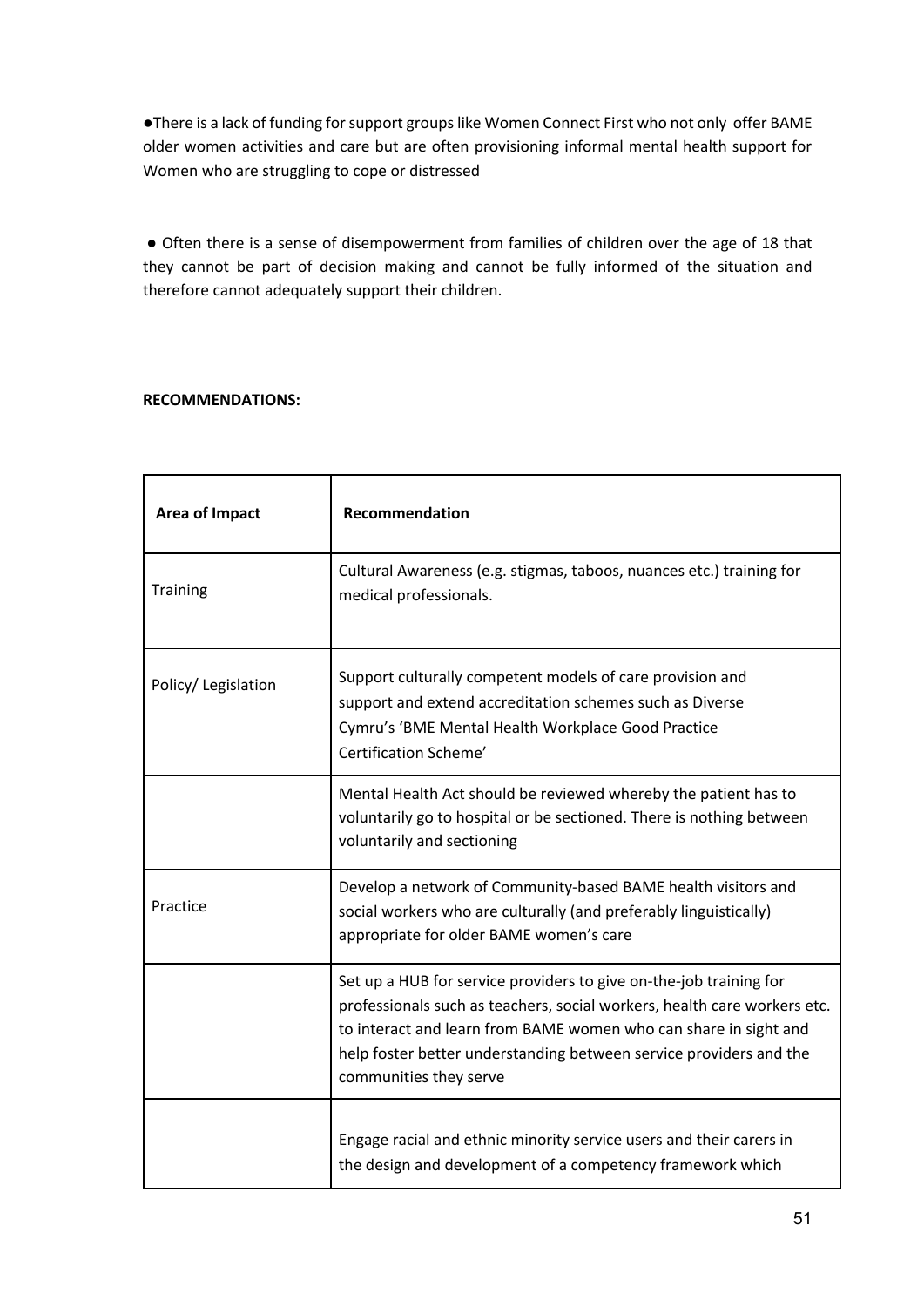- There is a lack of funding for support groups like Women Connect First who not only offer BAME older women activities and care but are often provisioning informal mental health support for Women who are struggling to cope or distressed

- Often there is a sense of disempowerment from families of children over the age of 18 that they cannot be part of decision making and cannot be fully informed of the situation and therefore cannot adequately support their children.

**RECOMMENDATIONS:**

| Area of Impact | Recommendation |
|---|---|
| Training | Cultural Awareness (e.g. stigmas, taboos, nuances etc.) training for medical professionals. |
| Policy/ Legislation | Support culturally competent models of care provision and support and extend accreditation schemes such as Diverse Cymru's 'BME Mental Health Workplace Good Practice Certification Scheme' |
| | Mental Health Act should be reviewed whereby the patient has to voluntarily go to hospital or be sectioned. There is nothing between voluntarily and sectioning |
| Practice | Develop a network of Community-based BAME health visitors and social workers who are culturally (and preferably linguistically) appropriate for older BAME women's care |
| | Set up a HUB for service providers to give on-the-job training for professionals such as teachers, social workers, health care workers etc. to interact and learn from BAME women who can share in sight and help foster better understanding between service providers and the communities they serve |
| | Engage racial and ethnic minority service users and their carers in the design and development of a competency framework which |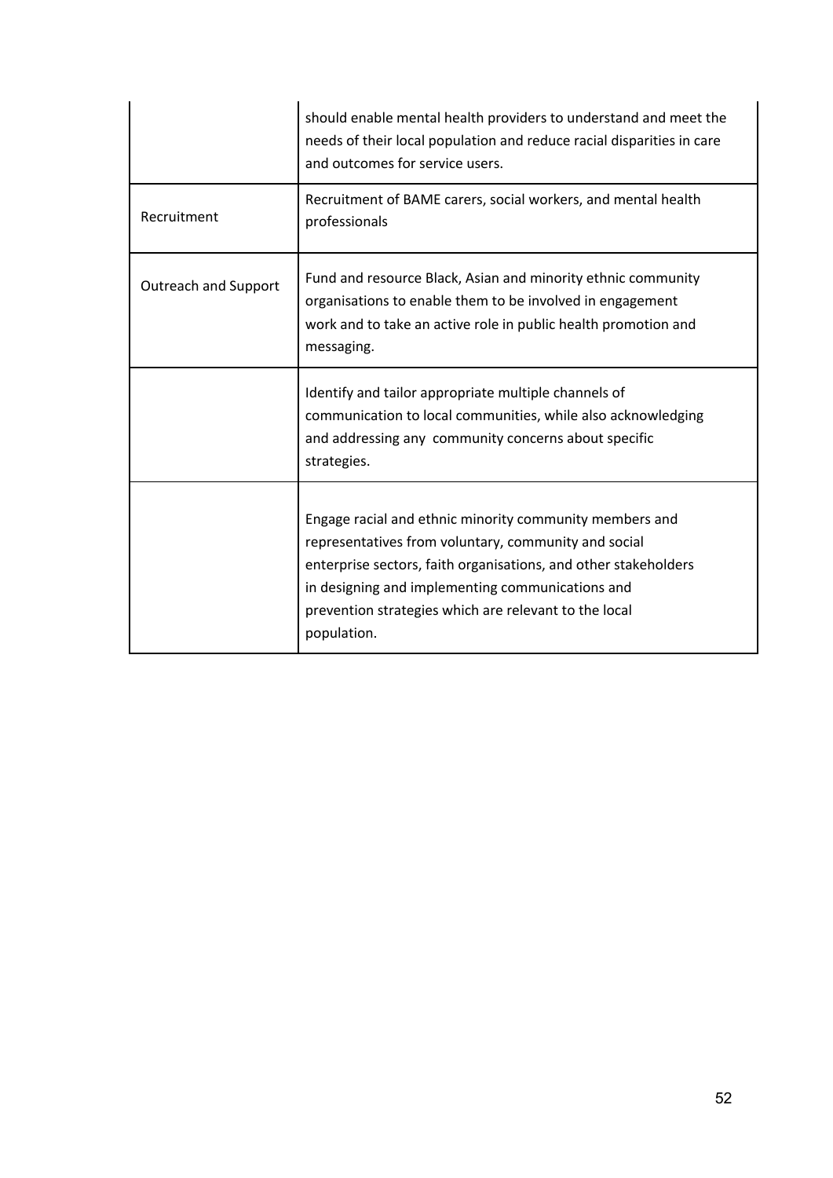| | |
|---|---|
| | should enable mental health providers to understand and meet the needs of their local population and reduce racial disparities in care and outcomes for service users. |
| Recruitment | Recruitment of BAME carers, social workers, and mental health professionals |
| Outreach and Support | Fund and resource Black, Asian and minority ethnic community organisations to enable them to be involved in engagement work and to take an active role in public health promotion and messaging. |
| | Identify and tailor appropriate multiple channels of communication to local communities, while also acknowledging and addressing any community concerns about specific strategies. |
| | Engage racial and ethnic minority community members and representatives from voluntary, community and social enterprise sectors, faith organisations, and other stakeholders in designing and implementing communications and prevention strategies which are relevant to the local population. |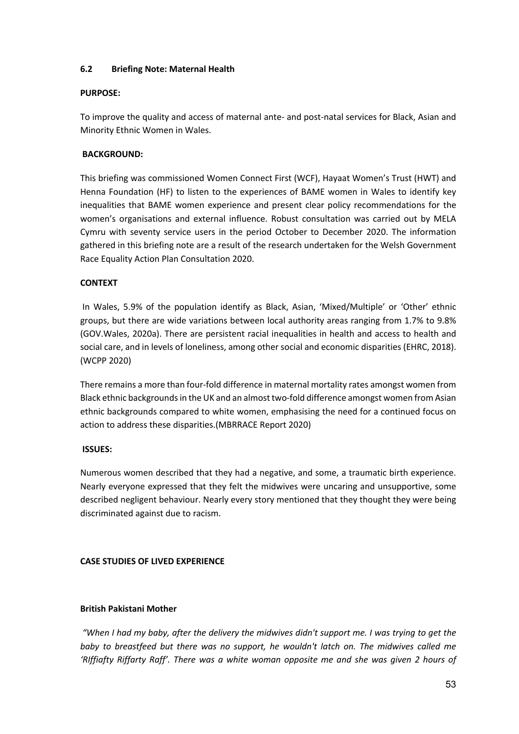### 6.2 Briefing Note: Maternal Health

**PURPOSE:**

To improve the quality and access of maternal ante- and post-natal services for Black, Asian and Minority Ethnic Women in Wales.

**BACKGROUND:**

This briefing was commissioned Women Connect First (WCF), Hayaat Women's Trust (HWT) and Henna Foundation (HF) to listen to the experiences of BAME women in Wales to identify key inequalities that BAME women experience and present clear policy recommendations for the women's organisations and external influence. Robust consultation was carried out by MELA Cymru with seventy service users in the period October to December 2020. The information gathered in this briefing note are a result of the research undertaken for the Welsh Government Race Equality Action Plan Consultation 2020.

**CONTEXT**

In Wales, 5.9% of the population identify as Black, Asian, 'Mixed/Multiple' or 'Other' ethnic groups, but there are wide variations between local authority areas ranging from 1.7% to 9.8% (GOV.Wales, 2020a). There are persistent racial inequalities in health and access to health and social care, and in levels of loneliness, among other social and economic disparities (EHRC, 2018). (WCPP 2020)

There remains a more than four-fold difference in maternal mortality rates amongst women from Black ethnic backgrounds in the UK and an almost two-fold difference amongst women from Asian ethnic backgrounds compared to white women, emphasising the need for a continued focus on action to address these disparities.(MBRRACE Report 2020)

**ISSUES:**

Numerous women described that they had a negative, and some, a traumatic birth experience. Nearly everyone expressed that they felt the midwives were uncaring and unsupportive, some described negligent behaviour. Nearly every story mentioned that they thought they were being discriminated against due to racism.

**CASE STUDIES OF LIVED EXPERIENCE**

**British Pakistani Mother**

*"When I had my baby, after the delivery the midwives didn't support me. I was trying to get the baby to breastfeed but there was no support, he wouldn't latch on. The midwives called me 'RIffiafty Riffarty Raff'. There was a white woman opposite me and she was given 2 hours of*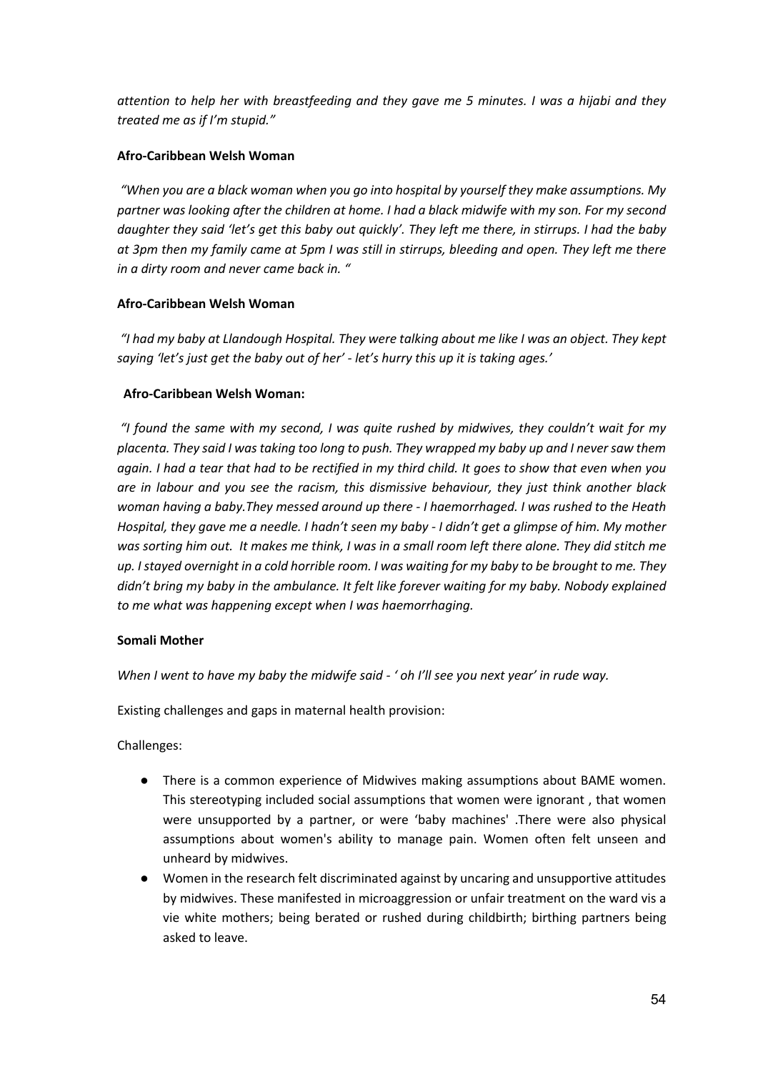*attention to help her with breastfeeding and they gave me 5 minutes. I was a hijabi and they treated me as if I'm stupid."*

**Afro-Caribbean Welsh Woman**

*"When you are a black woman when you go into hospital by yourself they make assumptions. My partner was looking after the children at home. I had a black midwife with my son. For my second daughter they said 'let's get this baby out quickly'. They left me there, in stirrups. I had the baby at 3pm then my family came at 5pm I was still in stirrups, bleeding and open. They left me there in a dirty room and never came back in. "*

**Afro-Caribbean Welsh Woman**

*"I had my baby at Llandough Hospital. They were talking about me like I was an object. They kept saying 'let's just get the baby out of her' - let's hurry this up it is taking ages.'*

**Afro-Caribbean Welsh Woman:**

*"I found the same with my second, I was quite rushed by midwives, they couldn't wait for my placenta. They said I was taking too long to push. They wrapped my baby up and I never saw them again. I had a tear that had to be rectified in my third child. It goes to show that even when you are in labour and you see the racism, this dismissive behaviour, they just think another black woman having a baby.They messed around up there - I haemorrhaged. I was rushed to the Heath Hospital, they gave me a needle. I hadn't seen my baby - I didn't get a glimpse of him. My mother was sorting him out. It makes me think, I was in a small room left there alone. They did stitch me up. I stayed overnight in a cold horrible room. I was waiting for my baby to be brought to me. They didn't bring my baby in the ambulance. It felt like forever waiting for my baby. Nobody explained to me what was happening except when I was haemorrhaging.*

**Somali Mother**

*When I went to have my baby the midwife said - ' oh I'll see you next year' in rude way.*

Existing challenges and gaps in maternal health provision:

Challenges:

- There is a common experience of Midwives making assumptions about BAME women. This stereotyping included social assumptions that women were ignorant , that women were unsupported by a partner, or were 'baby machines' .There were also physical assumptions about women's ability to manage pain. Women often felt unseen and unheard by midwives.
- Women in the research felt discriminated against by uncaring and unsupportive attitudes by midwives. These manifested in microaggression or unfair treatment on the ward vis a vie white mothers; being berated or rushed during childbirth; birthing partners being asked to leave.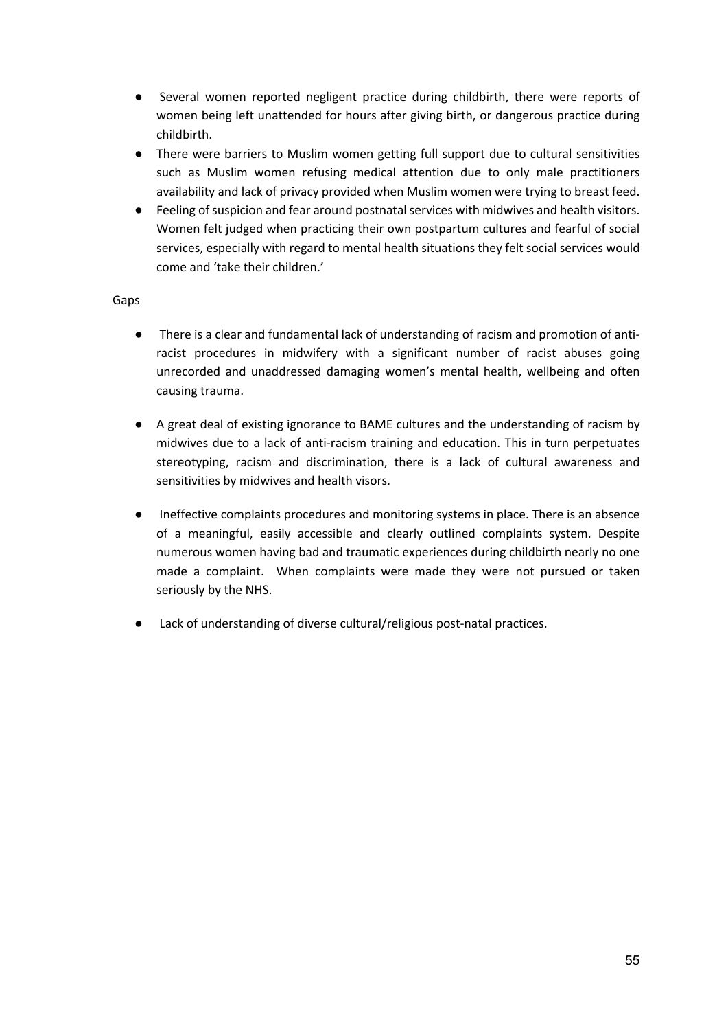- Several women reported negligent practice during childbirth, there were reports of women being left unattended for hours after giving birth, or dangerous practice during childbirth.
- There were barriers to Muslim women getting full support due to cultural sensitivities such as Muslim women refusing medical attention due to only male practitioners availability and lack of privacy provided when Muslim women were trying to breast feed.
- Feeling of suspicion and fear around postnatal services with midwives and health visitors. Women felt judged when practicing their own postpartum cultures and fearful of social services, especially with regard to mental health situations they felt social services would come and 'take their children.'

Gaps

- There is a clear and fundamental lack of understanding of racism and promotion of anti-racist procedures in midwifery with a significant number of racist abuses going unrecorded and unaddressed damaging women's mental health, wellbeing and often causing trauma.

- A great deal of existing ignorance to BAME cultures and the understanding of racism by midwives due to a lack of anti-racism training and education. This in turn perpetuates stereotyping, racism and discrimination, there is a lack of cultural awareness and sensitivities by midwives and health visors.

- Ineffective complaints procedures and monitoring systems in place. There is an absence of a meaningful, easily accessible and clearly outlined complaints system. Despite numerous women having bad and traumatic experiences during childbirth nearly no one made a complaint. When complaints were made they were not pursued or taken seriously by the NHS.

- Lack of understanding of diverse cultural/religious post-natal practices.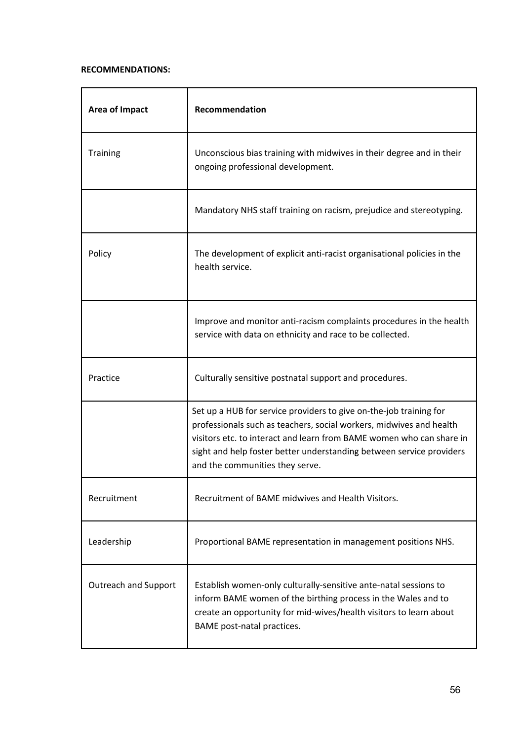**RECOMMENDATIONS:**

| Area of Impact | Recommendation |
| --- | --- |
| Training | Unconscious bias training with midwives in their degree and in their ongoing professional development. |
| | Mandatory NHS staff training on racism, prejudice and stereotyping. |
| Policy | The development of explicit anti-racist organisational policies in the health service. |
| | Improve and monitor anti-racism complaints procedures in the health service with data on ethnicity and race to be collected. |
| Practice | Culturally sensitive postnatal support and procedures. |
| | Set up a HUB for service providers to give on-the-job training for professionals such as teachers, social workers, midwives and health visitors etc. to interact and learn from BAME women who can share in sight and help foster better understanding between service providers and the communities they serve. |
| Recruitment | Recruitment of BAME midwives and Health Visitors. |
| Leadership | Proportional BAME representation in management positions NHS. |
| Outreach and Support | Establish women-only culturally-sensitive ante-natal sessions to inform BAME women of the birthing process in the Wales and to create an opportunity for mid-wives/health visitors to learn about BAME post-natal practices. |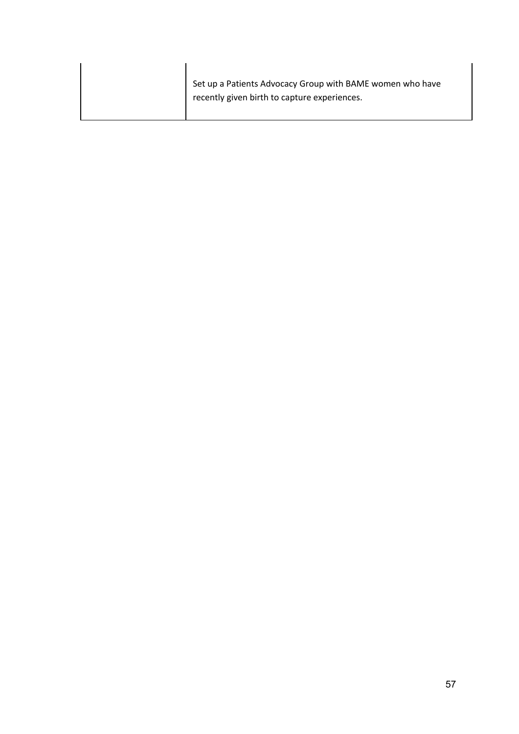| | |
|---|---|
| | Set up a Patients Advocacy Group with BAME women who have recently given birth to capture experiences. |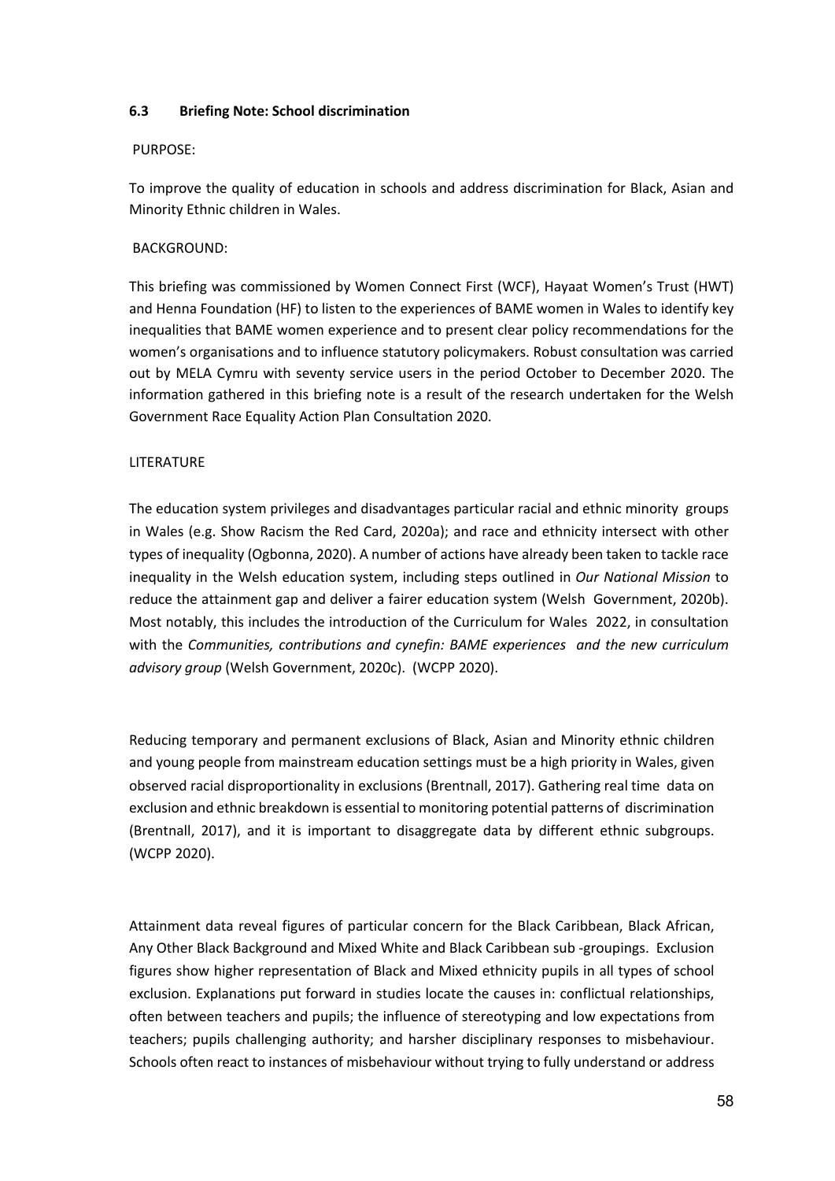### 6.3 Briefing Note: School discrimination

PURPOSE:

To improve the quality of education in schools and address discrimination for Black, Asian and Minority Ethnic children in Wales.

BACKGROUND:

This briefing was commissioned by Women Connect First (WCF), Hayaat Women's Trust (HWT) and Henna Foundation (HF) to listen to the experiences of BAME women in Wales to identify key inequalities that BAME women experience and to present clear policy recommendations for the women's organisations and to influence statutory policymakers. Robust consultation was carried out by MELA Cymru with seventy service users in the period October to December 2020. The information gathered in this briefing note is a result of the research undertaken for the Welsh Government Race Equality Action Plan Consultation 2020.

LITERATURE

The education system privileges and disadvantages particular racial and ethnic minority groups in Wales (e.g. Show Racism the Red Card, 2020a); and race and ethnicity intersect with other types of inequality (Ogbonna, 2020). A number of actions have already been taken to tackle race inequality in the Welsh education system, including steps outlined in *Our National Mission* to reduce the attainment gap and deliver a fairer education system (Welsh Government, 2020b). Most notably, this includes the introduction of the Curriculum for Wales 2022, in consultation with the *Communities, contributions and cynefin: BAME experiences and the new curriculum advisory group* (Welsh Government, 2020c). (WCPP 2020).

Reducing temporary and permanent exclusions of Black, Asian and Minority ethnic children and young people from mainstream education settings must be a high priority in Wales, given observed racial disproportionality in exclusions (Brentnall, 2017). Gathering real time data on exclusion and ethnic breakdown is essential to monitoring potential patterns of discrimination (Brentnall, 2017), and it is important to disaggregate data by different ethnic subgroups. (WCPP 2020).

Attainment data reveal figures of particular concern for the Black Caribbean, Black African, Any Other Black Background and Mixed White and Black Caribbean sub -groupings. Exclusion figures show higher representation of Black and Mixed ethnicity pupils in all types of school exclusion. Explanations put forward in studies locate the causes in: conflictual relationships, often between teachers and pupils; the influence of stereotyping and low expectations from teachers; pupils challenging authority; and harsher disciplinary responses to misbehaviour. Schools often react to instances of misbehaviour without trying to fully understand or address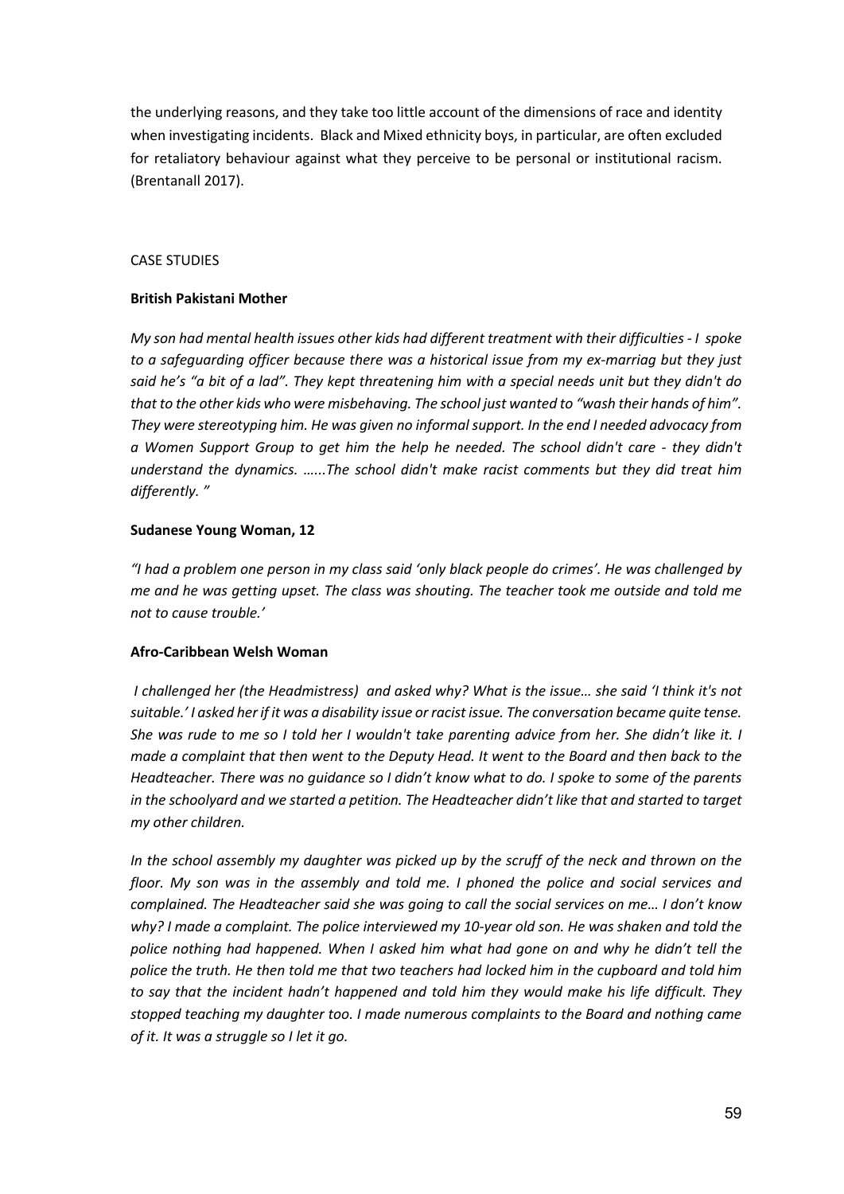the underlying reasons, and they take too little account of the dimensions of race and identity when investigating incidents. Black and Mixed ethnicity boys, in particular, are often excluded for retaliatory behaviour against what they perceive to be personal or institutional racism. (Brentanall 2017).

CASE STUDIES

**British Pakistani Mother**

*My son had mental health issues other kids had different treatment with their difficulties - I spoke to a safeguarding officer because there was a historical issue from my ex-marriag but they just said he's "a bit of a lad". They kept threatening him with a special needs unit but they didn't do that to the other kids who were misbehaving. The school just wanted to "wash their hands of him". They were stereotyping him. He was given no informal support. In the end I needed advocacy from a Women Support Group to get him the help he needed. The school didn't care - they didn't understand the dynamics. …...The school didn't make racist comments but they did treat him differently. "*

**Sudanese Young Woman, 12**

*"I had a problem one person in my class said 'only black people do crimes'. He was challenged by me and he was getting upset. The class was shouting. The teacher took me outside and told me not to cause trouble.'*

**Afro-Caribbean Welsh Woman**

*I challenged her (the Headmistress) and asked why? What is the issue… she said 'I think it's not suitable.' I asked her if it was a disability issue or racist issue. The conversation became quite tense. She was rude to me so I told her I wouldn't take parenting advice from her. She didn't like it. I made a complaint that then went to the Deputy Head. It went to the Board and then back to the Headteacher. There was no guidance so I didn't know what to do. I spoke to some of the parents in the schoolyard and we started a petition. The Headteacher didn't like that and started to target my other children.*

*In the school assembly my daughter was picked up by the scruff of the neck and thrown on the floor. My son was in the assembly and told me. I phoned the police and social services and complained. The Headteacher said she was going to call the social services on me… I don't know why? I made a complaint. The police interviewed my 10-year old son. He was shaken and told the police nothing had happened. When I asked him what had gone on and why he didn't tell the police the truth. He then told me that two teachers had locked him in the cupboard and told him to say that the incident hadn't happened and told him they would make his life difficult. They stopped teaching my daughter too. I made numerous complaints to the Board and nothing came of it. It was a struggle so I let it go.*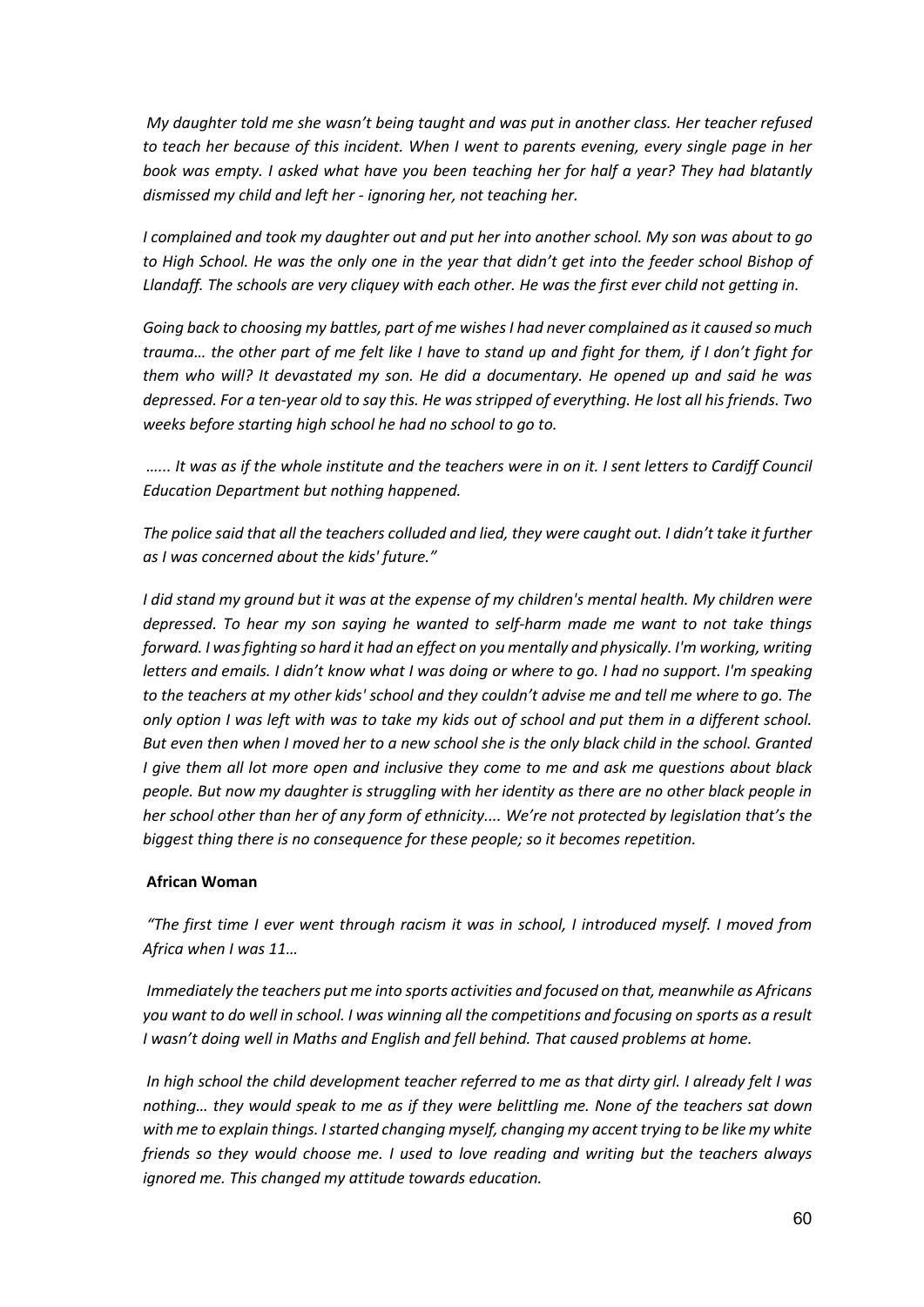*My daughter told me she wasn't being taught and was put in another class. Her teacher refused to teach her because of this incident. When I went to parents evening, every single page in her book was empty. I asked what have you been teaching her for half a year? They had blatantly dismissed my child and left her - ignoring her, not teaching her.*

*I complained and took my daughter out and put her into another school. My son was about to go to High School. He was the only one in the year that didn't get into the feeder school Bishop of Llandaff. The schools are very cliquey with each other. He was the first ever child not getting in.*

*Going back to choosing my battles, part of me wishes I had never complained as it caused so much trauma… the other part of me felt like I have to stand up and fight for them, if I don't fight for them who will? It devastated my son. He did a documentary. He opened up and said he was depressed. For a ten-year old to say this. He was stripped of everything. He lost all his friends. Two weeks before starting high school he had no school to go to.*

*…... It was as if the whole institute and the teachers were in on it. I sent letters to Cardiff Council Education Department but nothing happened.*

*The police said that all the teachers colluded and lied, they were caught out. I didn't take it further as I was concerned about the kids' future."*

*I did stand my ground but it was at the expense of my children's mental health. My children were depressed. To hear my son saying he wanted to self-harm made me want to not take things forward. I was fighting so hard it had an effect on you mentally and physically. I'm working, writing letters and emails. I didn't know what I was doing or where to go. I had no support. I'm speaking to the teachers at my other kids' school and they couldn't advise me and tell me where to go. The only option I was left with was to take my kids out of school and put them in a different school. But even then when I moved her to a new school she is the only black child in the school. Granted I give them all lot more open and inclusive they come to me and ask me questions about black people. But now my daughter is struggling with her identity as there are no other black people in her school other than her of any form of ethnicity.... We're not protected by legislation that's the biggest thing there is no consequence for these people; so it becomes repetition.*

**African Woman**

*"The first time I ever went through racism it was in school, I introduced myself. I moved from Africa when I was 11…*

*Immediately the teachers put me into sports activities and focused on that, meanwhile as Africans you want to do well in school. I was winning all the competitions and focusing on sports as a result I wasn't doing well in Maths and English and fell behind. That caused problems at home.*

*In high school the child development teacher referred to me as that dirty girl. I already felt I was nothing… they would speak to me as if they were belittling me. None of the teachers sat down with me to explain things. I started changing myself, changing my accent trying to be like my white friends so they would choose me. I used to love reading and writing but the teachers always ignored me. This changed my attitude towards education.*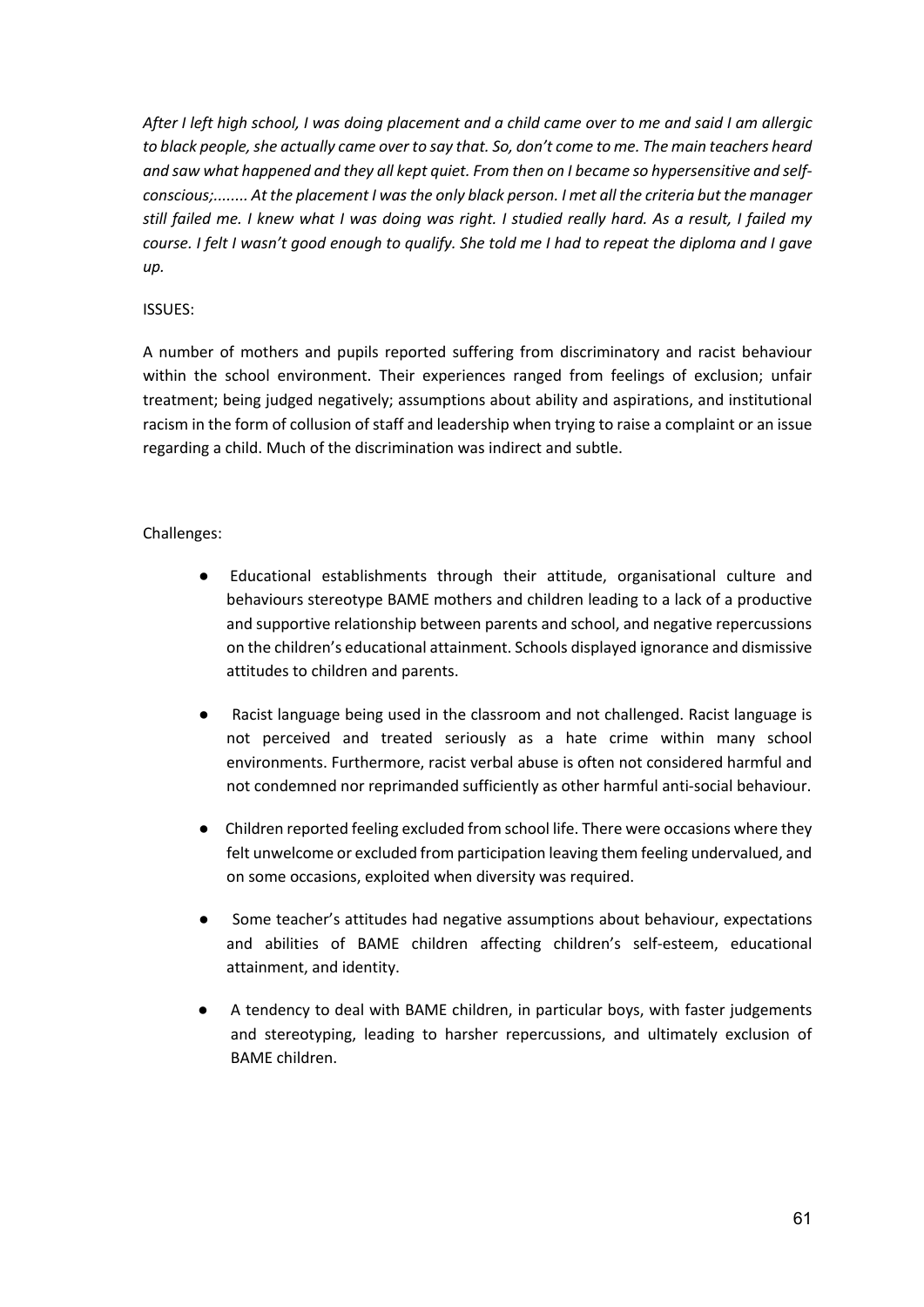*After I left high school, I was doing placement and a child came over to me and said I am allergic to black people, she actually came over to say that. So, don't come to me. The main teachers heard and saw what happened and they all kept quiet. From then on I became so hypersensitive and self-conscious;........ At the placement I was the only black person. I met all the criteria but the manager still failed me. I knew what I was doing was right. I studied really hard. As a result, I failed my course. I felt I wasn't good enough to qualify. She told me I had to repeat the diploma and I gave up.*

ISSUES:

A number of mothers and pupils reported suffering from discriminatory and racist behaviour within the school environment. Their experiences ranged from feelings of exclusion; unfair treatment; being judged negatively; assumptions about ability and aspirations, and institutional racism in the form of collusion of staff and leadership when trying to raise a complaint or an issue regarding a child. Much of the discrimination was indirect and subtle.

Challenges:

- Educational establishments through their attitude, organisational culture and behaviours stereotype BAME mothers and children leading to a lack of a productive and supportive relationship between parents and school, and negative repercussions on the children's educational attainment. Schools displayed ignorance and dismissive attitudes to children and parents.

- Racist language being used in the classroom and not challenged. Racist language is not perceived and treated seriously as a hate crime within many school environments. Furthermore, racist verbal abuse is often not considered harmful and not condemned nor reprimanded sufficiently as other harmful anti-social behaviour.

- Children reported feeling excluded from school life. There were occasions where they felt unwelcome or excluded from participation leaving them feeling undervalued, and on some occasions, exploited when diversity was required.

- Some teacher's attitudes had negative assumptions about behaviour, expectations and abilities of BAME children affecting children's self-esteem, educational attainment, and identity.

- A tendency to deal with BAME children, in particular boys, with faster judgements and stereotyping, leading to harsher repercussions, and ultimately exclusion of BAME children.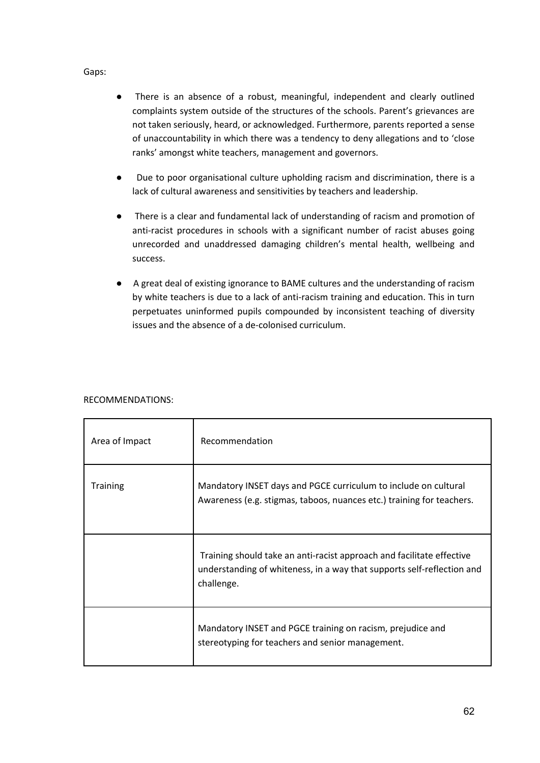Gaps:

- There is an absence of a robust, meaningful, independent and clearly outlined complaints system outside of the structures of the schools. Parent's grievances are not taken seriously, heard, or acknowledged. Furthermore, parents reported a sense of unaccountability in which there was a tendency to deny allegations and to 'close ranks' amongst white teachers, management and governors.

- Due to poor organisational culture upholding racism and discrimination, there is a lack of cultural awareness and sensitivities by teachers and leadership.

- There is a clear and fundamental lack of understanding of racism and promotion of anti-racist procedures in schools with a significant number of racist abuses going unrecorded and unaddressed damaging children's mental health, wellbeing and success.

- A great deal of existing ignorance to BAME cultures and the understanding of racism by white teachers is due to a lack of anti-racism training and education. This in turn perpetuates uninformed pupils compounded by inconsistent teaching of diversity issues and the absence of a de-colonised curriculum.

RECOMMENDATIONS:

| Area of Impact | Recommendation |
|---|---|
| Training | Mandatory INSET days and PGCE curriculum to include on cultural Awareness (e.g. stigmas, taboos, nuances etc.) training for teachers. |
| | Training should take an anti-racist approach and facilitate effective understanding of whiteness, in a way that supports self-reflection and challenge. |
| | Mandatory INSET and PGCE training on racism, prejudice and stereotyping for teachers and senior management. |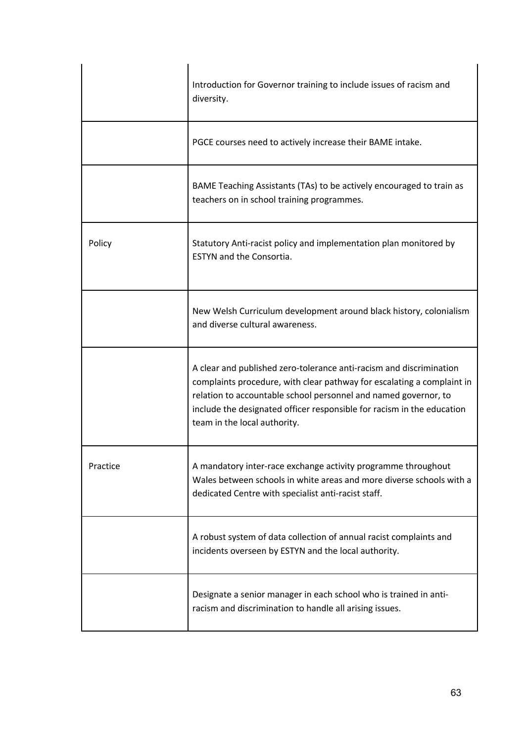| | |
|---|---|
| | Introduction for Governor training to include issues of racism and diversity. |
| | PGCE courses need to actively increase their BAME intake. |
| | BAME Teaching Assistants (TAs) to be actively encouraged to train as teachers on in school training programmes. |
| Policy | Statutory Anti-racist policy and implementation plan monitored by ESTYN and the Consortia. |
| | New Welsh Curriculum development around black history, colonialism and diverse cultural awareness. |
| | A clear and published zero-tolerance anti-racism and discrimination complaints procedure, with clear pathway for escalating a complaint in relation to accountable school personnel and named governor, to include the designated officer responsible for racism in the education team in the local authority. |
| Practice | A mandatory inter-race exchange activity programme throughout Wales between schools in white areas and more diverse schools with a dedicated Centre with specialist anti-racist staff. |
| | A robust system of data collection of annual racist complaints and incidents overseen by ESTYN and the local authority. |
| | Designate a senior manager in each school who is trained in anti-racism and discrimination to handle all arising issues. |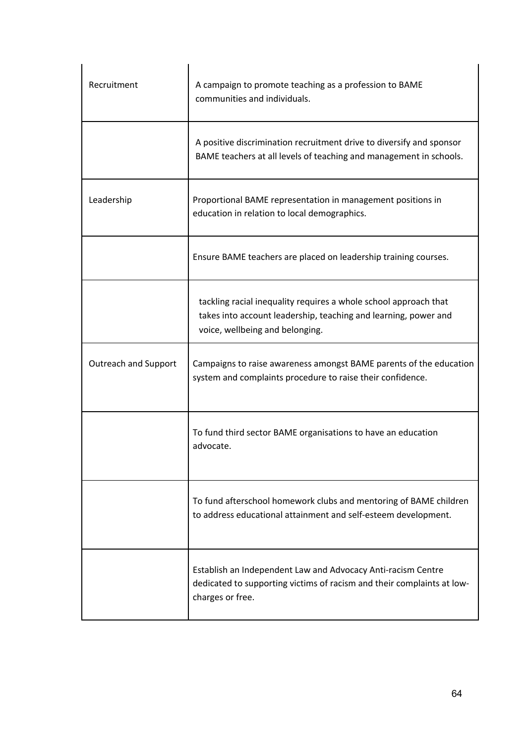| | |
|---|---|
| Recruitment | A campaign to promote teaching as a profession to BAME communities and individuals. |
| | A positive discrimination recruitment drive to diversify and sponsor BAME teachers at all levels of teaching and management in schools. |
| Leadership | Proportional BAME representation in management positions in education in relation to local demographics. |
| | Ensure BAME teachers are placed on leadership training courses. |
| | tackling racial inequality requires a whole school approach that takes into account leadership, teaching and learning, power and voice, wellbeing and belonging. |
| Outreach and Support | Campaigns to raise awareness amongst BAME parents of the education system and complaints procedure to raise their confidence. |
| | To fund third sector BAME organisations to have an education advocate. |
| | To fund afterschool homework clubs and mentoring of BAME children to address educational attainment and self-esteem development. |
| | Establish an Independent Law and Advocacy Anti-racism Centre dedicated to supporting victims of racism and their complaints at low-charges or free. |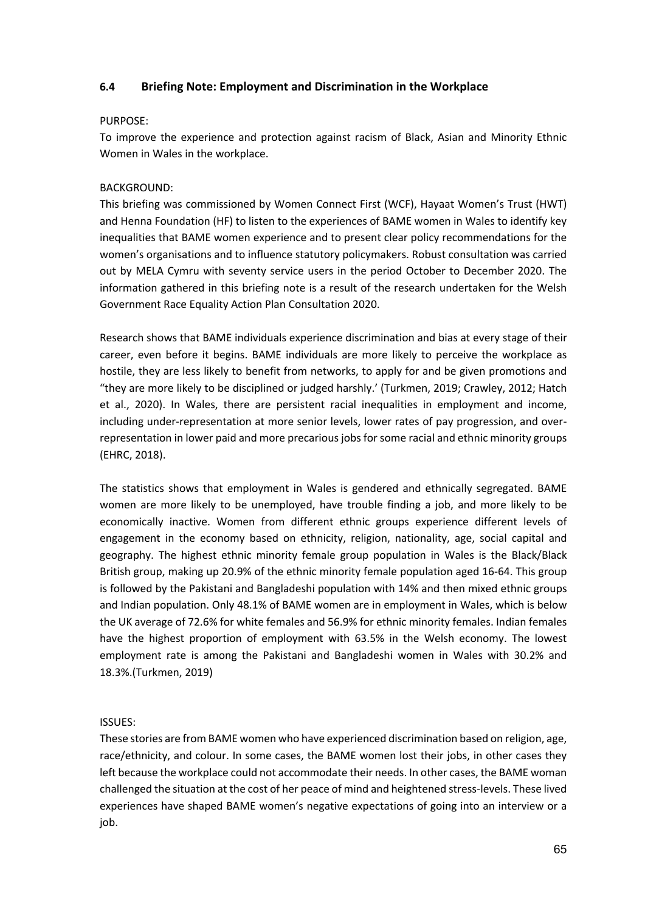### 6.4 Briefing Note: Employment and Discrimination in the Workplace

PURPOSE:
To improve the experience and protection against racism of Black, Asian and Minority Ethnic Women in Wales in the workplace.

BACKGROUND:
This briefing was commissioned by Women Connect First (WCF), Hayaat Women's Trust (HWT) and Henna Foundation (HF) to listen to the experiences of BAME women in Wales to identify key inequalities that BAME women experience and to present clear policy recommendations for the women's organisations and to influence statutory policymakers. Robust consultation was carried out by MELA Cymru with seventy service users in the period October to December 2020. The information gathered in this briefing note is a result of the research undertaken for the Welsh Government Race Equality Action Plan Consultation 2020.

Research shows that BAME individuals experience discrimination and bias at every stage of their career, even before it begins. BAME individuals are more likely to perceive the workplace as hostile, they are less likely to benefit from networks, to apply for and be given promotions and "they are more likely to be disciplined or judged harshly.' (Turkmen, 2019; Crawley, 2012; Hatch et al., 2020). In Wales, there are persistent racial inequalities in employment and income, including under-representation at more senior levels, lower rates of pay progression, and over-representation in lower paid and more precarious jobs for some racial and ethnic minority groups (EHRC, 2018).

The statistics shows that employment in Wales is gendered and ethnically segregated. BAME women are more likely to be unemployed, have trouble finding a job, and more likely to be economically inactive. Women from different ethnic groups experience different levels of engagement in the economy based on ethnicity, religion, nationality, age, social capital and geography. The highest ethnic minority female group population in Wales is the Black/Black British group, making up 20.9% of the ethnic minority female population aged 16-64. This group is followed by the Pakistani and Bangladeshi population with 14% and then mixed ethnic groups and Indian population. Only 48.1% of BAME women are in employment in Wales, which is below the UK average of 72.6% for white females and 56.9% for ethnic minority females. Indian females have the highest proportion of employment with 63.5% in the Welsh economy. The lowest employment rate is among the Pakistani and Bangladeshi women in Wales with 30.2% and 18.3%.(Turkmen, 2019)

ISSUES:
These stories are from BAME women who have experienced discrimination based on religion, age, race/ethnicity, and colour. In some cases, the BAME women lost their jobs, in other cases they left because the workplace could not accommodate their needs. In other cases, the BAME woman challenged the situation at the cost of her peace of mind and heightened stress-levels. These lived experiences have shaped BAME women's negative expectations of going into an interview or a job.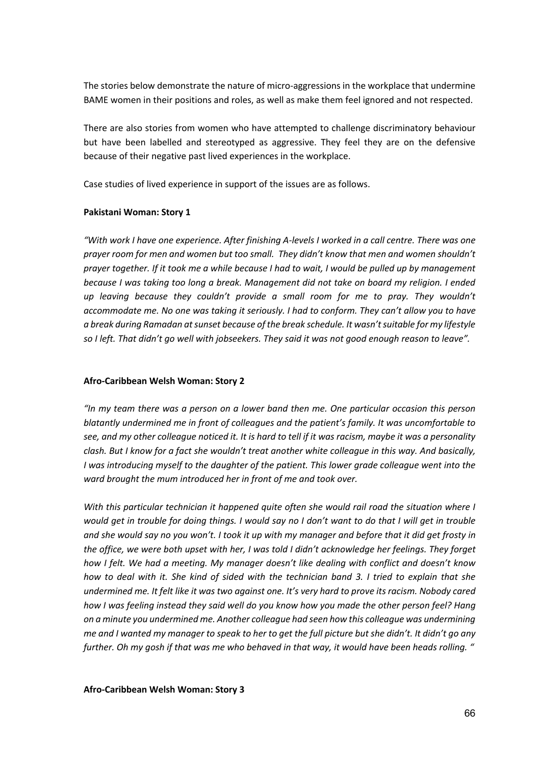The stories below demonstrate the nature of micro-aggressions in the workplace that undermine BAME women in their positions and roles, as well as make them feel ignored and not respected.

There are also stories from women who have attempted to challenge discriminatory behaviour but have been labelled and stereotyped as aggressive. They feel they are on the defensive because of their negative past lived experiences in the workplace.

Case studies of lived experience in support of the issues are as follows.

**Pakistani Woman: Story 1**

*"With work I have one experience. After finishing A-levels I worked in a call centre. There was one prayer room for men and women but too small. They didn't know that men and women shouldn't prayer together. If it took me a while because I had to wait, I would be pulled up by management because I was taking too long a break. Management did not take on board my religion. I ended up leaving because they couldn't provide a small room for me to pray. They wouldn't accommodate me. No one was taking it seriously. I had to conform. They can't allow you to have a break during Ramadan at sunset because of the break schedule. It wasn't suitable for my lifestyle so I left. That didn't go well with jobseekers. They said it was not good enough reason to leave".*

**Afro-Caribbean Welsh Woman: Story 2**

*"In my team there was a person on a lower band then me. One particular occasion this person blatantly undermined me in front of colleagues and the patient's family. It was uncomfortable to see, and my other colleague noticed it. It is hard to tell if it was racism, maybe it was a personality clash. But I know for a fact she wouldn't treat another white colleague in this way. And basically, I was introducing myself to the daughter of the patient. This lower grade colleague went into the ward brought the mum introduced her in front of me and took over.*

*With this particular technician it happened quite often she would rail road the situation where I would get in trouble for doing things. I would say no I don't want to do that I will get in trouble and she would say no you won't. I took it up with my manager and before that it did get frosty in the office, we were both upset with her, I was told I didn't acknowledge her feelings. They forget how I felt. We had a meeting. My manager doesn't like dealing with conflict and doesn't know how to deal with it. She kind of sided with the technician band 3. I tried to explain that she undermined me. It felt like it was two against one. It's very hard to prove its racism. Nobody cared how I was feeling instead they said well do you know how you made the other person feel? Hang on a minute you undermined me. Another colleague had seen how this colleague was undermining me and I wanted my manager to speak to her to get the full picture but she didn't. It didn't go any further. Oh my gosh if that was me who behaved in that way, it would have been heads rolling. "*

**Afro-Caribbean Welsh Woman: Story 3**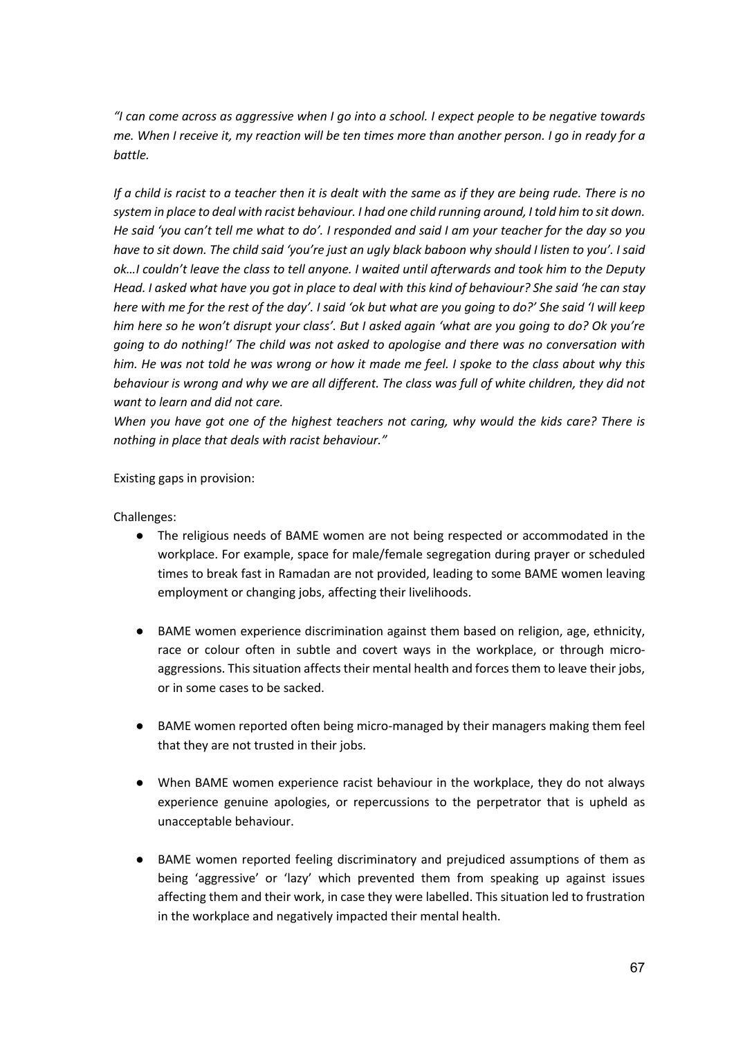*"I can come across as aggressive when I go into a school. I expect people to be negative towards me. When I receive it, my reaction will be ten times more than another person. I go in ready for a battle.*

*If a child is racist to a teacher then it is dealt with the same as if they are being rude. There is no system in place to deal with racist behaviour. I had one child running around, I told him to sit down. He said 'you can't tell me what to do'. I responded and said I am your teacher for the day so you have to sit down. The child said 'you're just an ugly black baboon why should I listen to you'. I said ok…I couldn't leave the class to tell anyone. I waited until afterwards and took him to the Deputy Head. I asked what have you got in place to deal with this kind of behaviour? She said 'he can stay here with me for the rest of the day'. I said 'ok but what are you going to do?' She said 'I will keep him here so he won't disrupt your class'. But I asked again 'what are you going to do? Ok you're going to do nothing!' The child was not asked to apologise and there was no conversation with him. He was not told he was wrong or how it made me feel. I spoke to the class about why this behaviour is wrong and why we are all different. The class was full of white children, they did not want to learn and did not care.*
*When you have got one of the highest teachers not caring, why would the kids care? There is nothing in place that deals with racist behaviour."*

Existing gaps in provision:

Challenges:

- The religious needs of BAME women are not being respected or accommodated in the workplace. For example, space for male/female segregation during prayer or scheduled times to break fast in Ramadan are not provided, leading to some BAME women leaving employment or changing jobs, affecting their livelihoods.

- BAME women experience discrimination against them based on religion, age, ethnicity, race or colour often in subtle and covert ways in the workplace, or through micro-aggressions. This situation affects their mental health and forces them to leave their jobs, or in some cases to be sacked.

- BAME women reported often being micro-managed by their managers making them feel that they are not trusted in their jobs.

- When BAME women experience racist behaviour in the workplace, they do not always experience genuine apologies, or repercussions to the perpetrator that is upheld as unacceptable behaviour.

- BAME women reported feeling discriminatory and prejudiced assumptions of them as being 'aggressive' or 'lazy' which prevented them from speaking up against issues affecting them and their work, in case they were labelled. This situation led to frustration in the workplace and negatively impacted their mental health.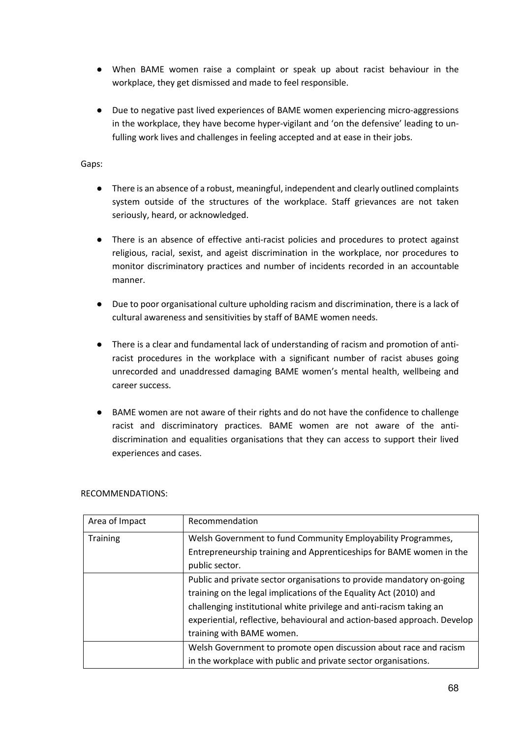- When BAME women raise a complaint or speak up about racist behaviour in the workplace, they get dismissed and made to feel responsible.

- Due to negative past lived experiences of BAME women experiencing micro-aggressions in the workplace, they have become hyper-vigilant and 'on the defensive' leading to un-fulling work lives and challenges in feeling accepted and at ease in their jobs.

Gaps:

- There is an absence of a robust, meaningful, independent and clearly outlined complaints system outside of the structures of the workplace. Staff grievances are not taken seriously, heard, or acknowledged.

- There is an absence of effective anti-racist policies and procedures to protect against religious, racial, sexist, and ageist discrimination in the workplace, nor procedures to monitor discriminatory practices and number of incidents recorded in an accountable manner.

- Due to poor organisational culture upholding racism and discrimination, there is a lack of cultural awareness and sensitivities by staff of BAME women needs.

- There is a clear and fundamental lack of understanding of racism and promotion of anti-racist procedures in the workplace with a significant number of racist abuses going unrecorded and unaddressed damaging BAME women's mental health, wellbeing and career success.

- BAME women are not aware of their rights and do not have the confidence to challenge racist and discriminatory practices. BAME women are not aware of the anti-discrimination and equalities organisations that they can access to support their lived experiences and cases.

RECOMMENDATIONS:

| Area of Impact | Recommendation |
| --- | --- |
| Training | Welsh Government to fund Community Employability Programmes, Entrepreneurship training and Apprenticeships for BAME women in the public sector. |
| | Public and private sector organisations to provide mandatory on-going training on the legal implications of the Equality Act (2010) and challenging institutional white privilege and anti-racism taking an experiential, reflective, behavioural and action-based approach. Develop training with BAME women. |
| | Welsh Government to promote open discussion about race and racism in the workplace with public and private sector organisations. |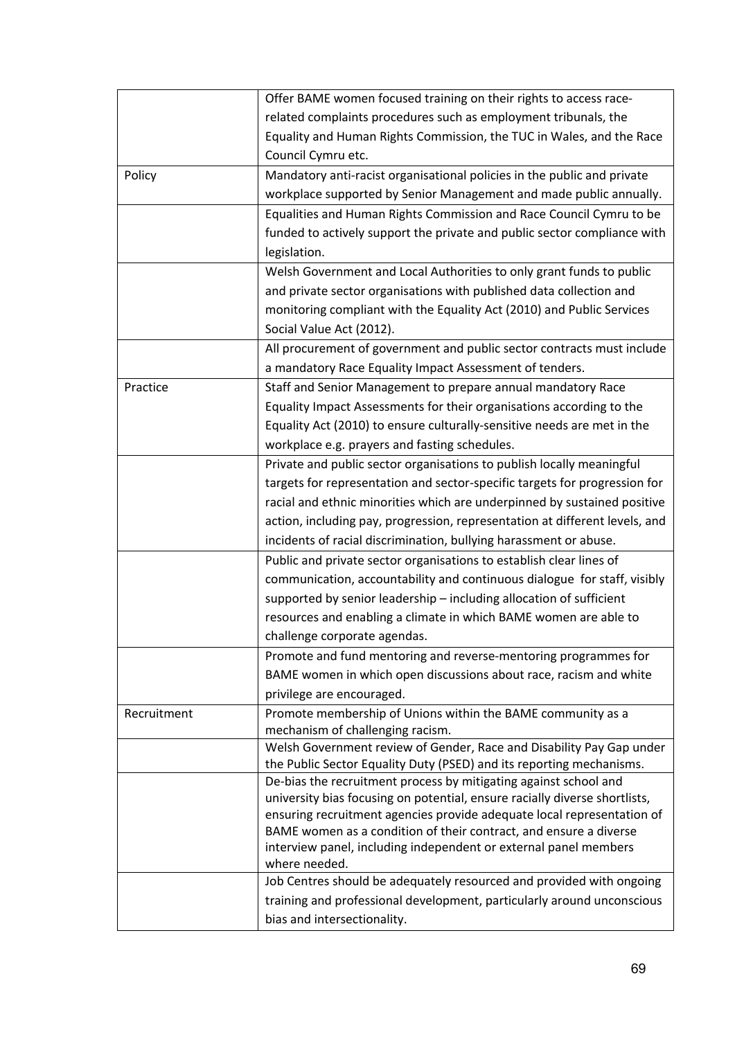| | |
|---|---|
| | Offer BAME women focused training on their rights to access race-related complaints procedures such as employment tribunals, the Equality and Human Rights Commission, the TUC in Wales, and the Race Council Cymru etc. |
| Policy | Mandatory anti-racist organisational policies in the public and private workplace supported by Senior Management and made public annually. |
| | Equalities and Human Rights Commission and Race Council Cymru to be funded to actively support the private and public sector compliance with legislation. |
| | Welsh Government and Local Authorities to only grant funds to public and private sector organisations with published data collection and monitoring compliant with the Equality Act (2010) and Public Services Social Value Act (2012). |
| | All procurement of government and public sector contracts must include a mandatory Race Equality Impact Assessment of tenders. |
| Practice | Staff and Senior Management to prepare annual mandatory Race Equality Impact Assessments for their organisations according to the Equality Act (2010) to ensure culturally-sensitive needs are met in the workplace e.g. prayers and fasting schedules. |
| | Private and public sector organisations to publish locally meaningful targets for representation and sector-specific targets for progression for racial and ethnic minorities which are underpinned by sustained positive action, including pay, progression, representation at different levels, and incidents of racial discrimination, bullying harassment or abuse. |
| | Public and private sector organisations to establish clear lines of communication, accountability and continuous dialogue for staff, visibly supported by senior leadership – including allocation of sufficient resources and enabling a climate in which BAME women are able to challenge corporate agendas. |
| | Promote and fund mentoring and reverse-mentoring programmes for BAME women in which open discussions about race, racism and white privilege are encouraged. |
| Recruitment | Promote membership of Unions within the BAME community as a mechanism of challenging racism. |
| | Welsh Government review of Gender, Race and Disability Pay Gap under the Public Sector Equality Duty (PSED) and its reporting mechanisms. |
| | De-bias the recruitment process by mitigating against school and university bias focusing on potential, ensure racially diverse shortlists, ensuring recruitment agencies provide adequate local representation of BAME women as a condition of their contract, and ensure a diverse interview panel, including independent or external panel members where needed. |
| | Job Centres should be adequately resourced and provided with ongoing training and professional development, particularly around unconscious bias and intersectionality. |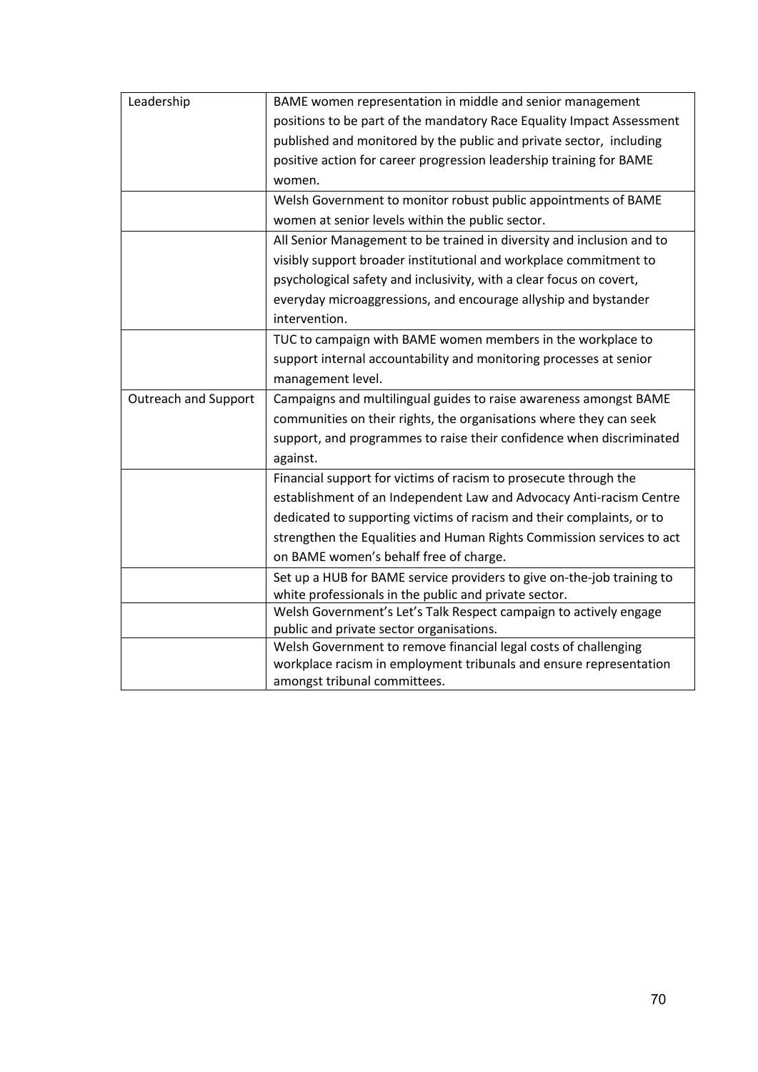| | |
|---|---|
| Leadership | BAME women representation in middle and senior management positions to be part of the mandatory Race Equality Impact Assessment published and monitored by the public and private sector, including positive action for career progression leadership training for BAME women. |
| | Welsh Government to monitor robust public appointments of BAME women at senior levels within the public sector. |
| | All Senior Management to be trained in diversity and inclusion and to visibly support broader institutional and workplace commitment to psychological safety and inclusivity, with a clear focus on covert, everyday microaggressions, and encourage allyship and bystander intervention. |
| | TUC to campaign with BAME women members in the workplace to support internal accountability and monitoring processes at senior management level. |
| Outreach and Support | Campaigns and multilingual guides to raise awareness amongst BAME communities on their rights, the organisations where they can seek support, and programmes to raise their confidence when discriminated against. |
| | Financial support for victims of racism to prosecute through the establishment of an Independent Law and Advocacy Anti-racism Centre dedicated to supporting victims of racism and their complaints, or to strengthen the Equalities and Human Rights Commission services to act on BAME women's behalf free of charge. |
| | Set up a HUB for BAME service providers to give on-the-job training to white professionals in the public and private sector. |
| | Welsh Government's Let's Talk Respect campaign to actively engage public and private sector organisations. |
| | Welsh Government to remove financial legal costs of challenging workplace racism in employment tribunals and ensure representation amongst tribunal committees. |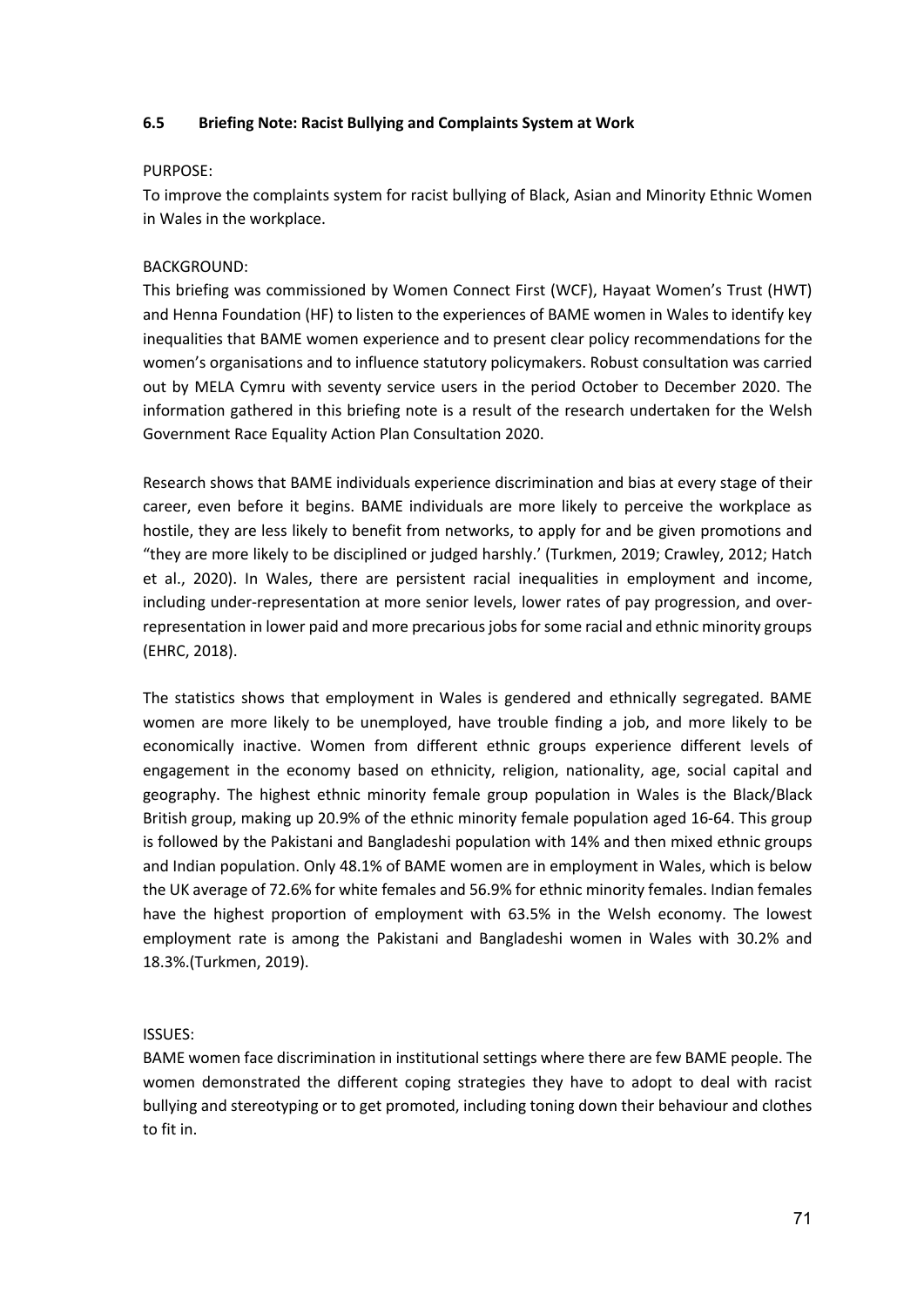### 6.5 Briefing Note: Racist Bullying and Complaints System at Work

PURPOSE:

To improve the complaints system for racist bullying of Black, Asian and Minority Ethnic Women in Wales in the workplace.

BACKGROUND:

This briefing was commissioned by Women Connect First (WCF), Hayaat Women's Trust (HWT) and Henna Foundation (HF) to listen to the experiences of BAME women in Wales to identify key inequalities that BAME women experience and to present clear policy recommendations for the women's organisations and to influence statutory policymakers. Robust consultation was carried out by MELA Cymru with seventy service users in the period October to December 2020. The information gathered in this briefing note is a result of the research undertaken for the Welsh Government Race Equality Action Plan Consultation 2020.

Research shows that BAME individuals experience discrimination and bias at every stage of their career, even before it begins. BAME individuals are more likely to perceive the workplace as hostile, they are less likely to benefit from networks, to apply for and be given promotions and "they are more likely to be disciplined or judged harshly.' (Turkmen, 2019; Crawley, 2012; Hatch et al., 2020). In Wales, there are persistent racial inequalities in employment and income, including under-representation at more senior levels, lower rates of pay progression, and over-representation in lower paid and more precarious jobs for some racial and ethnic minority groups (EHRC, 2018).

The statistics shows that employment in Wales is gendered and ethnically segregated. BAME women are more likely to be unemployed, have trouble finding a job, and more likely to be economically inactive. Women from different ethnic groups experience different levels of engagement in the economy based on ethnicity, religion, nationality, age, social capital and geography. The highest ethnic minority female group population in Wales is the Black/Black British group, making up 20.9% of the ethnic minority female population aged 16-64. This group is followed by the Pakistani and Bangladeshi population with 14% and then mixed ethnic groups and Indian population. Only 48.1% of BAME women are in employment in Wales, which is below the UK average of 72.6% for white females and 56.9% for ethnic minority females. Indian females have the highest proportion of employment with 63.5% in the Welsh economy. The lowest employment rate is among the Pakistani and Bangladeshi women in Wales with 30.2% and 18.3%.(Turkmen, 2019).

ISSUES:

BAME women face discrimination in institutional settings where there are few BAME people. The women demonstrated the different coping strategies they have to adopt to deal with racist bullying and stereotyping or to get promoted, including toning down their behaviour and clothes to fit in.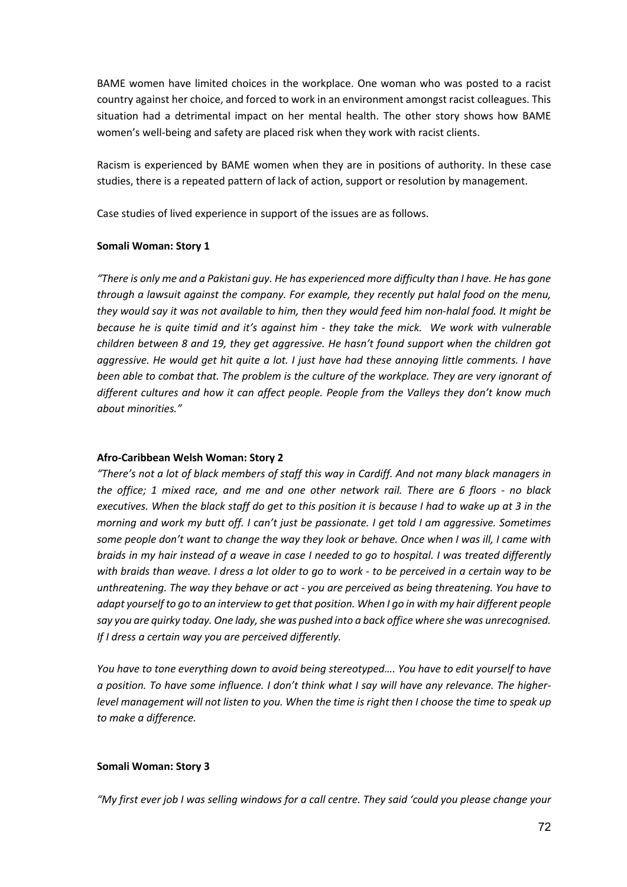BAME women have limited choices in the workplace. One woman who was posted to a racist country against her choice, and forced to work in an environment amongst racist colleagues. This situation had a detrimental impact on her mental health. The other story shows how BAME women's well-being and safety are placed risk when they work with racist clients.

Racism is experienced by BAME women when they are in positions of authority. In these case studies, there is a repeated pattern of lack of action, support or resolution by management.

Case studies of lived experience in support of the issues are as follows.

**Somali Woman: Story 1**

*"There is only me and a Pakistani guy. He has experienced more difficulty than I have. He has gone through a lawsuit against the company. For example, they recently put halal food on the menu, they would say it was not available to him, then they would feed him non-halal food. It might be because he is quite timid and it's against him - they take the mick. We work with vulnerable children between 8 and 19, they get aggressive. He hasn't found support when the children got aggressive. He would get hit quite a lot. I just have had these annoying little comments. I have been able to combat that. The problem is the culture of the workplace. They are very ignorant of different cultures and how it can affect people. People from the Valleys they don't know much about minorities."*

**Afro-Caribbean Welsh Woman: Story 2**

*"There's not a lot of black members of staff this way in Cardiff. And not many black managers in the office; 1 mixed race, and me and one other network rail. There are 6 floors - no black executives. When the black staff do get to this position it is because I had to wake up at 3 in the morning and work my butt off. I can't just be passionate. I get told I am aggressive. Sometimes some people don't want to change the way they look or behave. Once when I was ill, I came with braids in my hair instead of a weave in case I needed to go to hospital. I was treated differently with braids than weave. I dress a lot older to go to work - to be perceived in a certain way to be unthreatening. The way they behave or act - you are perceived as being threatening. You have to adapt yourself to go to an interview to get that position. When I go in with my hair different people say you are quirky today. One lady, she was pushed into a back office where she was unrecognised. If I dress a certain way you are perceived differently.*

*You have to tone everything down to avoid being stereotyped…. You have to edit yourself to have a position. To have some influence. I don't think what I say will have any relevance. The higher-level management will not listen to you. When the time is right then I choose the time to speak up to make a difference.*

**Somali Woman: Story 3**

*"My first ever job I was selling windows for a call centre. They said 'could you please change your*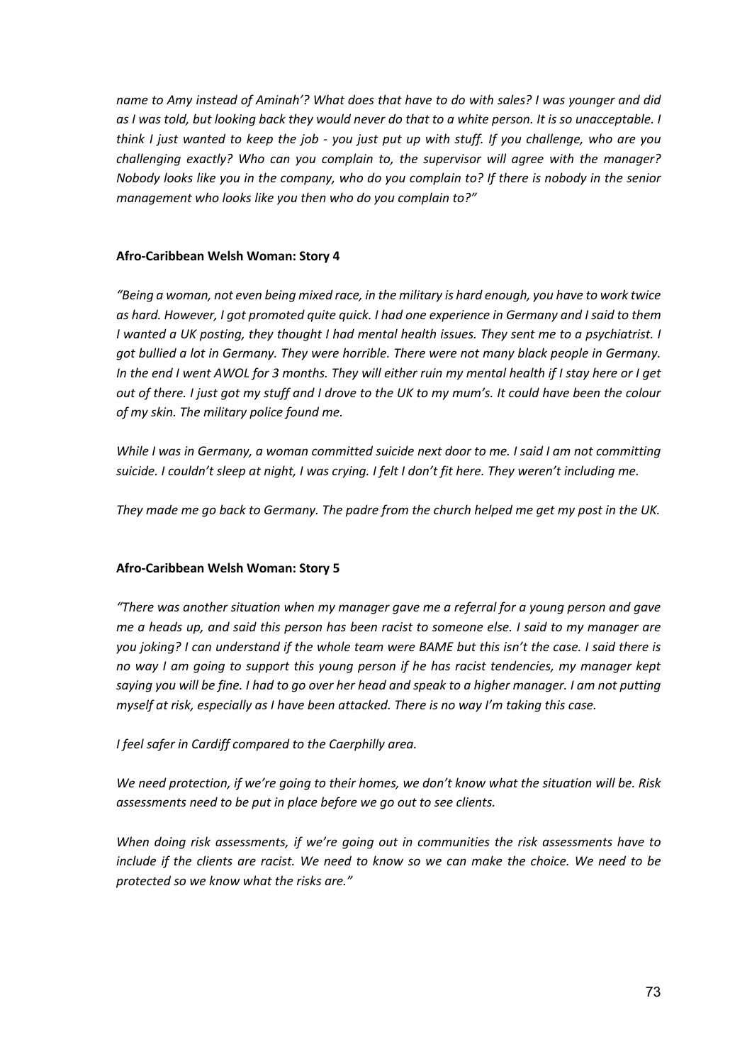*name to Amy instead of Aminah'? What does that have to do with sales? I was younger and did as I was told, but looking back they would never do that to a white person. It is so unacceptable. I think I just wanted to keep the job - you just put up with stuff. If you challenge, who are you challenging exactly? Who can you complain to, the supervisor will agree with the manager? Nobody looks like you in the company, who do you complain to? If there is nobody in the senior management who looks like you then who do you complain to?"*

**Afro-Caribbean Welsh Woman: Story 4**

*"Being a woman, not even being mixed race, in the military is hard enough, you have to work twice as hard. However, I got promoted quite quick. I had one experience in Germany and I said to them I wanted a UK posting, they thought I had mental health issues. They sent me to a psychiatrist. I got bullied a lot in Germany. They were horrible. There were not many black people in Germany. In the end I went AWOL for 3 months. They will either ruin my mental health if I stay here or I get out of there. I just got my stuff and I drove to the UK to my mum's. It could have been the colour of my skin. The military police found me.*

*While I was in Germany, a woman committed suicide next door to me. I said I am not committing suicide. I couldn't sleep at night, I was crying. I felt I don't fit here. They weren't including me.*

*They made me go back to Germany. The padre from the church helped me get my post in the UK.*

**Afro-Caribbean Welsh Woman: Story 5**

*"There was another situation when my manager gave me a referral for a young person and gave me a heads up, and said this person has been racist to someone else. I said to my manager are you joking? I can understand if the whole team were BAME but this isn't the case. I said there is no way I am going to support this young person if he has racist tendencies, my manager kept saying you will be fine. I had to go over her head and speak to a higher manager. I am not putting myself at risk, especially as I have been attacked. There is no way I'm taking this case.*

*I feel safer in Cardiff compared to the Caerphilly area.*

*We need protection, if we're going to their homes, we don't know what the situation will be. Risk assessments need to be put in place before we go out to see clients.*

*When doing risk assessments, if we're going out in communities the risk assessments have to include if the clients are racist. We need to know so we can make the choice. We need to be protected so we know what the risks are."*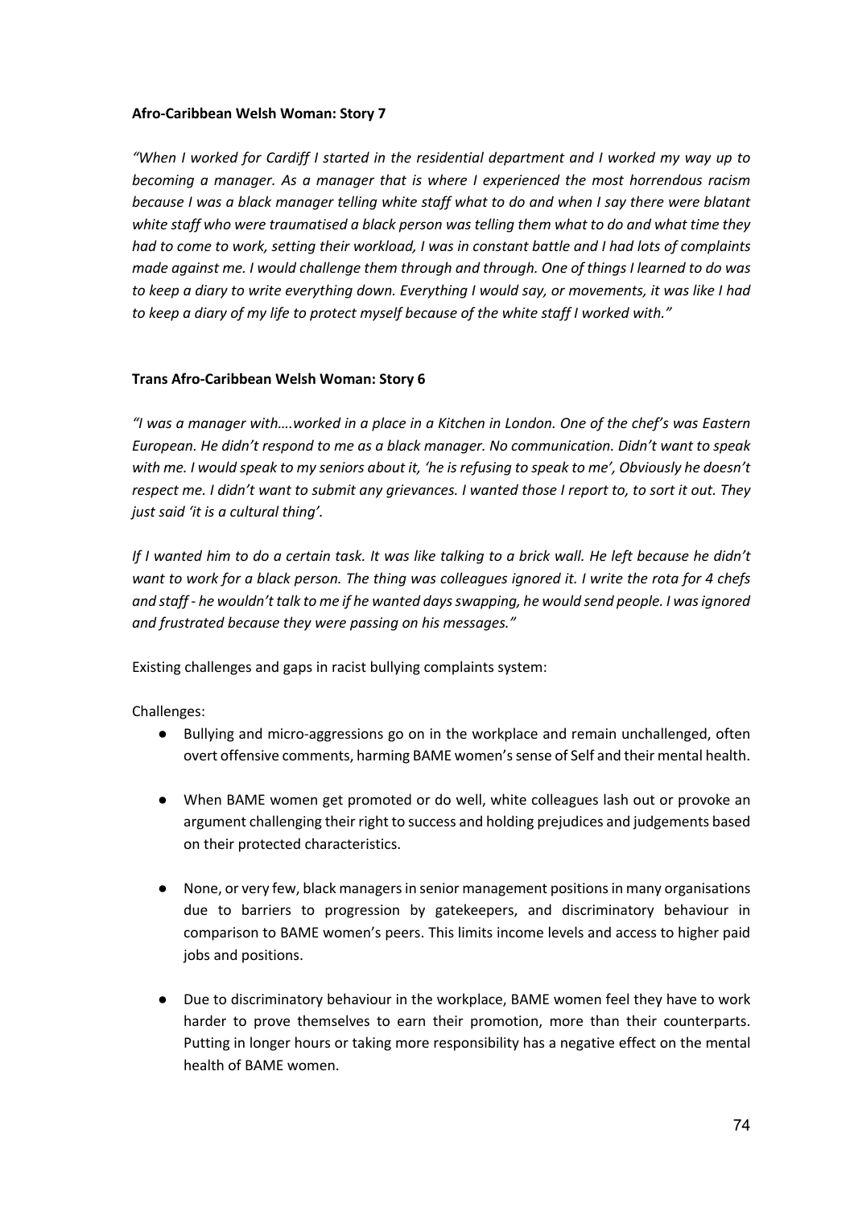**Afro-Caribbean Welsh Woman: Story 7**

*"When I worked for Cardiff I started in the residential department and I worked my way up to becoming a manager. As a manager that is where I experienced the most horrendous racism because I was a black manager telling white staff what to do and when I say there were blatant white staff who were traumatised a black person was telling them what to do and what time they had to come to work, setting their workload, I was in constant battle and I had lots of complaints made against me. I would challenge them through and through. One of things I learned to do was to keep a diary to write everything down. Everything I would say, or movements, it was like I had to keep a diary of my life to protect myself because of the white staff I worked with."*

**Trans Afro-Caribbean Welsh Woman: Story 6**

*"I was a manager with….worked in a place in a Kitchen in London. One of the chef's was Eastern European. He didn't respond to me as a black manager. No communication. Didn't want to speak with me. I would speak to my seniors about it, 'he is refusing to speak to me', Obviously he doesn't respect me. I didn't want to submit any grievances. I wanted those I report to, to sort it out. They just said 'it is a cultural thing'.*

*If I wanted him to do a certain task. It was like talking to a brick wall. He left because he didn't want to work for a black person. The thing was colleagues ignored it. I write the rota for 4 chefs and staff - he wouldn't talk to me if he wanted days swapping, he would send people. I was ignored and frustrated because they were passing on his messages."*

Existing challenges and gaps in racist bullying complaints system:

Challenges:

- Bullying and micro-aggressions go on in the workplace and remain unchallenged, often overt offensive comments, harming BAME women's sense of Self and their mental health.
- When BAME women get promoted or do well, white colleagues lash out or provoke an argument challenging their right to success and holding prejudices and judgements based on their protected characteristics.
- None, or very few, black managers in senior management positions in many organisations due to barriers to progression by gatekeepers, and discriminatory behaviour in comparison to BAME women's peers. This limits income levels and access to higher paid jobs and positions.
- Due to discriminatory behaviour in the workplace, BAME women feel they have to work harder to prove themselves to earn their promotion, more than their counterparts. Putting in longer hours or taking more responsibility has a negative effect on the mental health of BAME women.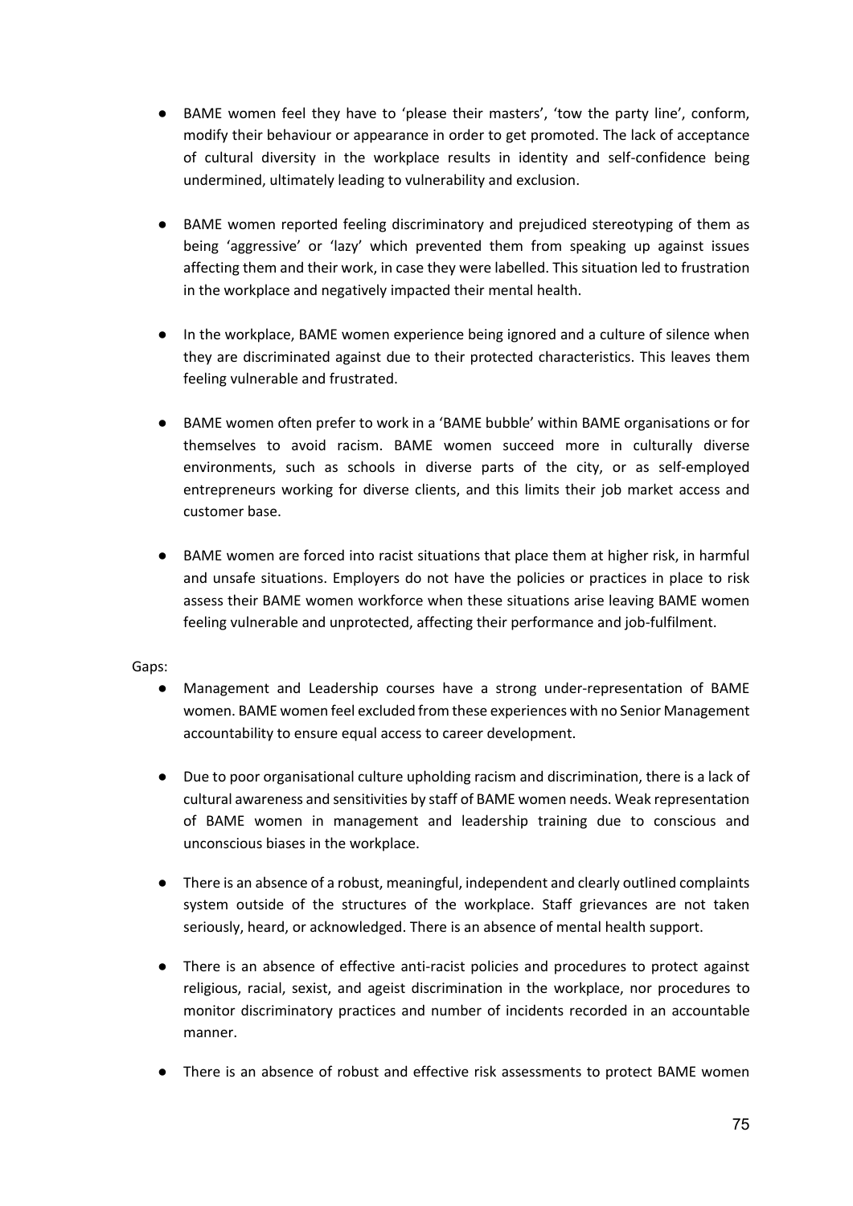- BAME women feel they have to 'please their masters', 'tow the party line', conform, modify their behaviour or appearance in order to get promoted. The lack of acceptance of cultural diversity in the workplace results in identity and self-confidence being undermined, ultimately leading to vulnerability and exclusion.

- BAME women reported feeling discriminatory and prejudiced stereotyping of them as being 'aggressive' or 'lazy' which prevented them from speaking up against issues affecting them and their work, in case they were labelled. This situation led to frustration in the workplace and negatively impacted their mental health.

- In the workplace, BAME women experience being ignored and a culture of silence when they are discriminated against due to their protected characteristics. This leaves them feeling vulnerable and frustrated.

- BAME women often prefer to work in a 'BAME bubble' within BAME organisations or for themselves to avoid racism. BAME women succeed more in culturally diverse environments, such as schools in diverse parts of the city, or as self-employed entrepreneurs working for diverse clients, and this limits their job market access and customer base.

- BAME women are forced into racist situations that place them at higher risk, in harmful and unsafe situations. Employers do not have the policies or practices in place to risk assess their BAME women workforce when these situations arise leaving BAME women feeling vulnerable and unprotected, affecting their performance and job-fulfilment.

Gaps:

- Management and Leadership courses have a strong under-representation of BAME women. BAME women feel excluded from these experiences with no Senior Management accountability to ensure equal access to career development.

- Due to poor organisational culture upholding racism and discrimination, there is a lack of cultural awareness and sensitivities by staff of BAME women needs. Weak representation of BAME women in management and leadership training due to conscious and unconscious biases in the workplace.

- There is an absence of a robust, meaningful, independent and clearly outlined complaints system outside of the structures of the workplace. Staff grievances are not taken seriously, heard, or acknowledged. There is an absence of mental health support.

- There is an absence of effective anti-racist policies and procedures to protect against religious, racial, sexist, and ageist discrimination in the workplace, nor procedures to monitor discriminatory practices and number of incidents recorded in an accountable manner.

- There is an absence of robust and effective risk assessments to protect BAME women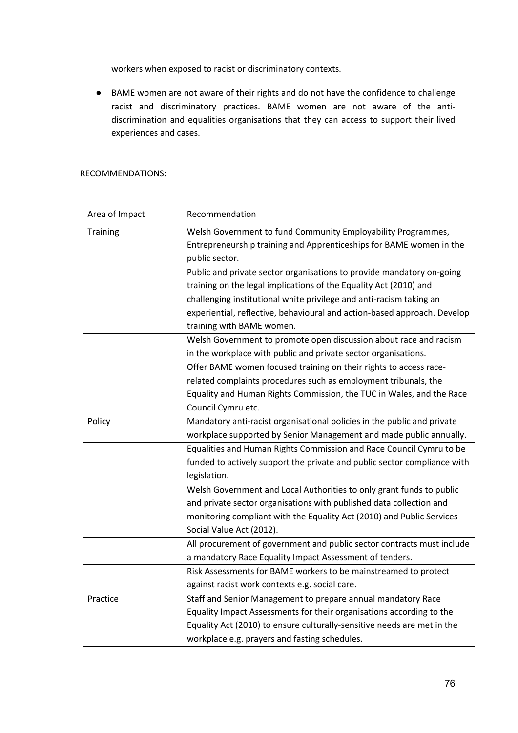workers when exposed to racist or discriminatory contexts.

- BAME women are not aware of their rights and do not have the confidence to challenge racist and discriminatory practices. BAME women are not aware of the anti-discrimination and equalities organisations that they can access to support their lived experiences and cases.

RECOMMENDATIONS:

| Area of Impact | Recommendation |
|---|---|
| Training | Welsh Government to fund Community Employability Programmes, Entrepreneurship training and Apprenticeships for BAME women in the public sector. |
| | Public and private sector organisations to provide mandatory on-going training on the legal implications of the Equality Act (2010) and challenging institutional white privilege and anti-racism taking an experiential, reflective, behavioural and action-based approach. Develop training with BAME women. |
| | Welsh Government to promote open discussion about race and racism in the workplace with public and private sector organisations. |
| | Offer BAME women focused training on their rights to access race-related complaints procedures such as employment tribunals, the Equality and Human Rights Commission, the TUC in Wales, and the Race Council Cymru etc. |
| Policy | Mandatory anti-racist organisational policies in the public and private workplace supported by Senior Management and made public annually. |
| | Equalities and Human Rights Commission and Race Council Cymru to be funded to actively support the private and public sector compliance with legislation. |
| | Welsh Government and Local Authorities to only grant funds to public and private sector organisations with published data collection and monitoring compliant with the Equality Act (2010) and Public Services Social Value Act (2012). |
| | All procurement of government and public sector contracts must include a mandatory Race Equality Impact Assessment of tenders. |
| | Risk Assessments for BAME workers to be mainstreamed to protect against racist work contexts e.g. social care. |
| Practice | Staff and Senior Management to prepare annual mandatory Race Equality Impact Assessments for their organisations according to the Equality Act (2010) to ensure culturally-sensitive needs are met in the workplace e.g. prayers and fasting schedules. |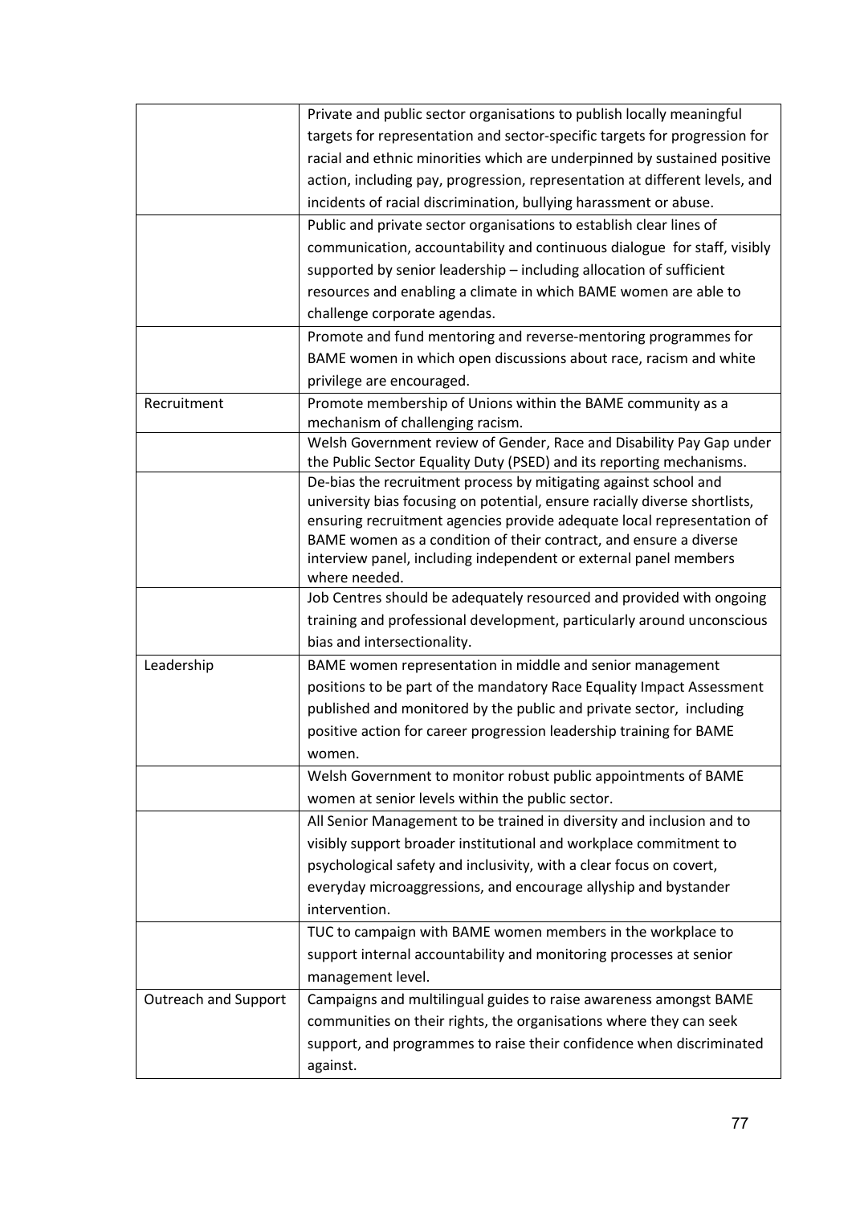| | |
|---|---|
| | Private and public sector organisations to publish locally meaningful targets for representation and sector-specific targets for progression for racial and ethnic minorities which are underpinned by sustained positive action, including pay, progression, representation at different levels, and incidents of racial discrimination, bullying harassment or abuse. |
| | Public and private sector organisations to establish clear lines of communication, accountability and continuous dialogue for staff, visibly supported by senior leadership – including allocation of sufficient resources and enabling a climate in which BAME women are able to challenge corporate agendas. |
| | Promote and fund mentoring and reverse-mentoring programmes for BAME women in which open discussions about race, racism and white privilege are encouraged. |
| Recruitment | Promote membership of Unions within the BAME community as a mechanism of challenging racism. |
| | Welsh Government review of Gender, Race and Disability Pay Gap under the Public Sector Equality Duty (PSED) and its reporting mechanisms. |
| | De-bias the recruitment process by mitigating against school and university bias focusing on potential, ensure racially diverse shortlists, ensuring recruitment agencies provide adequate local representation of BAME women as a condition of their contract, and ensure a diverse interview panel, including independent or external panel members where needed. |
| | Job Centres should be adequately resourced and provided with ongoing training and professional development, particularly around unconscious bias and intersectionality. |
| Leadership | BAME women representation in middle and senior management positions to be part of the mandatory Race Equality Impact Assessment published and monitored by the public and private sector, including positive action for career progression leadership training for BAME women. |
| | Welsh Government to monitor robust public appointments of BAME women at senior levels within the public sector. |
| | All Senior Management to be trained in diversity and inclusion and to visibly support broader institutional and workplace commitment to psychological safety and inclusivity, with a clear focus on covert, everyday microaggressions, and encourage allyship and bystander intervention. |
| | TUC to campaign with BAME women members in the workplace to support internal accountability and monitoring processes at senior management level. |
| Outreach and Support | Campaigns and multilingual guides to raise awareness amongst BAME communities on their rights, the organisations where they can seek support, and programmes to raise their confidence when discriminated against. |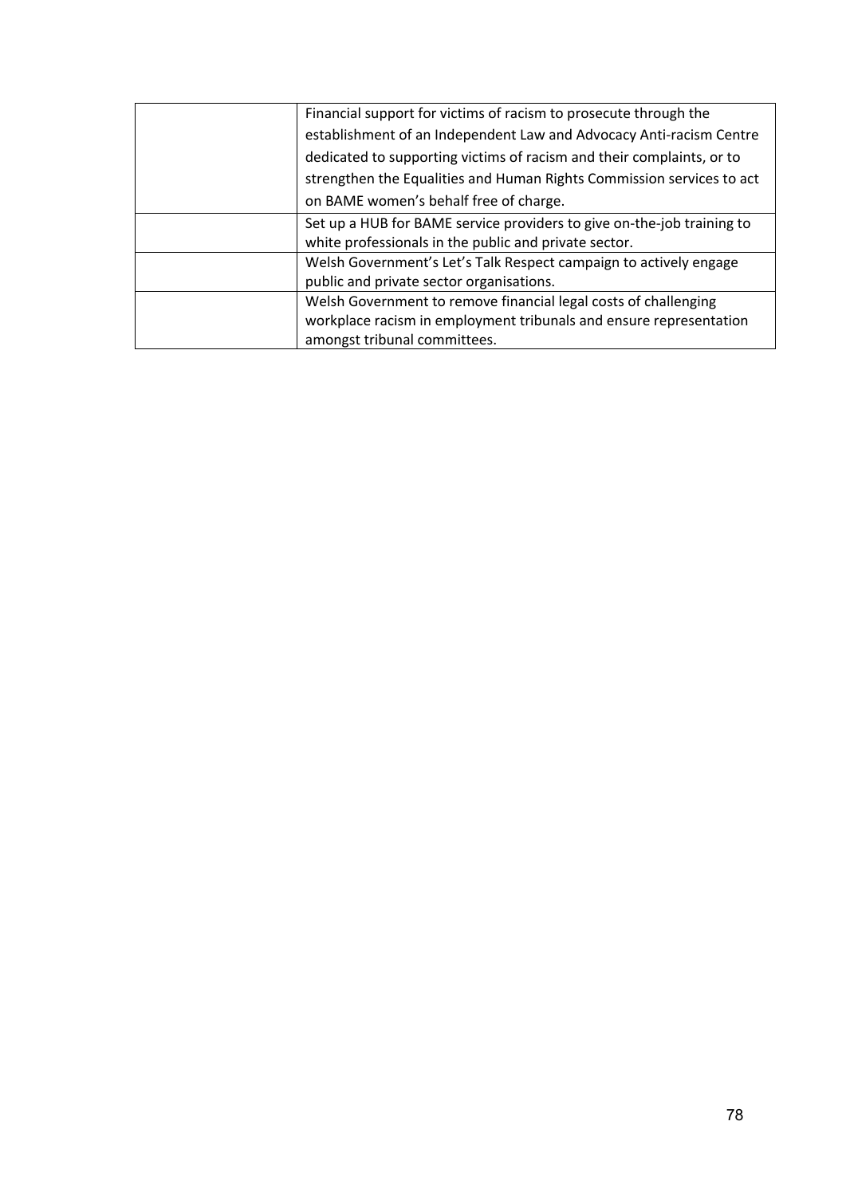|  |  |
|---|---|
|  | Financial support for victims of racism to prosecute through the establishment of an Independent Law and Advocacy Anti-racism Centre dedicated to supporting victims of racism and their complaints, or to strengthen the Equalities and Human Rights Commission services to act on BAME women's behalf free of charge. |
|  | Set up a HUB for BAME service providers to give on-the-job training to white professionals in the public and private sector. |
|  | Welsh Government's Let's Talk Respect campaign to actively engage public and private sector organisations. |
|  | Welsh Government to remove financial legal costs of challenging workplace racism in employment tribunals and ensure representation amongst tribunal committees. |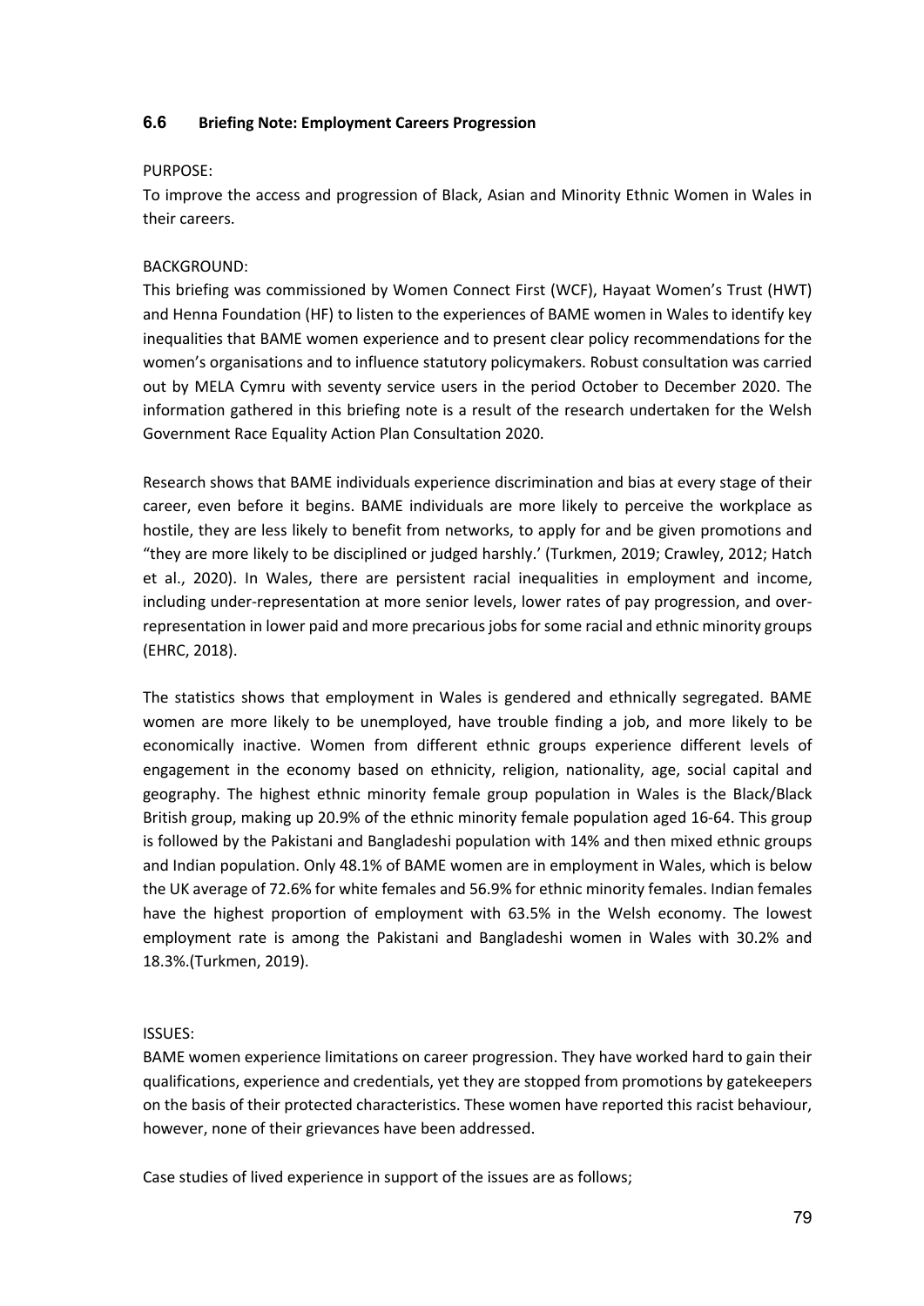### 6.6 Briefing Note: Employment Careers Progression

PURPOSE:

To improve the access and progression of Black, Asian and Minority Ethnic Women in Wales in their careers.

BACKGROUND:

This briefing was commissioned by Women Connect First (WCF), Hayaat Women's Trust (HWT) and Henna Foundation (HF) to listen to the experiences of BAME women in Wales to identify key inequalities that BAME women experience and to present clear policy recommendations for the women's organisations and to influence statutory policymakers. Robust consultation was carried out by MELA Cymru with seventy service users in the period October to December 2020. The information gathered in this briefing note is a result of the research undertaken for the Welsh Government Race Equality Action Plan Consultation 2020.

Research shows that BAME individuals experience discrimination and bias at every stage of their career, even before it begins. BAME individuals are more likely to perceive the workplace as hostile, they are less likely to benefit from networks, to apply for and be given promotions and "they are more likely to be disciplined or judged harshly.' (Turkmen, 2019; Crawley, 2012; Hatch et al., 2020). In Wales, there are persistent racial inequalities in employment and income, including under-representation at more senior levels, lower rates of pay progression, and over-representation in lower paid and more precarious jobs for some racial and ethnic minority groups (EHRC, 2018).

The statistics shows that employment in Wales is gendered and ethnically segregated. BAME women are more likely to be unemployed, have trouble finding a job, and more likely to be economically inactive. Women from different ethnic groups experience different levels of engagement in the economy based on ethnicity, religion, nationality, age, social capital and geography. The highest ethnic minority female group population in Wales is the Black/Black British group, making up 20.9% of the ethnic minority female population aged 16-64. This group is followed by the Pakistani and Bangladeshi population with 14% and then mixed ethnic groups and Indian population. Only 48.1% of BAME women are in employment in Wales, which is below the UK average of 72.6% for white females and 56.9% for ethnic minority females. Indian females have the highest proportion of employment with 63.5% in the Welsh economy. The lowest employment rate is among the Pakistani and Bangladeshi women in Wales with 30.2% and 18.3%.(Turkmen, 2019).

ISSUES:

BAME women experience limitations on career progression. They have worked hard to gain their qualifications, experience and credentials, yet they are stopped from promotions by gatekeepers on the basis of their protected characteristics. These women have reported this racist behaviour, however, none of their grievances have been addressed.

Case studies of lived experience in support of the issues are as follows;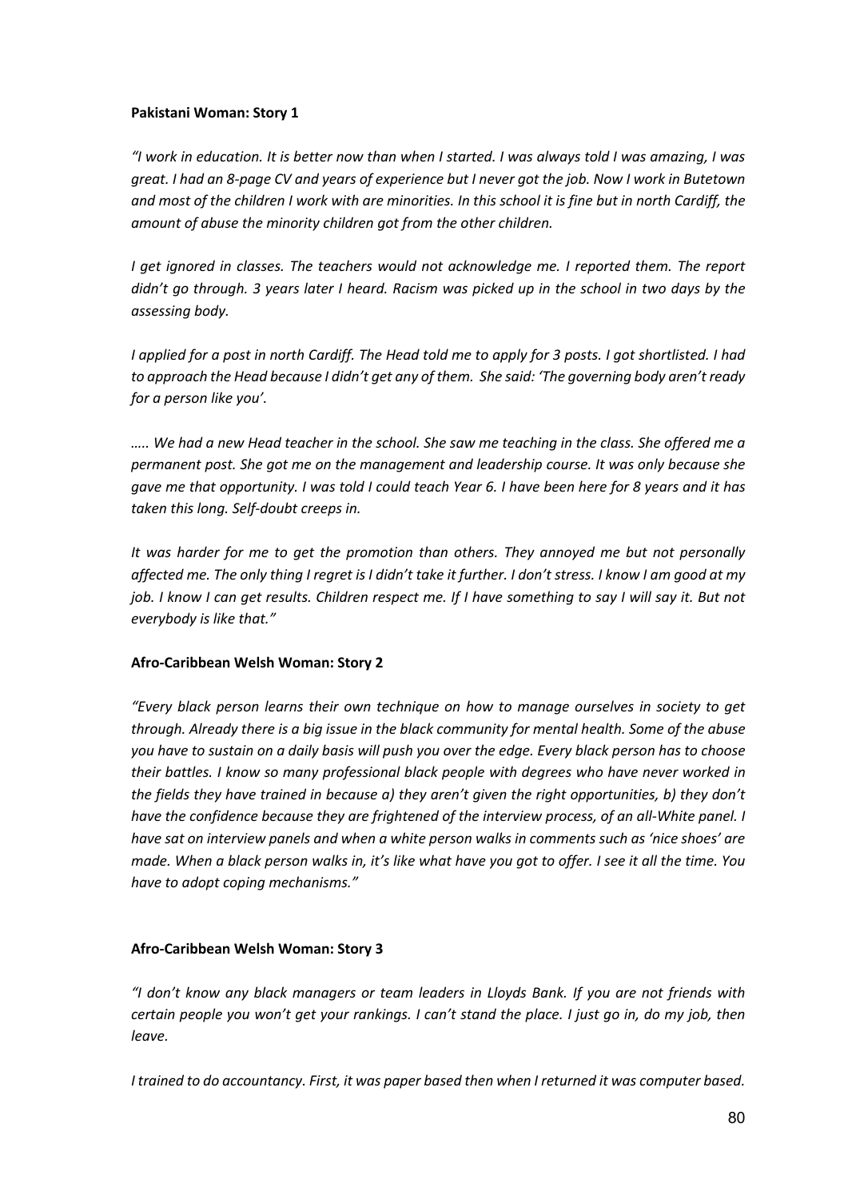**Pakistani Woman: Story 1**

*"I work in education. It is better now than when I started. I was always told I was amazing, I was great. I had an 8-page CV and years of experience but I never got the job. Now I work in Butetown and most of the children I work with are minorities. In this school it is fine but in north Cardiff, the amount of abuse the minority children got from the other children.*

*I get ignored in classes. The teachers would not acknowledge me. I reported them. The report didn't go through. 3 years later I heard. Racism was picked up in the school in two days by the assessing body.*

*I applied for a post in north Cardiff. The Head told me to apply for 3 posts. I got shortlisted. I had to approach the Head because I didn't get any of them. She said: 'The governing body aren't ready for a person like you'.*

*….. We had a new Head teacher in the school. She saw me teaching in the class. She offered me a permanent post. She got me on the management and leadership course. It was only because she gave me that opportunity. I was told I could teach Year 6. I have been here for 8 years and it has taken this long. Self-doubt creeps in.*

*It was harder for me to get the promotion than others. They annoyed me but not personally affected me. The only thing I regret is I didn't take it further. I don't stress. I know I am good at my job. I know I can get results. Children respect me. If I have something to say I will say it. But not everybody is like that."*

**Afro-Caribbean Welsh Woman: Story 2**

*"Every black person learns their own technique on how to manage ourselves in society to get through. Already there is a big issue in the black community for mental health. Some of the abuse you have to sustain on a daily basis will push you over the edge. Every black person has to choose their battles. I know so many professional black people with degrees who have never worked in the fields they have trained in because a) they aren't given the right opportunities, b) they don't have the confidence because they are frightened of the interview process, of an all-White panel. I have sat on interview panels and when a white person walks in comments such as 'nice shoes' are made. When a black person walks in, it's like what have you got to offer. I see it all the time. You have to adopt coping mechanisms."*

**Afro-Caribbean Welsh Woman: Story 3**

*"I don't know any black managers or team leaders in Lloyds Bank. If you are not friends with certain people you won't get your rankings. I can't stand the place. I just go in, do my job, then leave.*

*I trained to do accountancy. First, it was paper based then when I returned it was computer based.*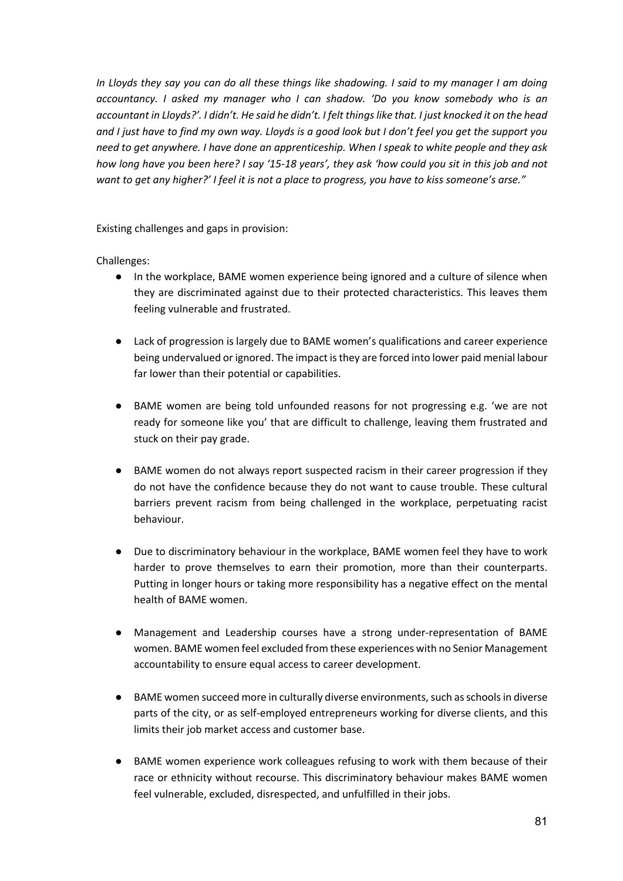*In Lloyds they say you can do all these things like shadowing. I said to my manager I am doing accountancy. I asked my manager who I can shadow. 'Do you know somebody who is an accountant in Lloyds?'. I didn't. He said he didn't. I felt things like that. I just knocked it on the head and I just have to find my own way. Lloyds is a good look but I don't feel you get the support you need to get anywhere. I have done an apprenticeship. When I speak to white people and they ask how long have you been here? I say '15-18 years', they ask 'how could you sit in this job and not want to get any higher?' I feel it is not a place to progress, you have to kiss someone's arse."*

Existing challenges and gaps in provision:

Challenges:

- In the workplace, BAME women experience being ignored and a culture of silence when they are discriminated against due to their protected characteristics. This leaves them feeling vulnerable and frustrated.

- Lack of progression is largely due to BAME women's qualifications and career experience being undervalued or ignored. The impact is they are forced into lower paid menial labour far lower than their potential or capabilities.

- BAME women are being told unfounded reasons for not progressing e.g. 'we are not ready for someone like you' that are difficult to challenge, leaving them frustrated and stuck on their pay grade.

- BAME women do not always report suspected racism in their career progression if they do not have the confidence because they do not want to cause trouble. These cultural barriers prevent racism from being challenged in the workplace, perpetuating racist behaviour.

- Due to discriminatory behaviour in the workplace, BAME women feel they have to work harder to prove themselves to earn their promotion, more than their counterparts. Putting in longer hours or taking more responsibility has a negative effect on the mental health of BAME women.

- Management and Leadership courses have a strong under-representation of BAME women. BAME women feel excluded from these experiences with no Senior Management accountability to ensure equal access to career development.

- BAME women succeed more in culturally diverse environments, such as schools in diverse parts of the city, or as self-employed entrepreneurs working for diverse clients, and this limits their job market access and customer base.

- BAME women experience work colleagues refusing to work with them because of their race or ethnicity without recourse. This discriminatory behaviour makes BAME women feel vulnerable, excluded, disrespected, and unfulfilled in their jobs.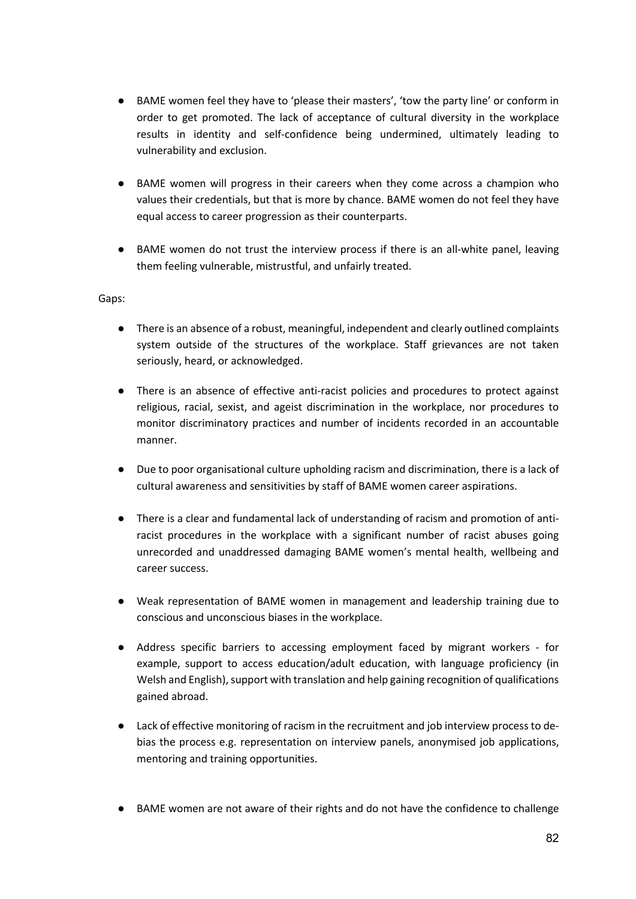- BAME women feel they have to 'please their masters', 'tow the party line' or conform in order to get promoted. The lack of acceptance of cultural diversity in the workplace results in identity and self-confidence being undermined, ultimately leading to vulnerability and exclusion.

- BAME women will progress in their careers when they come across a champion who values their credentials, but that is more by chance. BAME women do not feel they have equal access to career progression as their counterparts.

- BAME women do not trust the interview process if there is an all-white panel, leaving them feeling vulnerable, mistrustful, and unfairly treated.

Gaps:

- There is an absence of a robust, meaningful, independent and clearly outlined complaints system outside of the structures of the workplace. Staff grievances are not taken seriously, heard, or acknowledged.

- There is an absence of effective anti-racist policies and procedures to protect against religious, racial, sexist, and ageist discrimination in the workplace, nor procedures to monitor discriminatory practices and number of incidents recorded in an accountable manner.

- Due to poor organisational culture upholding racism and discrimination, there is a lack of cultural awareness and sensitivities by staff of BAME women career aspirations.

- There is a clear and fundamental lack of understanding of racism and promotion of anti-racist procedures in the workplace with a significant number of racist abuses going unrecorded and unaddressed damaging BAME women's mental health, wellbeing and career success.

- Weak representation of BAME women in management and leadership training due to conscious and unconscious biases in the workplace.

- Address specific barriers to accessing employment faced by migrant workers - for example, support to access education/adult education, with language proficiency (in Welsh and English), support with translation and help gaining recognition of qualifications gained abroad.

- Lack of effective monitoring of racism in the recruitment and job interview process to de-bias the process e.g. representation on interview panels, anonymised job applications, mentoring and training opportunities.

- BAME women are not aware of their rights and do not have the confidence to challenge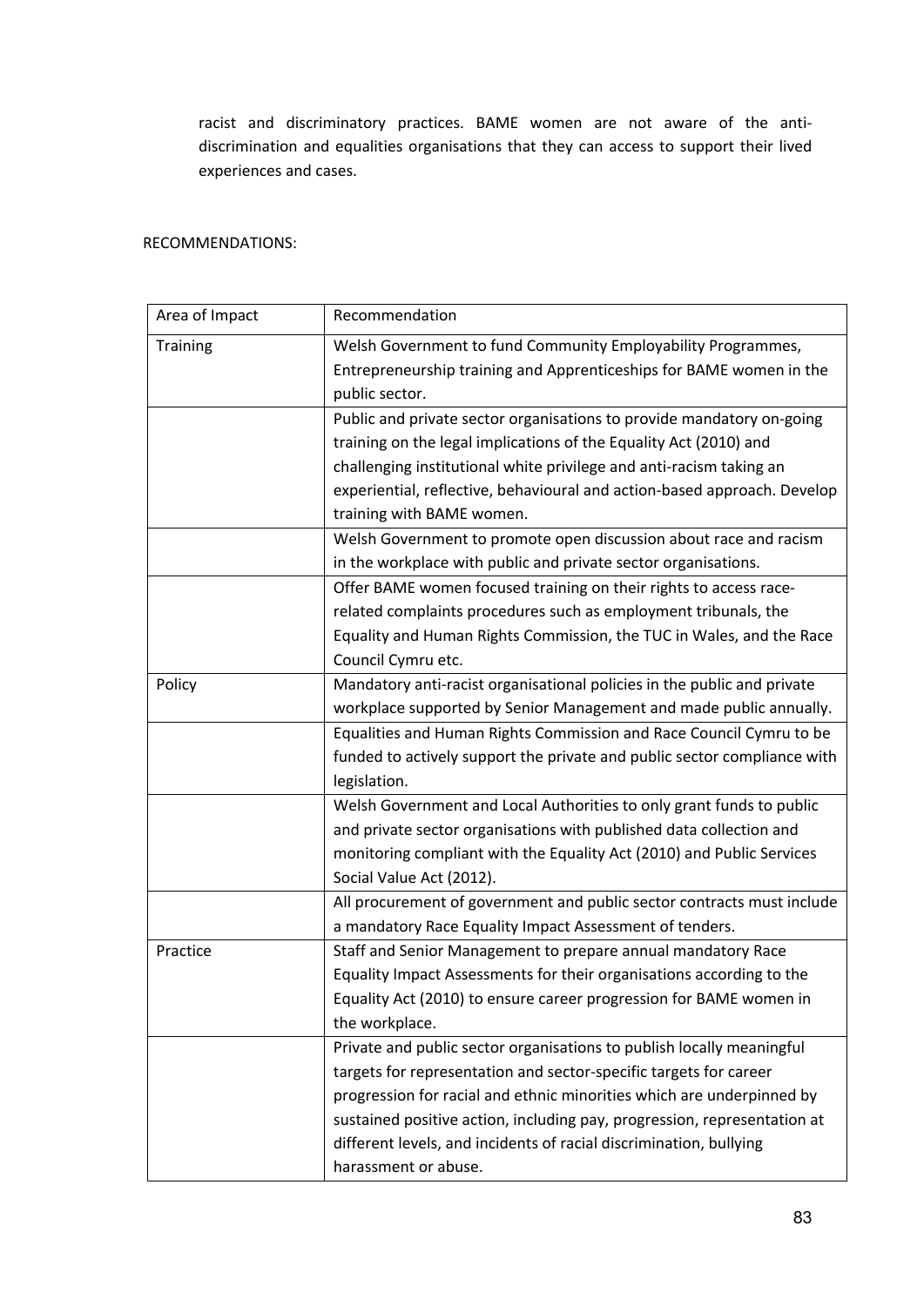racist and discriminatory practices. BAME women are not aware of the anti-discrimination and equalities organisations that they can access to support their lived experiences and cases.

RECOMMENDATIONS:

| Area of Impact | Recommendation |
|---|---|
| Training | Welsh Government to fund Community Employability Programmes, Entrepreneurship training and Apprenticeships for BAME women in the public sector. |
| | Public and private sector organisations to provide mandatory on-going training on the legal implications of the Equality Act (2010) and challenging institutional white privilege and anti-racism taking an experiential, reflective, behavioural and action-based approach. Develop training with BAME women. |
| | Welsh Government to promote open discussion about race and racism in the workplace with public and private sector organisations. |
| | Offer BAME women focused training on their rights to access race-related complaints procedures such as employment tribunals, the Equality and Human Rights Commission, the TUC in Wales, and the Race Council Cymru etc. |
| Policy | Mandatory anti-racist organisational policies in the public and private workplace supported by Senior Management and made public annually. |
| | Equalities and Human Rights Commission and Race Council Cymru to be funded to actively support the private and public sector compliance with legislation. |
| | Welsh Government and Local Authorities to only grant funds to public and private sector organisations with published data collection and monitoring compliant with the Equality Act (2010) and Public Services Social Value Act (2012). |
| | All procurement of government and public sector contracts must include a mandatory Race Equality Impact Assessment of tenders. |
| Practice | Staff and Senior Management to prepare annual mandatory Race Equality Impact Assessments for their organisations according to the Equality Act (2010) to ensure career progression for BAME women in the workplace. |
| | Private and public sector organisations to publish locally meaningful targets for representation and sector-specific targets for career progression for racial and ethnic minorities which are underpinned by sustained positive action, including pay, progression, representation at different levels, and incidents of racial discrimination, bullying harassment or abuse. |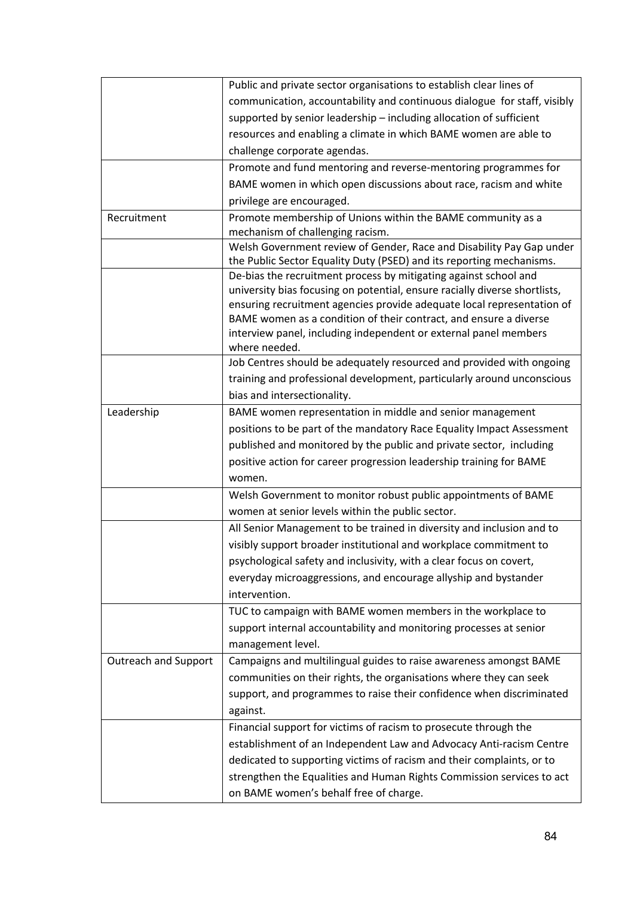| | |
|---|---|
| | Public and private sector organisations to establish clear lines of communication, accountability and continuous dialogue for staff, visibly supported by senior leadership – including allocation of sufficient resources and enabling a climate in which BAME women are able to challenge corporate agendas. |
| | Promote and fund mentoring and reverse-mentoring programmes for BAME women in which open discussions about race, racism and white privilege are encouraged. |
| Recruitment | Promote membership of Unions within the BAME community as a mechanism of challenging racism. |
| | Welsh Government review of Gender, Race and Disability Pay Gap under the Public Sector Equality Duty (PSED) and its reporting mechanisms. |
| | De-bias the recruitment process by mitigating against school and university bias focusing on potential, ensure racially diverse shortlists, ensuring recruitment agencies provide adequate local representation of BAME women as a condition of their contract, and ensure a diverse interview panel, including independent or external panel members where needed. |
| | Job Centres should be adequately resourced and provided with ongoing training and professional development, particularly around unconscious bias and intersectionality. |
| Leadership | BAME women representation in middle and senior management positions to be part of the mandatory Race Equality Impact Assessment published and monitored by the public and private sector, including positive action for career progression leadership training for BAME women. |
| | Welsh Government to monitor robust public appointments of BAME women at senior levels within the public sector. |
| | All Senior Management to be trained in diversity and inclusion and to visibly support broader institutional and workplace commitment to psychological safety and inclusivity, with a clear focus on covert, everyday microaggressions, and encourage allyship and bystander intervention. |
| | TUC to campaign with BAME women members in the workplace to support internal accountability and monitoring processes at senior management level. |
| Outreach and Support | Campaigns and multilingual guides to raise awareness amongst BAME communities on their rights, the organisations where they can seek support, and programmes to raise their confidence when discriminated against. |
| | Financial support for victims of racism to prosecute through the establishment of an Independent Law and Advocacy Anti-racism Centre dedicated to supporting victims of racism and their complaints, or to strengthen the Equalities and Human Rights Commission services to act on BAME women's behalf free of charge. |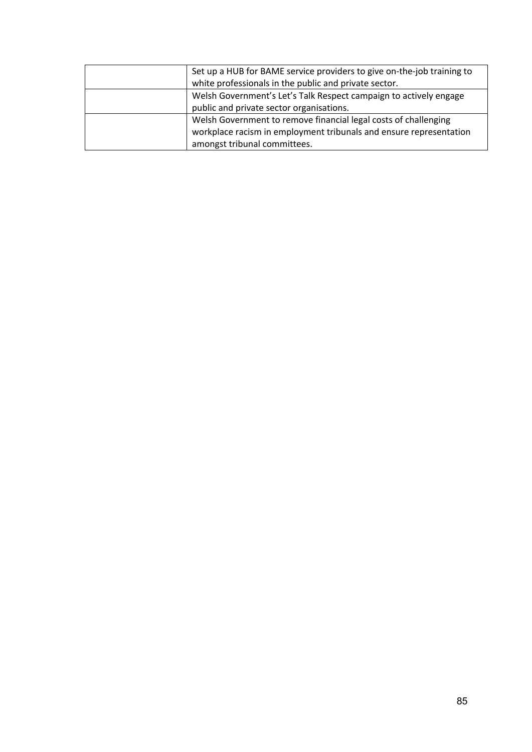| | |
|---|---|
| | Set up a HUB for BAME service providers to give on-the-job training to white professionals in the public and private sector. |
| | Welsh Government's Let's Talk Respect campaign to actively engage public and private sector organisations. |
| | Welsh Government to remove financial legal costs of challenging workplace racism in employment tribunals and ensure representation amongst tribunal committees. |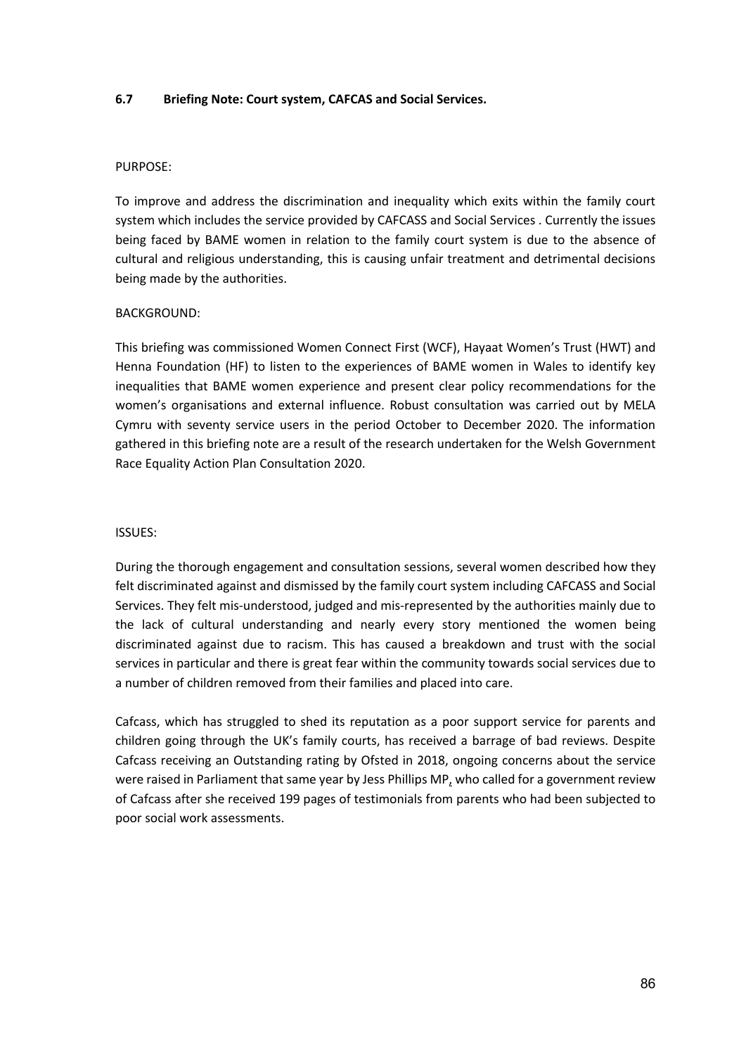### 6.7 Briefing Note: Court system, CAFCAS and Social Services.

PURPOSE:

To improve and address the discrimination and inequality which exits within the family court system which includes the service provided by CAFCASS and Social Services . Currently the issues being faced by BAME women in relation to the family court system is due to the absence of cultural and religious understanding, this is causing unfair treatment and detrimental decisions being made by the authorities.

BACKGROUND:

This briefing was commissioned Women Connect First (WCF), Hayaat Women's Trust (HWT) and Henna Foundation (HF) to listen to the experiences of BAME women in Wales to identify key inequalities that BAME women experience and present clear policy recommendations for the women's organisations and external influence. Robust consultation was carried out by MELA Cymru with seventy service users in the period October to December 2020. The information gathered in this briefing note are a result of the research undertaken for the Welsh Government Race Equality Action Plan Consultation 2020.

ISSUES:

During the thorough engagement and consultation sessions, several women described how they felt discriminated against and dismissed by the family court system including CAFCASS and Social Services. They felt mis-understood, judged and mis-represented by the authorities mainly due to the lack of cultural understanding and nearly every story mentioned the women being discriminated against due to racism. This has caused a breakdown and trust with the social services in particular and there is great fear within the community towards social services due to a number of children removed from their families and placed into care.

Cafcass, which has struggled to shed its reputation as a poor support service for parents and children going through the UK's family courts, has received a barrage of bad reviews. Despite Cafcass receiving an Outstanding rating by Ofsted in 2018, ongoing concerns about the service were raised in Parliament that same year by Jess Phillips MP, who called for a government review of Cafcass after she received 199 pages of testimonials from parents who had been subjected to poor social work assessments.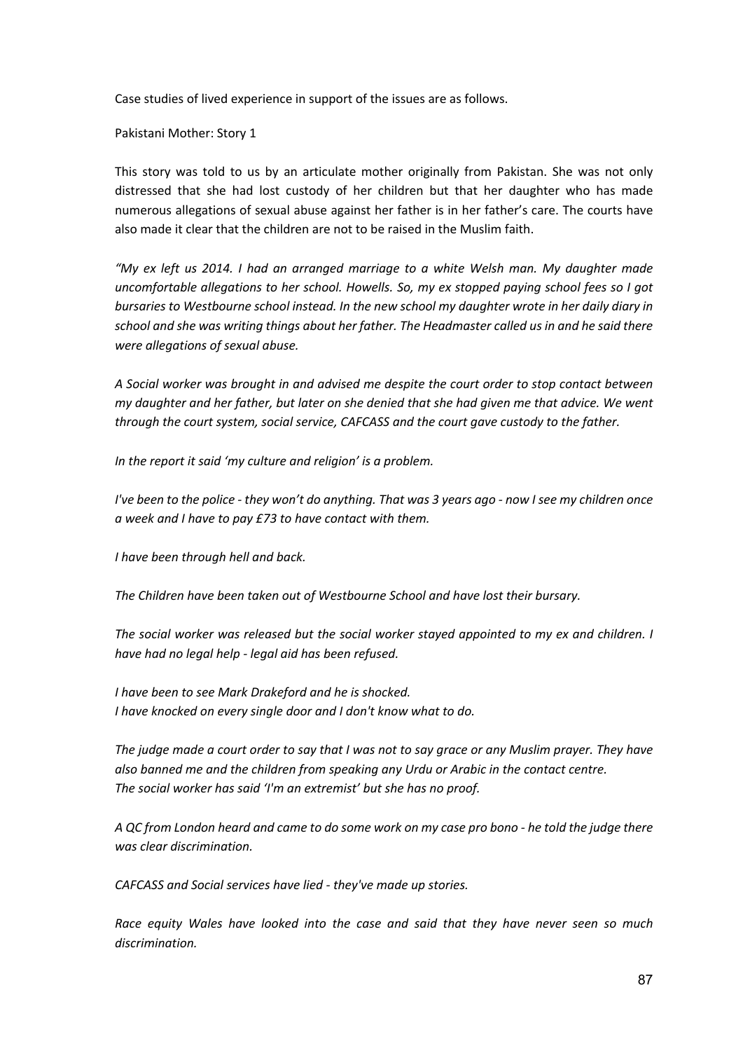Case studies of lived experience in support of the issues are as follows.

Pakistani Mother: Story 1

This story was told to us by an articulate mother originally from Pakistan. She was not only distressed that she had lost custody of her children but that her daughter who has made numerous allegations of sexual abuse against her father is in her father's care. The courts have also made it clear that the children are not to be raised in the Muslim faith.

*"My ex left us 2014. I had an arranged marriage to a white Welsh man. My daughter made uncomfortable allegations to her school. Howells. So, my ex stopped paying school fees so I got bursaries to Westbourne school instead. In the new school my daughter wrote in her daily diary in school and she was writing things about her father. The Headmaster called us in and he said there were allegations of sexual abuse.*

*A Social worker was brought in and advised me despite the court order to stop contact between my daughter and her father, but later on she denied that she had given me that advice. We went through the court system, social service, CAFCASS and the court gave custody to the father.*

*In the report it said 'my culture and religion' is a problem.*

*I've been to the police - they won't do anything. That was 3 years ago - now I see my children once a week and I have to pay £73 to have contact with them.*

*I have been through hell and back.*

*The Children have been taken out of Westbourne School and have lost their bursary.*

*The social worker was released but the social worker stayed appointed to my ex and children. I have had no legal help - legal aid has been refused.*

*I have been to see Mark Drakeford and he is shocked.*
*I have knocked on every single door and I don't know what to do.*

*The judge made a court order to say that I was not to say grace or any Muslim prayer. They have also banned me and the children from speaking any Urdu or Arabic in the contact centre.*
*The social worker has said 'I'm an extremist' but she has no proof.*

*A QC from London heard and came to do some work on my case pro bono - he told the judge there was clear discrimination.*

*CAFCASS and Social services have lied - they've made up stories.*

*Race equity Wales have looked into the case and said that they have never seen so much discrimination.*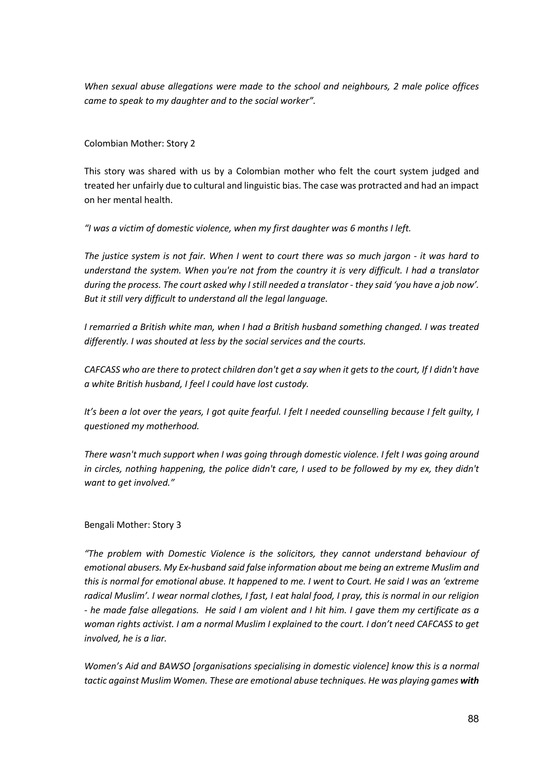*When sexual abuse allegations were made to the school and neighbours, 2 male police offices came to speak to my daughter and to the social worker".*

Colombian Mother: Story 2

This story was shared with us by a Colombian mother who felt the court system judged and treated her unfairly due to cultural and linguistic bias. The case was protracted and had an impact on her mental health.

*"I was a victim of domestic violence, when my first daughter was 6 months I left.*

*The justice system is not fair. When I went to court there was so much jargon - it was hard to understand the system. When you're not from the country it is very difficult. I had a translator during the process. The court asked why I still needed a translator - they said 'you have a job now'. But it still very difficult to understand all the legal language.*

*I remarried a British white man, when I had a British husband something changed. I was treated differently. I was shouted at less by the social services and the courts.*

*CAFCASS who are there to protect children don't get a say when it gets to the court, If I didn't have a white British husband, I feel I could have lost custody.*

*It's been a lot over the years, I got quite fearful. I felt I needed counselling because I felt guilty, I questioned my motherhood.*

*There wasn't much support when I was going through domestic violence. I felt I was going around in circles, nothing happening, the police didn't care, I used to be followed by my ex, they didn't want to get involved."*

Bengali Mother: Story 3

*"The problem with Domestic Violence is the solicitors, they cannot understand behaviour of emotional abusers. My Ex-husband said false information about me being an extreme Muslim and this is normal for emotional abuse. It happened to me. I went to Court. He said I was an 'extreme radical Muslim'. I wear normal clothes, I fast, I eat halal food, I pray, this is normal in our religion - he made false allegations. He said I am violent and I hit him. I gave them my certificate as a woman rights activist. I am a normal Muslim I explained to the court. I don't need CAFCASS to get involved, he is a liar.*

*Women's Aid and BAWSO [organisations specialising in domestic violence] know this is a normal tactic against Muslim Women. These are emotional abuse techniques. He was playing games **with***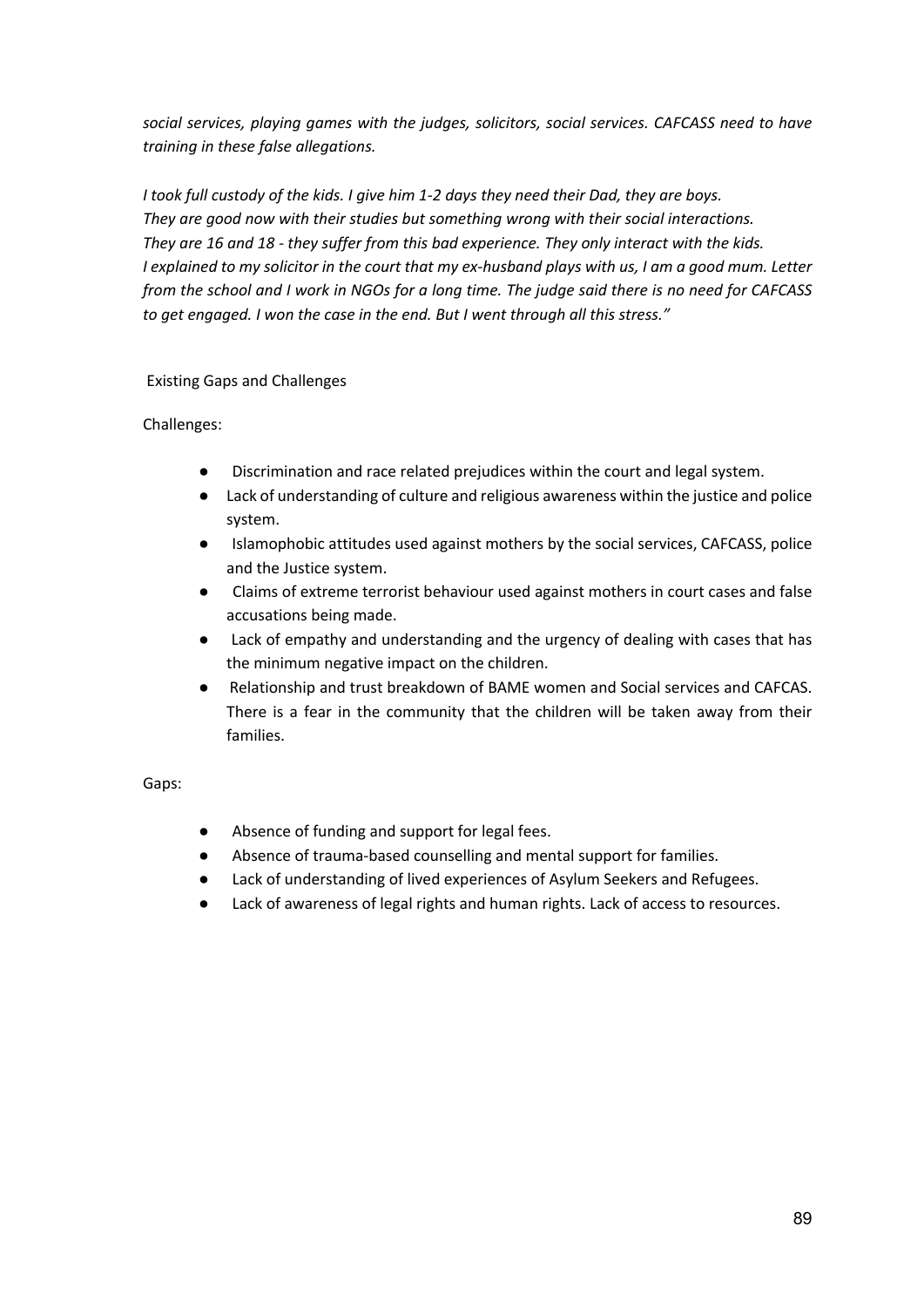*social services, playing games with the judges, solicitors, social services. CAFCASS need to have training in these false allegations.*

*I took full custody of the kids. I give him 1-2 days they need their Dad, they are boys. They are good now with their studies but something wrong with their social interactions. They are 16 and 18 - they suffer from this bad experience. They only interact with the kids. I explained to my solicitor in the court that my ex-husband plays with us, I am a good mum. Letter from the school and I work in NGOs for a long time. The judge said there is no need for CAFCASS to get engaged. I won the case in the end. But I went through all this stress."*

## Existing Gaps and Challenges

Challenges:

- Discrimination and race related prejudices within the court and legal system.
- Lack of understanding of culture and religious awareness within the justice and police system.
- Islamophobic attitudes used against mothers by the social services, CAFCASS, police and the Justice system.
- Claims of extreme terrorist behaviour used against mothers in court cases and false accusations being made.
- Lack of empathy and understanding and the urgency of dealing with cases that has the minimum negative impact on the children.
- Relationship and trust breakdown of BAME women and Social services and CAFCAS. There is a fear in the community that the children will be taken away from their families.

Gaps:

- Absence of funding and support for legal fees.
- Absence of trauma-based counselling and mental support for families.
- Lack of understanding of lived experiences of Asylum Seekers and Refugees.
- Lack of awareness of legal rights and human rights. Lack of access to resources.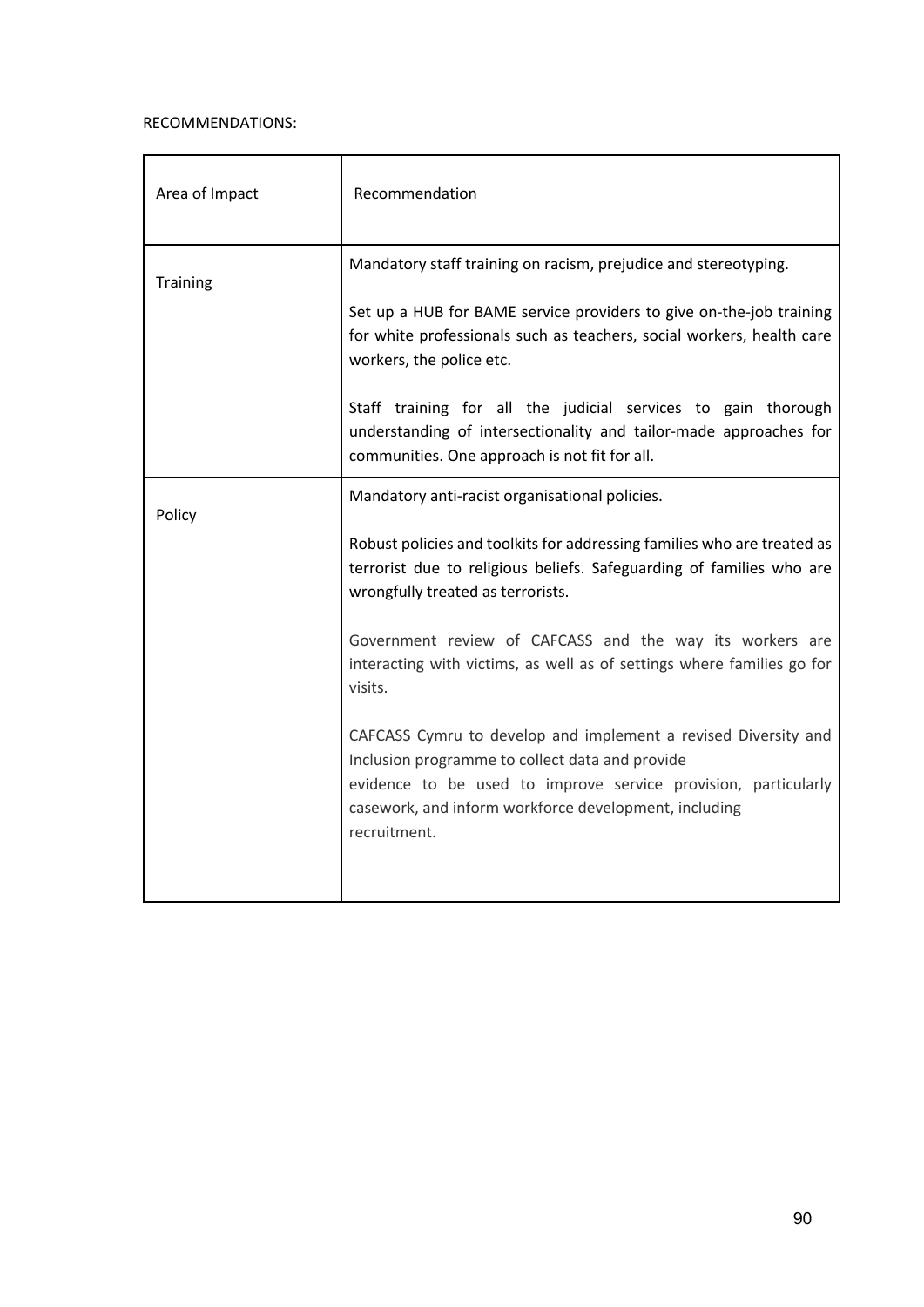RECOMMENDATIONS:

| Area of Impact | Recommendation |
| --- | --- |
| Training | Mandatory staff training on racism, prejudice and stereotyping.<br><br>Set up a HUB for BAME service providers to give on-the-job training for white professionals such as teachers, social workers, health care workers, the police etc.<br><br>Staff training for all the judicial services to gain thorough understanding of intersectionality and tailor-made approaches for communities. One approach is not fit for all. |
| Policy | Mandatory anti-racist organisational policies.<br><br>Robust policies and toolkits for addressing families who are treated as terrorist due to religious beliefs. Safeguarding of families who are wrongfully treated as terrorists.<br><br>Government review of CAFCASS and the way its workers are interacting with victims, as well as of settings where families go for visits.<br><br>CAFCASS Cymru to develop and implement a revised Diversity and Inclusion programme to collect data and provide evidence to be used to improve service provision, particularly casework, and inform workforce development, including recruitment. |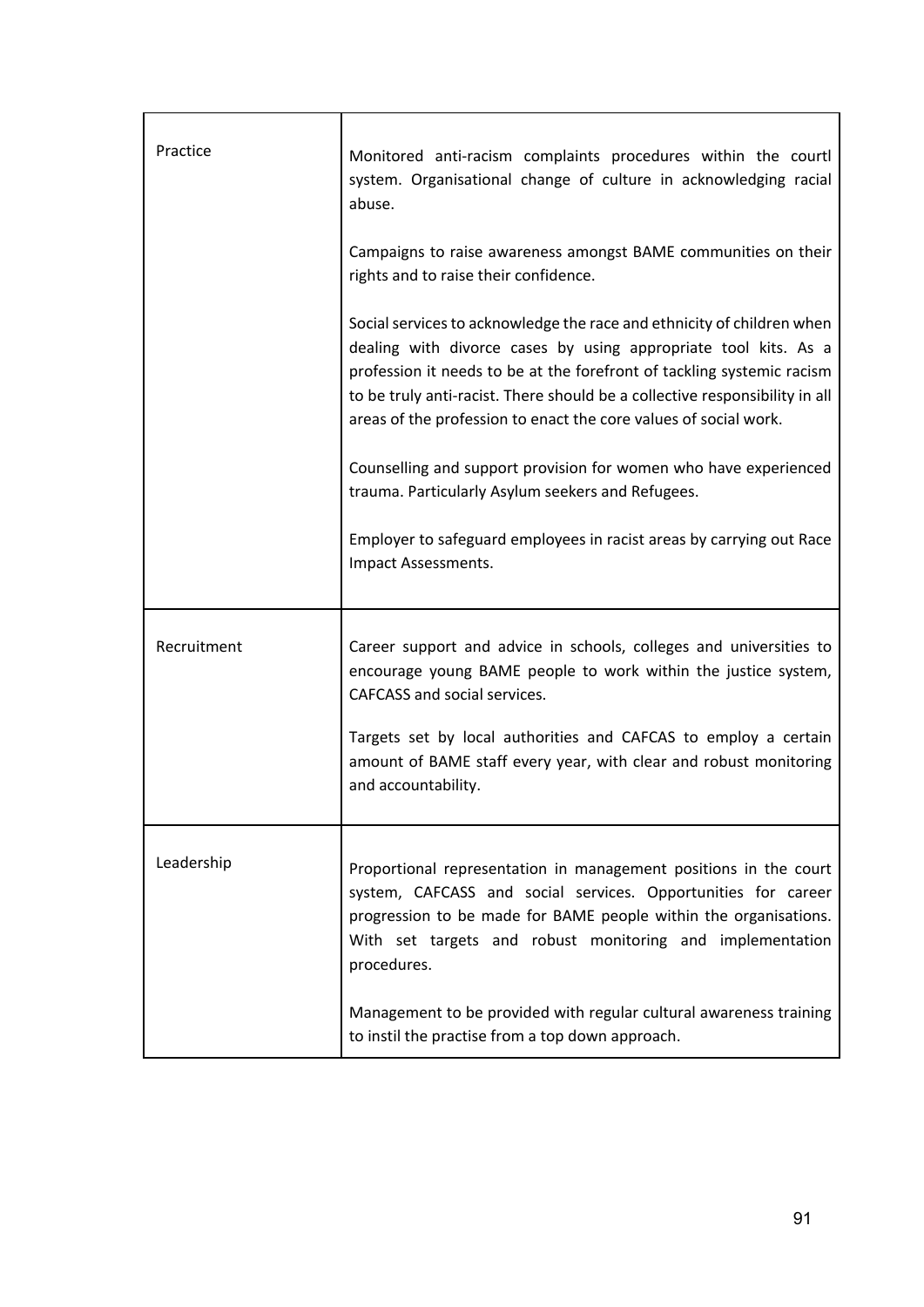| | |
|---|---|
| Practice | Monitored anti-racism complaints procedures within the courtl system. Organisational change of culture in acknowledging racial abuse.<br><br>Campaigns to raise awareness amongst BAME communities on their rights and to raise their confidence.<br><br>Social services to acknowledge the race and ethnicity of children when dealing with divorce cases by using appropriate tool kits. As a profession it needs to be at the forefront of tackling systemic racism to be truly anti-racist. There should be a collective responsibility in all areas of the profession to enact the core values of social work.<br><br>Counselling and support provision for women who have experienced trauma. Particularly Asylum seekers and Refugees.<br><br>Employer to safeguard employees in racist areas by carrying out Race Impact Assessments. |
| Recruitment | Career support and advice in schools, colleges and universities to encourage young BAME people to work within the justice system, CAFCASS and social services.<br><br>Targets set by local authorities and CAFCAS to employ a certain amount of BAME staff every year, with clear and robust monitoring and accountability. |
| Leadership | Proportional representation in management positions in the court system, CAFCASS and social services. Opportunities for career progression to be made for BAME people within the organisations. With set targets and robust monitoring and implementation procedures.<br><br>Management to be provided with regular cultural awareness training to instil the practise from a top down approach. |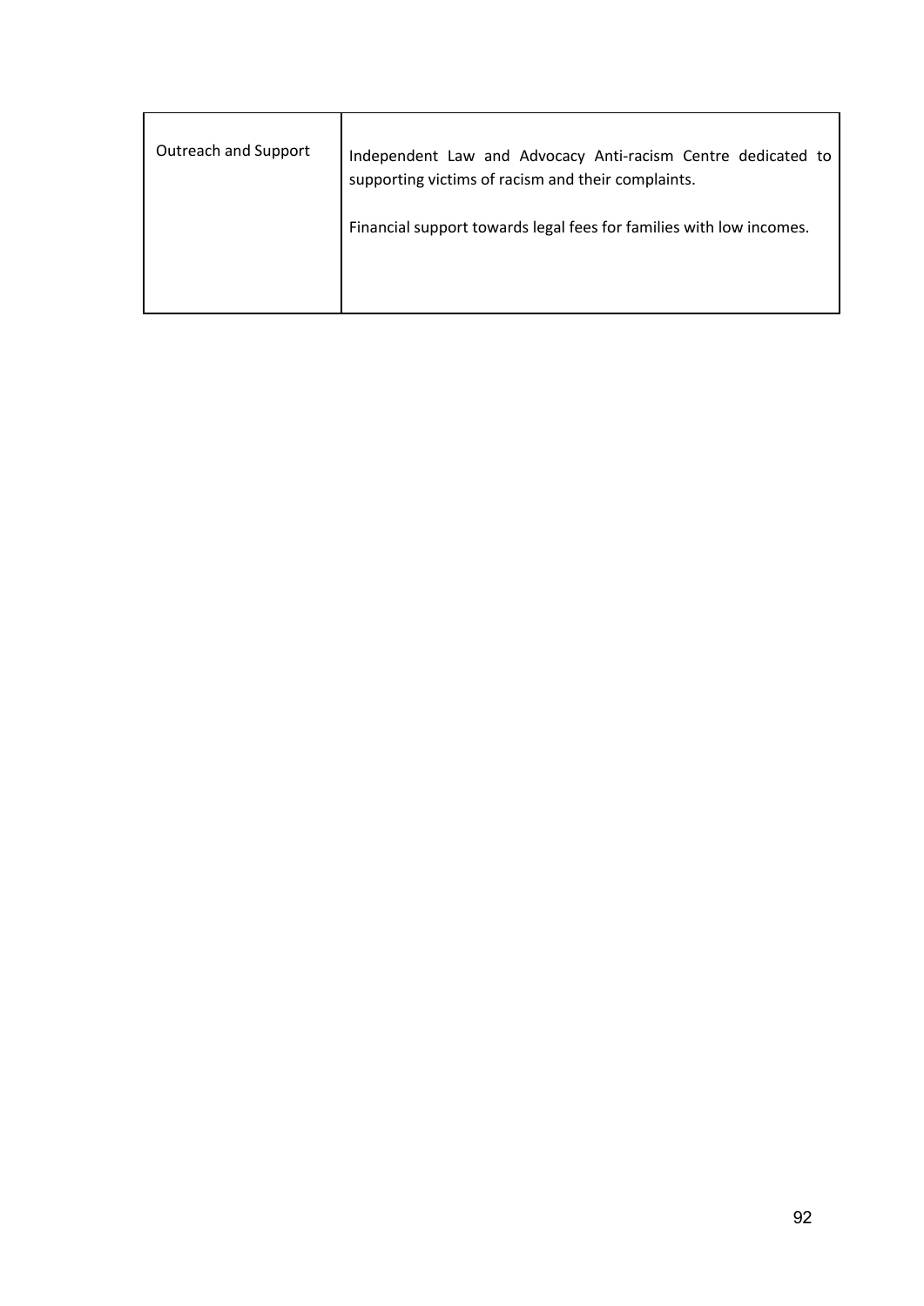| | |
|---|---|
| Outreach and Support | Independent Law and Advocacy Anti-racism Centre dedicated to supporting victims of racism and their complaints.<br><br>Financial support towards legal fees for families with low incomes. |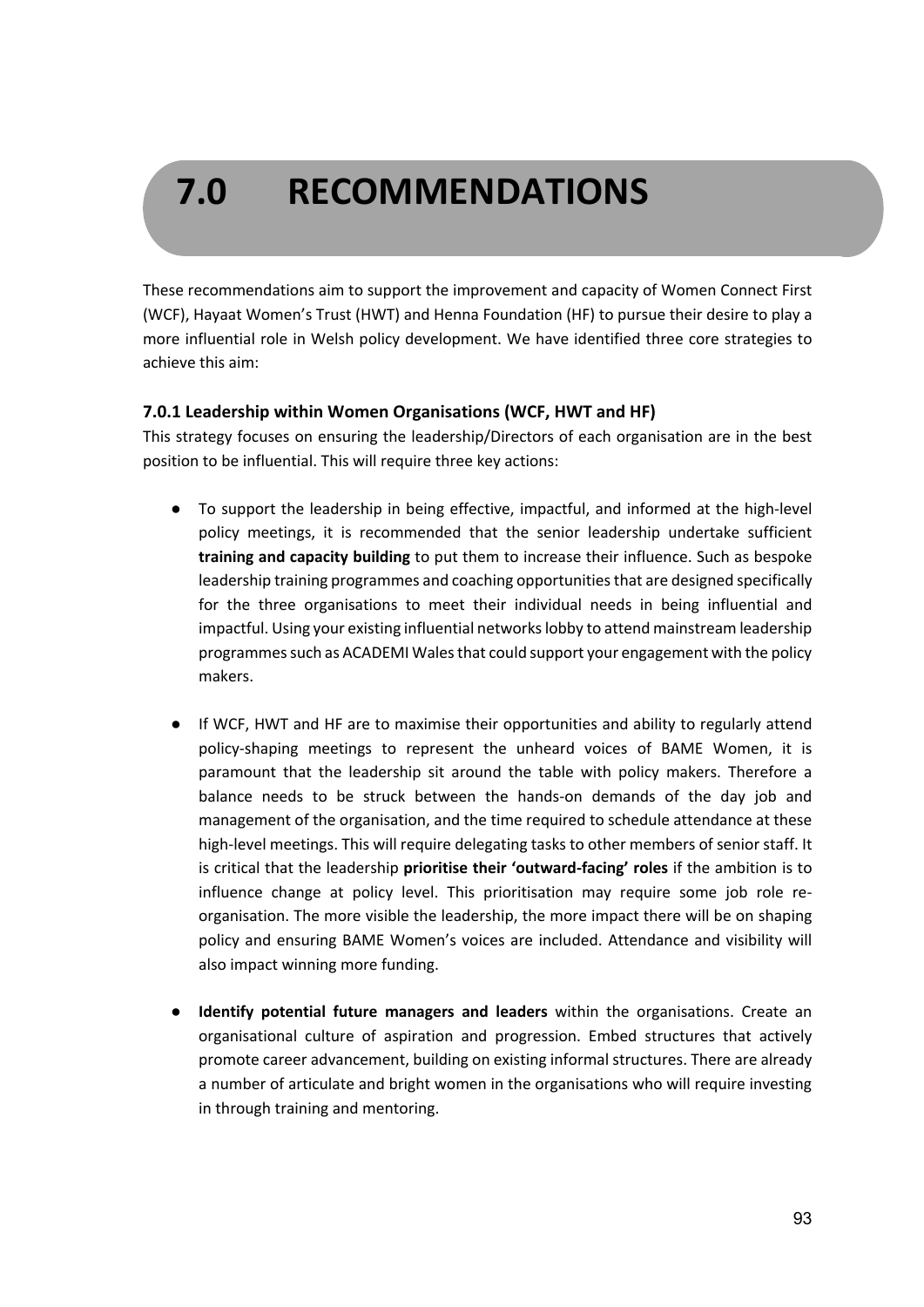# 7.0 RECOMMENDATIONS

These recommendations aim to support the improvement and capacity of Women Connect First (WCF), Hayaat Women's Trust (HWT) and Henna Foundation (HF) to pursue their desire to play a more influential role in Welsh policy development. We have identified three core strategies to achieve this aim:

### 7.0.1 Leadership within Women Organisations (WCF, HWT and HF)

This strategy focuses on ensuring the leadership/Directors of each organisation are in the best position to be influential. This will require three key actions:

- To support the leadership in being effective, impactful, and informed at the high-level policy meetings, it is recommended that the senior leadership undertake sufficient **training and capacity building** to put them to increase their influence. Such as bespoke leadership training programmes and coaching opportunities that are designed specifically for the three organisations to meet their individual needs in being influential and impactful. Using your existing influential networks lobby to attend mainstream leadership programmes such as ACADEMI Wales that could support your engagement with the policy makers.

- If WCF, HWT and HF are to maximise their opportunities and ability to regularly attend policy-shaping meetings to represent the unheard voices of BAME Women, it is paramount that the leadership sit around the table with policy makers. Therefore a balance needs to be struck between the hands-on demands of the day job and management of the organisation, and the time required to schedule attendance at these high-level meetings. This will require delegating tasks to other members of senior staff. It is critical that the leadership **prioritise their 'outward-facing' roles** if the ambition is to influence change at policy level. This prioritisation may require some job role re-organisation. The more visible the leadership, the more impact there will be on shaping policy and ensuring BAME Women's voices are included. Attendance and visibility will also impact winning more funding.

- **Identify potential future managers and leaders** within the organisations. Create an organisational culture of aspiration and progression. Embed structures that actively promote career advancement, building on existing informal structures. There are already a number of articulate and bright women in the organisations who will require investing in through training and mentoring.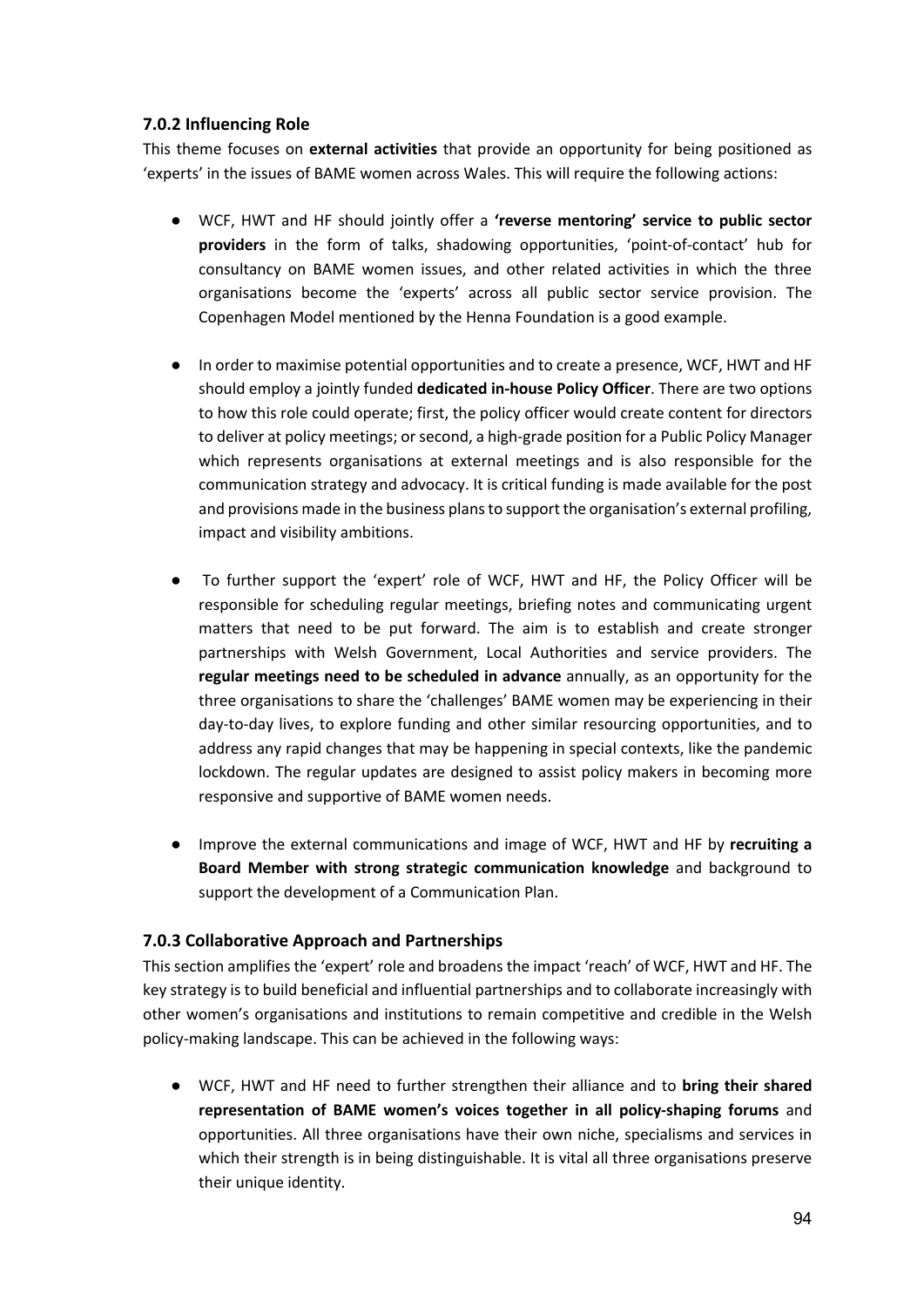### 7.0.2 Influencing Role

This theme focuses on **external activities** that provide an opportunity for being positioned as 'experts' in the issues of BAME women across Wales. This will require the following actions:

- WCF, HWT and HF should jointly offer a **'reverse mentoring' service to public sector providers** in the form of talks, shadowing opportunities, 'point-of-contact' hub for consultancy on BAME women issues, and other related activities in which the three organisations become the 'experts' across all public sector service provision. The Copenhagen Model mentioned by the Henna Foundation is a good example.

- In order to maximise potential opportunities and to create a presence, WCF, HWT and HF should employ a jointly funded **dedicated in-house Policy Officer**. There are two options to how this role could operate; first, the policy officer would create content for directors to deliver at policy meetings; or second, a high-grade position for a Public Policy Manager which represents organisations at external meetings and is also responsible for the communication strategy and advocacy. It is critical funding is made available for the post and provisions made in the business plans to support the organisation's external profiling, impact and visibility ambitions.

- To further support the 'expert' role of WCF, HWT and HF, the Policy Officer will be responsible for scheduling regular meetings, briefing notes and communicating urgent matters that need to be put forward. The aim is to establish and create stronger partnerships with Welsh Government, Local Authorities and service providers. The **regular meetings need to be scheduled in advance** annually, as an opportunity for the three organisations to share the 'challenges' BAME women may be experiencing in their day-to-day lives, to explore funding and other similar resourcing opportunities, and to address any rapid changes that may be happening in special contexts, like the pandemic lockdown. The regular updates are designed to assist policy makers in becoming more responsive and supportive of BAME women needs.

- Improve the external communications and image of WCF, HWT and HF by **recruiting a Board Member with strong strategic communication knowledge** and background to support the development of a Communication Plan.

### 7.0.3 Collaborative Approach and Partnerships

This section amplifies the 'expert' role and broadens the impact 'reach' of WCF, HWT and HF. The key strategy is to build beneficial and influential partnerships and to collaborate increasingly with other women's organisations and institutions to remain competitive and credible in the Welsh policy-making landscape. This can be achieved in the following ways:

- WCF, HWT and HF need to further strengthen their alliance and to **bring their shared representation of BAME women's voices together in all policy-shaping forums** and opportunities. All three organisations have their own niche, specialisms and services in which their strength is in being distinguishable. It is vital all three organisations preserve their unique identity.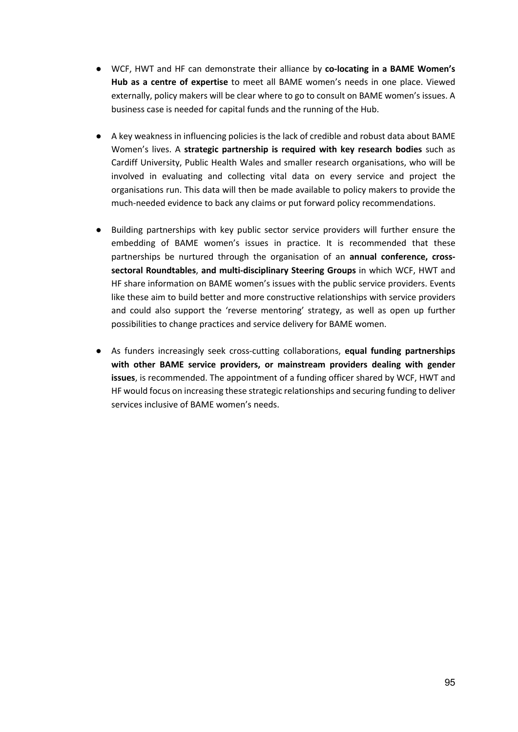- WCF, HWT and HF can demonstrate their alliance by **co-locating in a BAME Women's Hub as a centre of expertise** to meet all BAME women's needs in one place. Viewed externally, policy makers will be clear where to go to consult on BAME women's issues. A business case is needed for capital funds and the running of the Hub.

- A key weakness in influencing policies is the lack of credible and robust data about BAME Women's lives. A **strategic partnership is required with key research bodies** such as Cardiff University, Public Health Wales and smaller research organisations, who will be involved in evaluating and collecting vital data on every service and project the organisations run. This data will then be made available to policy makers to provide the much-needed evidence to back any claims or put forward policy recommendations.

- Building partnerships with key public sector service providers will further ensure the embedding of BAME women's issues in practice. It is recommended that these partnerships be nurtured through the organisation of an **annual conference, cross-sectoral Roundtables**, **and multi-disciplinary Steering Groups** in which WCF, HWT and HF share information on BAME women's issues with the public service providers. Events like these aim to build better and more constructive relationships with service providers and could also support the 'reverse mentoring' strategy, as well as open up further possibilities to change practices and service delivery for BAME women.

- As funders increasingly seek cross-cutting collaborations, **equal funding partnerships with other BAME service providers, or mainstream providers dealing with gender issues**, is recommended. The appointment of a funding officer shared by WCF, HWT and HF would focus on increasing these strategic relationships and securing funding to deliver services inclusive of BAME women's needs.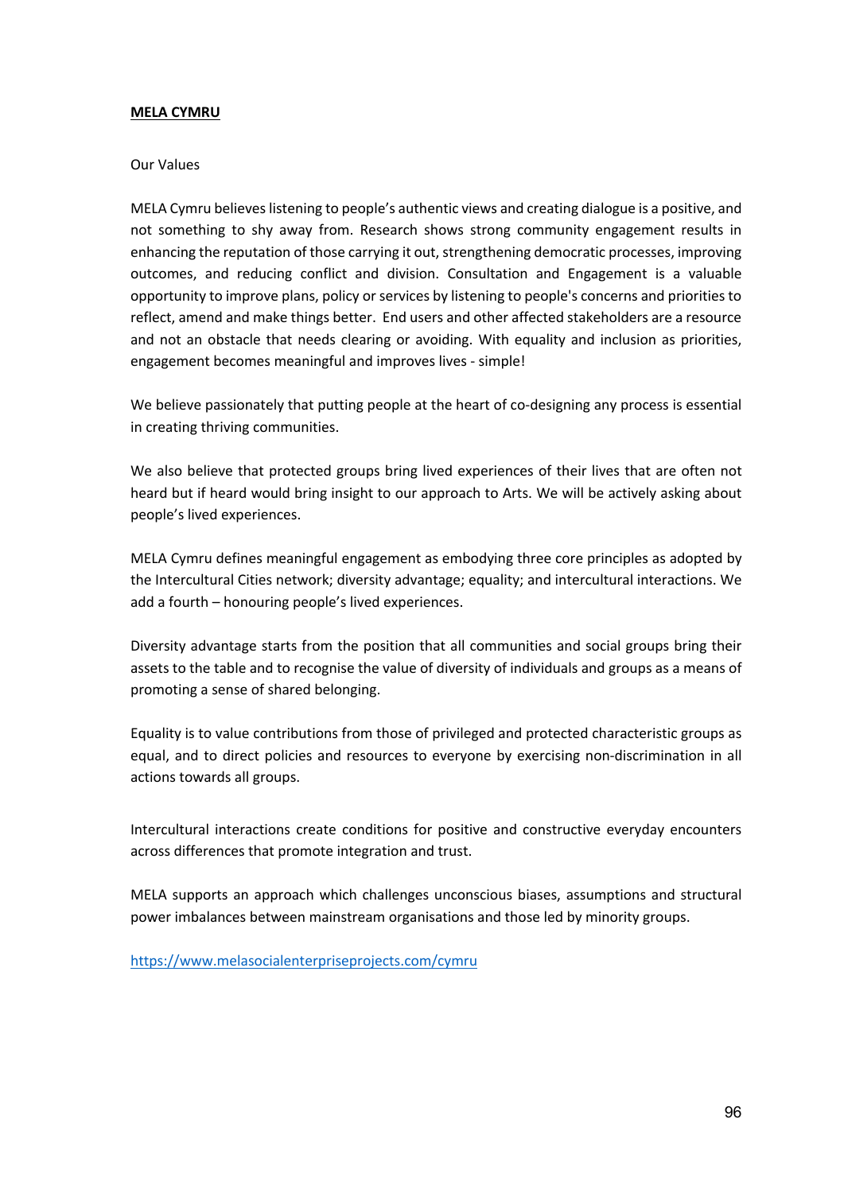**MELA CYMRU**

Our Values

MELA Cymru believes listening to people's authentic views and creating dialogue is a positive, and not something to shy away from. Research shows strong community engagement results in enhancing the reputation of those carrying it out, strengthening democratic processes, improving outcomes, and reducing conflict and division. Consultation and Engagement is a valuable opportunity to improve plans, policy or services by listening to people's concerns and priorities to reflect, amend and make things better. End users and other affected stakeholders are a resource and not an obstacle that needs clearing or avoiding. With equality and inclusion as priorities, engagement becomes meaningful and improves lives - simple!

We believe passionately that putting people at the heart of co-designing any process is essential in creating thriving communities.

We also believe that protected groups bring lived experiences of their lives that are often not heard but if heard would bring insight to our approach to Arts. We will be actively asking about people's lived experiences.

MELA Cymru defines meaningful engagement as embodying three core principles as adopted by the Intercultural Cities network; diversity advantage; equality; and intercultural interactions. We add a fourth – honouring people's lived experiences.

Diversity advantage starts from the position that all communities and social groups bring their assets to the table and to recognise the value of diversity of individuals and groups as a means of promoting a sense of shared belonging.

Equality is to value contributions from those of privileged and protected characteristic groups as equal, and to direct policies and resources to everyone by exercising non-discrimination in all actions towards all groups.

Intercultural interactions create conditions for positive and constructive everyday encounters across differences that promote integration and trust.

MELA supports an approach which challenges unconscious biases, assumptions and structural power imbalances between mainstream organisations and those led by minority groups.

https://www.melasocialenterpriseprojects.com/cymru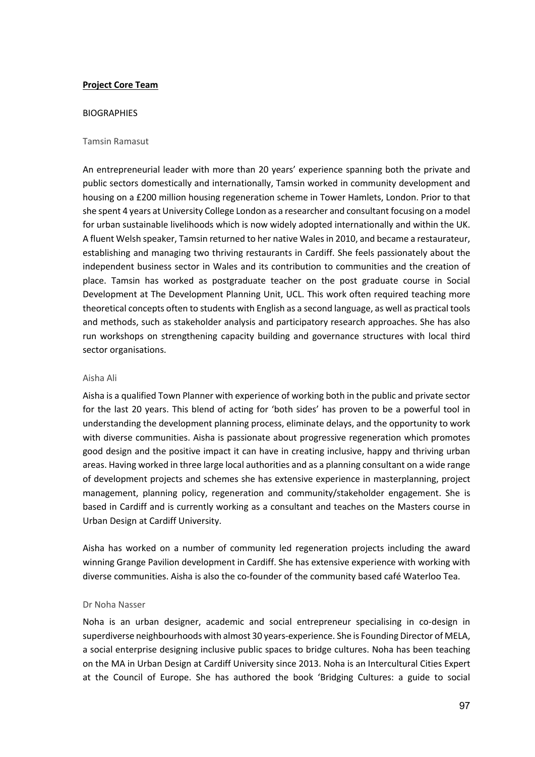**Project Core Team**

BIOGRAPHIES

Tamsin Ramasut

An entrepreneurial leader with more than 20 years' experience spanning both the private and public sectors domestically and internationally, Tamsin worked in community development and housing on a £200 million housing regeneration scheme in Tower Hamlets, London. Prior to that she spent 4 years at University College London as a researcher and consultant focusing on a model for urban sustainable livelihoods which is now widely adopted internationally and within the UK. A fluent Welsh speaker, Tamsin returned to her native Wales in 2010, and became a restaurateur, establishing and managing two thriving restaurants in Cardiff. She feels passionately about the independent business sector in Wales and its contribution to communities and the creation of place. Tamsin has worked as postgraduate teacher on the post graduate course in Social Development at The Development Planning Unit, UCL. This work often required teaching more theoretical concepts often to students with English as a second language, as well as practical tools and methods, such as stakeholder analysis and participatory research approaches. She has also run workshops on strengthening capacity building and governance structures with local third sector organisations.

Aisha Ali

Aisha is a qualified Town Planner with experience of working both in the public and private sector for the last 20 years. This blend of acting for 'both sides' has proven to be a powerful tool in understanding the development planning process, eliminate delays, and the opportunity to work with diverse communities. Aisha is passionate about progressive regeneration which promotes good design and the positive impact it can have in creating inclusive, happy and thriving urban areas. Having worked in three large local authorities and as a planning consultant on a wide range of development projects and schemes she has extensive experience in masterplanning, project management, planning policy, regeneration and community/stakeholder engagement. She is based in Cardiff and is currently working as a consultant and teaches on the Masters course in Urban Design at Cardiff University.

Aisha has worked on a number of community led regeneration projects including the award winning Grange Pavilion development in Cardiff. She has extensive experience with working with diverse communities. Aisha is also the co-founder of the community based café Waterloo Tea.

Dr Noha Nasser

Noha is an urban designer, academic and social entrepreneur specialising in co-design in superdiverse neighbourhoods with almost 30 years-experience. She is Founding Director of MELA, a social enterprise designing inclusive public spaces to bridge cultures. Noha has been teaching on the MA in Urban Design at Cardiff University since 2013. Noha is an Intercultural Cities Expert at the Council of Europe. She has authored the book 'Bridging Cultures: a guide to social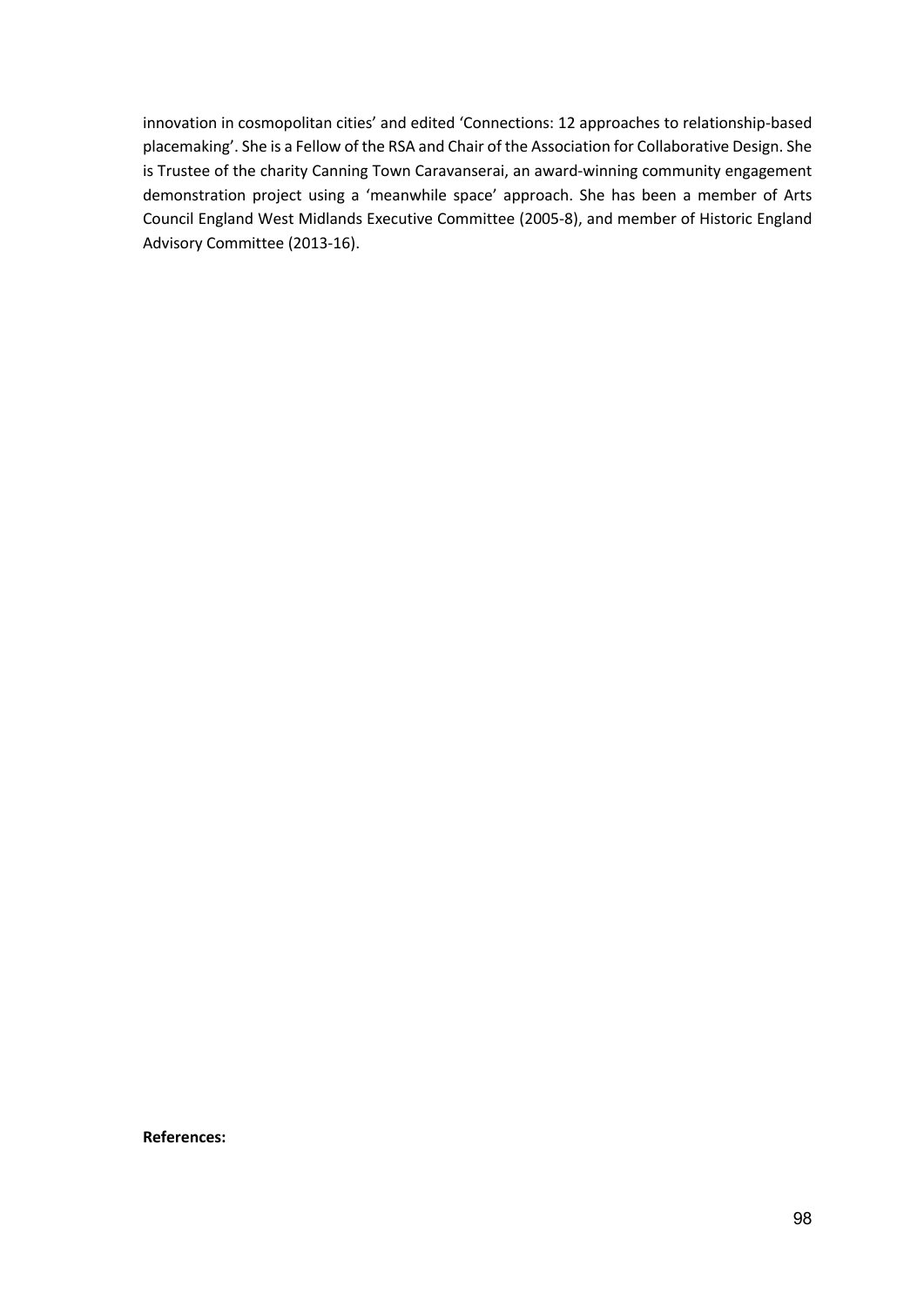innovation in cosmopolitan cities' and edited 'Connections: 12 approaches to relationship-based placemaking'. She is a Fellow of the RSA and Chair of the Association for Collaborative Design. She is Trustee of the charity Canning Town Caravanserai, an award-winning community engagement demonstration project using a 'meanwhile space' approach. She has been a member of Arts Council England West Midlands Executive Committee (2005-8), and member of Historic England Advisory Committee (2013-16).

**References:**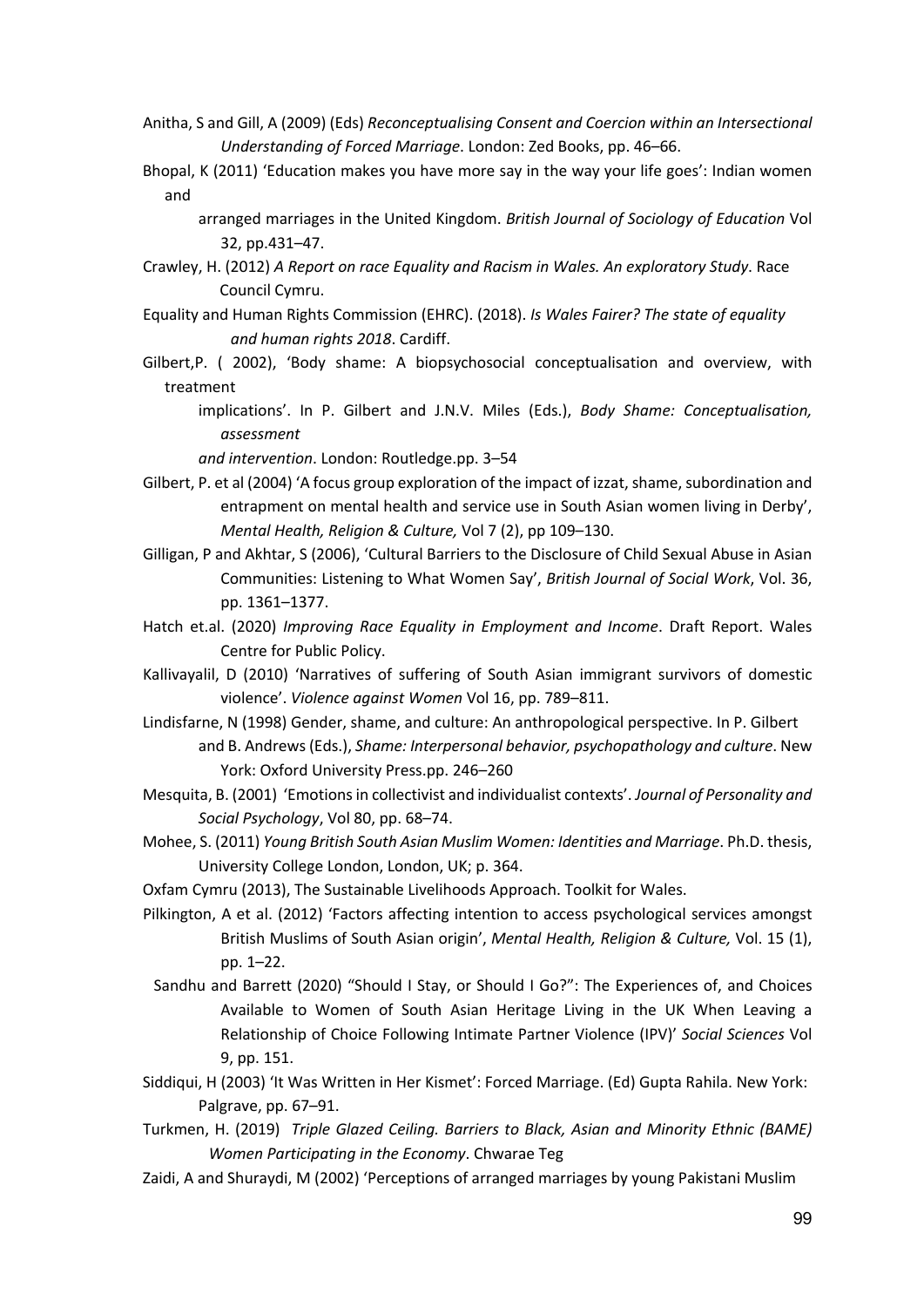Anitha, S and Gill, A (2009) (Eds) *Reconceptualising Consent and Coercion within an Intersectional Understanding of Forced Marriage*. London: Zed Books, pp. 46–66.

Bhopal, K (2011) 'Education makes you have more say in the way your life goes': Indian women and arranged marriages in the United Kingdom. *British Journal of Sociology of Education* Vol 32, pp.431–47.

Crawley, H. (2012) *A Report on race Equality and Racism in Wales. An exploratory Study*. Race Council Cymru.

Equality and Human Rights Commission (EHRC). (2018). *Is Wales Fairer? The state of equality and human rights 2018*. Cardiff.

Gilbert,P. ( 2002), 'Body shame: A biopsychosocial conceptualisation and overview, with treatment implications'. In P. Gilbert and J.N.V. Miles (Eds.), *Body Shame: Conceptualisation, assessment and intervention*. London: Routledge.pp. 3–54

Gilbert, P. et al (2004) 'A focus group exploration of the impact of izzat, shame, subordination and entrapment on mental health and service use in South Asian women living in Derby', *Mental Health, Religion & Culture,* Vol 7 (2), pp 109–130.

Gilligan, P and Akhtar, S (2006), 'Cultural Barriers to the Disclosure of Child Sexual Abuse in Asian Communities: Listening to What Women Say', *British Journal of Social Work*, Vol. 36, pp. 1361–1377.

Hatch et.al. (2020) *Improving Race Equality in Employment and Income*. Draft Report. Wales Centre for Public Policy.

Kallivayalil, D (2010) 'Narratives of suffering of South Asian immigrant survivors of domestic violence'. *Violence against Women* Vol 16, pp. 789–811.

Lindisfarne, N (1998) Gender, shame, and culture: An anthropological perspective. In P. Gilbert and B. Andrews (Eds.), *Shame: Interpersonal behavior, psychopathology and culture*. New York: Oxford University Press.pp. 246–260

Mesquita, B. (2001) 'Emotions in collectivist and individualist contexts'. *Journal of Personality and Social Psychology*, Vol 80, pp. 68–74.

Mohee, S. (2011) *Young British South Asian Muslim Women: Identities and Marriage*. Ph.D. thesis, University College London, London, UK; p. 364.

Oxfam Cymru (2013), The Sustainable Livelihoods Approach. Toolkit for Wales.

Pilkington, A et al. (2012) 'Factors affecting intention to access psychological services amongst British Muslims of South Asian origin', *Mental Health, Religion & Culture,* Vol. 15 (1), pp. 1–22.

Sandhu and Barrett (2020) "Should I Stay, or Should I Go?": The Experiences of, and Choices Available to Women of South Asian Heritage Living in the UK When Leaving a Relationship of Choice Following Intimate Partner Violence (IPV)' *Social Sciences* Vol 9, pp. 151.

Siddiqui, H (2003) 'It Was Written in Her Kismet': Forced Marriage. (Ed) Gupta Rahila. New York: Palgrave, pp. 67–91.

Turkmen, H. (2019) *Triple Glazed Ceiling. Barriers to Black, Asian and Minority Ethnic (BAME) Women Participating in the Economy*. Chwarae Teg

Zaidi, A and Shuraydi, M (2002) 'Perceptions of arranged marriages by young Pakistani Muslim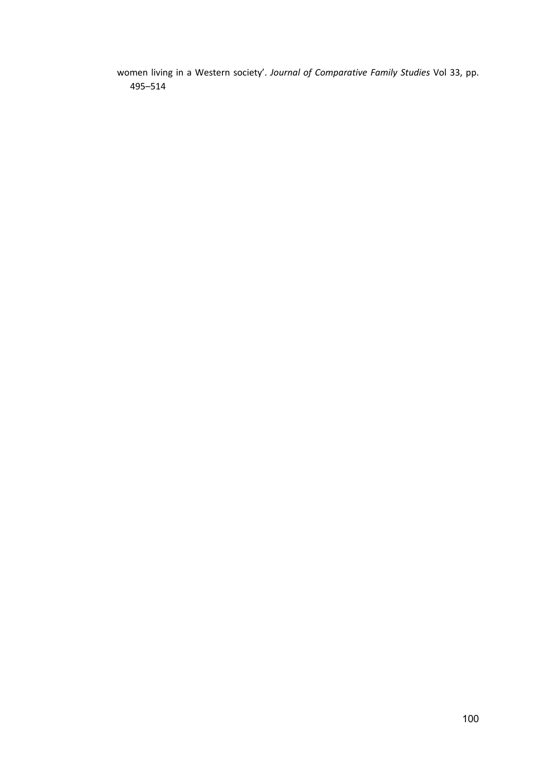women living in a Western society'. *Journal of Comparative Family Studies* Vol 33, pp. 495–514